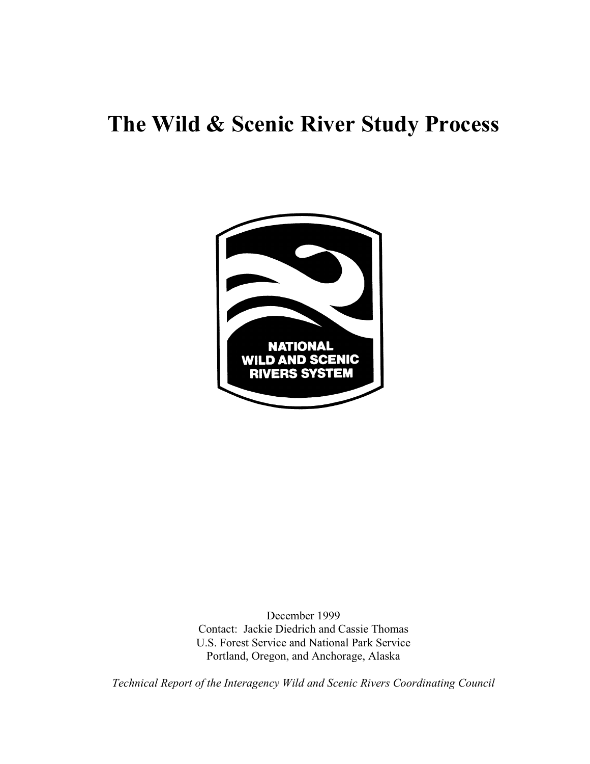# The Wild & Scenic River Study Process

NATIONAL WILD AND SCENIC RIVERS SYSTEM

December 1999
Contact: Jackie Diedrich and Cassie Thomas
U.S. Forest Service and National Park Service
Portland, Oregon, and Anchorage, Alaska

*Technical Report of the Interagency Wild and Scenic Rivers Coordinating Council*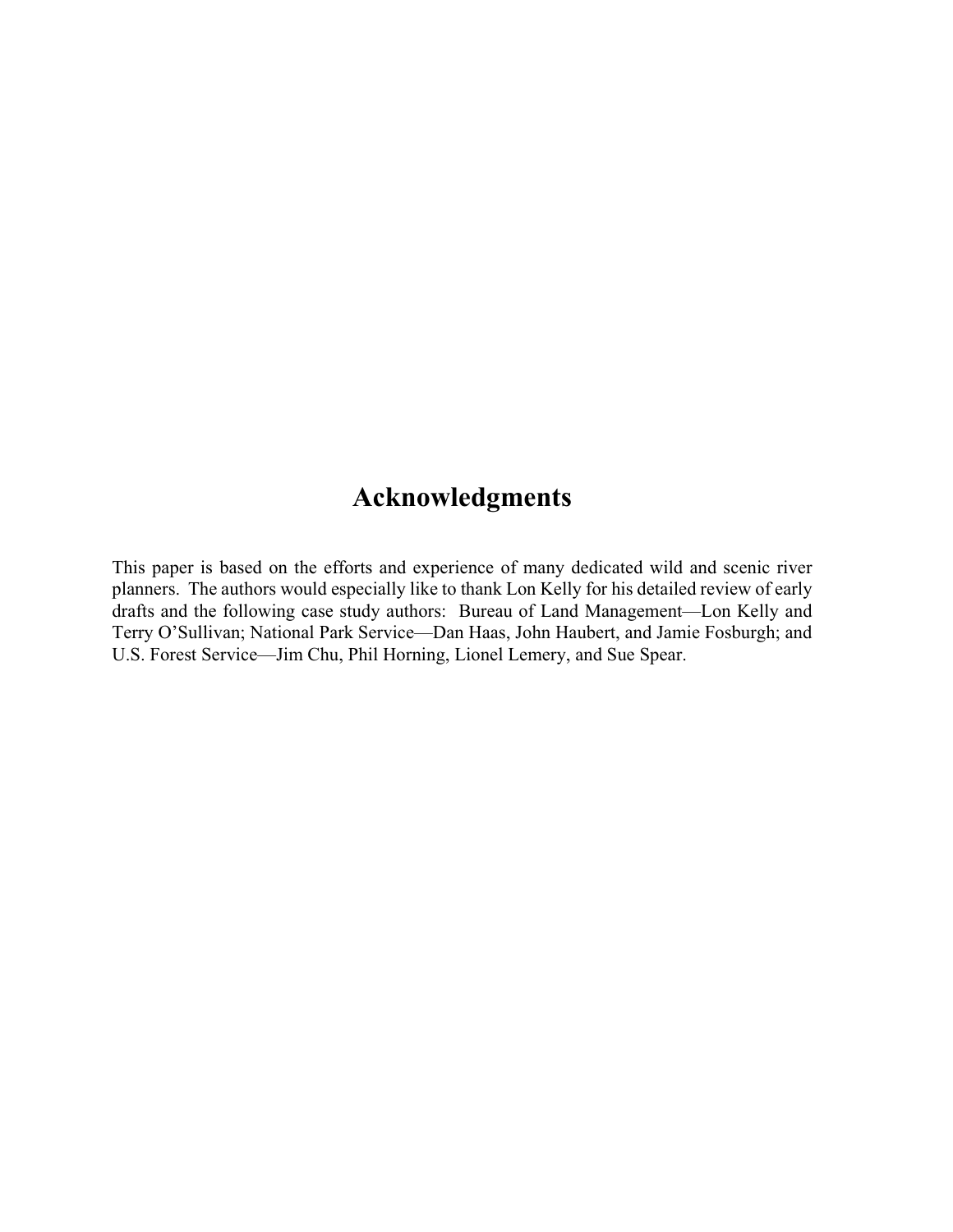# Acknowledgments

This paper is based on the efforts and experience of many dedicated wild and scenic river planners. The authors would especially like to thank Lon Kelly for his detailed review of early drafts and the following case study authors: Bureau of Land Management—Lon Kelly and Terry O'Sullivan; National Park Service—Dan Haas, John Haubert, and Jamie Fosburgh; and U.S. Forest Service—Jim Chu, Phil Horning, Lionel Lemery, and Sue Spear.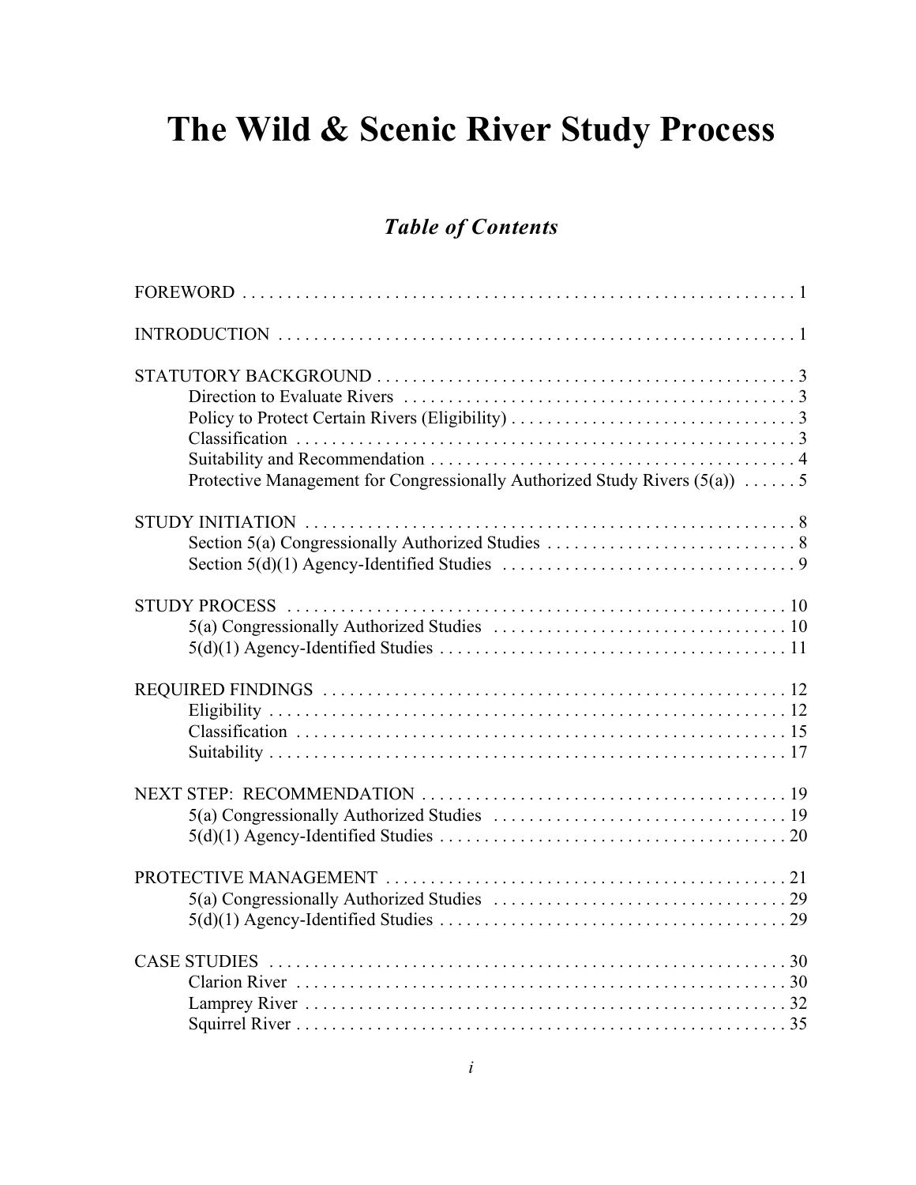# The Wild & Scenic River Study Process

## *Table of Contents*

FOREWORD . . . . . . . . . . . . . . . . . . . . . . . . . . . . . . . . . . . . . . . . . . . . . . . . . . . . . . . . . . . . . 1

INTRODUCTION . . . . . . . . . . . . . . . . . . . . . . . . . . . . . . . . . . . . . . . . . . . . . . . . . . . . . . . . . . 1

STATUTORY BACKGROUND . . . . . . . . . . . . . . . . . . . . . . . . . . . . . . . . . . . . . . . . . . . . . . . 3
- Direction to Evaluate Rivers . . . . . . . . . . . . . . . . . . . . . . . . . . . . . . . . . . . . . . . . . . . . 3
- Policy to Protect Certain Rivers (Eligibility) . . . . . . . . . . . . . . . . . . . . . . . . . . . . . . . . 3
- Classification . . . . . . . . . . . . . . . . . . . . . . . . . . . . . . . . . . . . . . . . . . . . . . . . . . . . . . . 3
- Suitability and Recommendation . . . . . . . . . . . . . . . . . . . . . . . . . . . . . . . . . . . . . . . . . 4
- Protective Management for Congressionally Authorized Study Rivers (5(a)) . . . . . . 5

STUDY INITIATION . . . . . . . . . . . . . . . . . . . . . . . . . . . . . . . . . . . . . . . . . . . . . . . . . . . . . . . 8
- Section 5(a) Congressionally Authorized Studies . . . . . . . . . . . . . . . . . . . . . . . . . . . . 8
- Section 5(d)(1) Agency-Identified Studies . . . . . . . . . . . . . . . . . . . . . . . . . . . . . . . . . 9

STUDY PROCESS . . . . . . . . . . . . . . . . . . . . . . . . . . . . . . . . . . . . . . . . . . . . . . . . . . . . . . . . 10
- 5(a) Congressionally Authorized Studies . . . . . . . . . . . . . . . . . . . . . . . . . . . . . . . . . 10
- 5(d)(1) Agency-Identified Studies . . . . . . . . . . . . . . . . . . . . . . . . . . . . . . . . . . . . . . . 11

REQUIRED FINDINGS . . . . . . . . . . . . . . . . . . . . . . . . . . . . . . . . . . . . . . . . . . . . . . . . . . . . 12
- Eligibility . . . . . . . . . . . . . . . . . . . . . . . . . . . . . . . . . . . . . . . . . . . . . . . . . . . . . . . . . . 12
- Classification . . . . . . . . . . . . . . . . . . . . . . . . . . . . . . . . . . . . . . . . . . . . . . . . . . . . . . . 15
- Suitability . . . . . . . . . . . . . . . . . . . . . . . . . . . . . . . . . . . . . . . . . . . . . . . . . . . . . . . . . . 17

NEXT STEP: RECOMMENDATION . . . . . . . . . . . . . . . . . . . . . . . . . . . . . . . . . . . . . . . . . 19
- 5(a) Congressionally Authorized Studies . . . . . . . . . . . . . . . . . . . . . . . . . . . . . . . . . 19
- 5(d)(1) Agency-Identified Studies . . . . . . . . . . . . . . . . . . . . . . . . . . . . . . . . . . . . . . . 20

PROTECTIVE MANAGEMENT . . . . . . . . . . . . . . . . . . . . . . . . . . . . . . . . . . . . . . . . . . . . . 21
- 5(a) Congressionally Authorized Studies . . . . . . . . . . . . . . . . . . . . . . . . . . . . . . . . . 29
- 5(d)(1) Agency-Identified Studies . . . . . . . . . . . . . . . . . . . . . . . . . . . . . . . . . . . . . . . 29

CASE STUDIES . . . . . . . . . . . . . . . . . . . . . . . . . . . . . . . . . . . . . . . . . . . . . . . . . . . . . . . . . 30
- Clarion River . . . . . . . . . . . . . . . . . . . . . . . . . . . . . . . . . . . . . . . . . . . . . . . . . . . . . . . 30
- Lamprey River . . . . . . . . . . . . . . . . . . . . . . . . . . . . . . . . . . . . . . . . . . . . . . . . . . . . . . 32
- Squirrel River . . . . . . . . . . . . . . . . . . . . . . . . . . . . . . . . . . . . . . . . . . . . . . . . . . . . . . . 35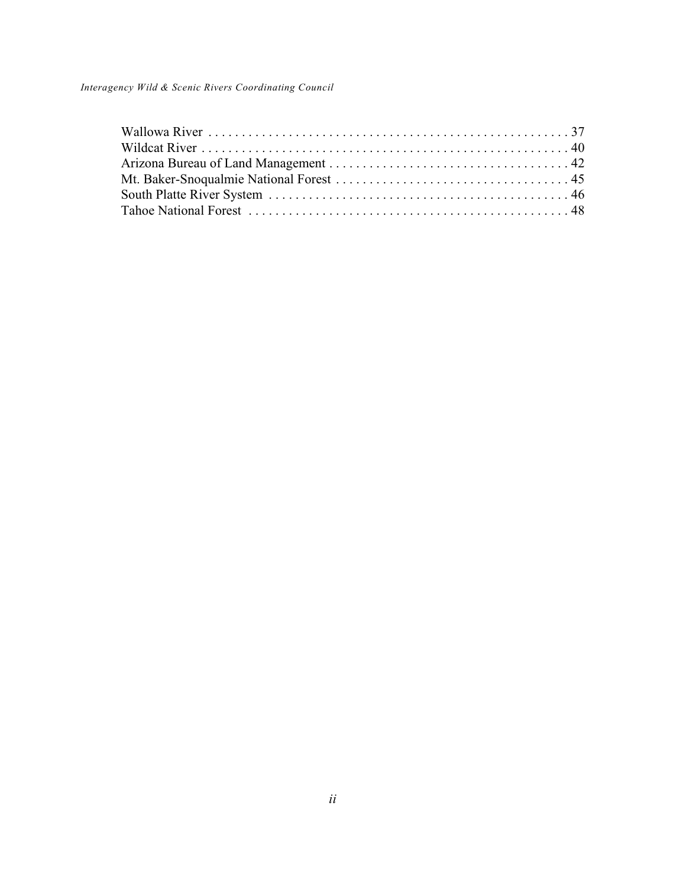Wallowa River . . . . . . . . . . . . . . . . . . . . . . . . . . . . . . . . . . . . . . . . . . . . . . . . . . . . . 37
Wildcat River . . . . . . . . . . . . . . . . . . . . . . . . . . . . . . . . . . . . . . . . . . . . . . . . . . . . . . 40
Arizona Bureau of Land Management . . . . . . . . . . . . . . . . . . . . . . . . . . . . . . . . . . . 42
Mt. Baker-Snoqualmie National Forest . . . . . . . . . . . . . . . . . . . . . . . . . . . . . . . . . . 45
South Platte River System . . . . . . . . . . . . . . . . . . . . . . . . . . . . . . . . . . . . . . . . . . . . 46
Tahoe National Forest . . . . . . . . . . . . . . . . . . . . . . . . . . . . . . . . . . . . . . . . . . . . . . . 48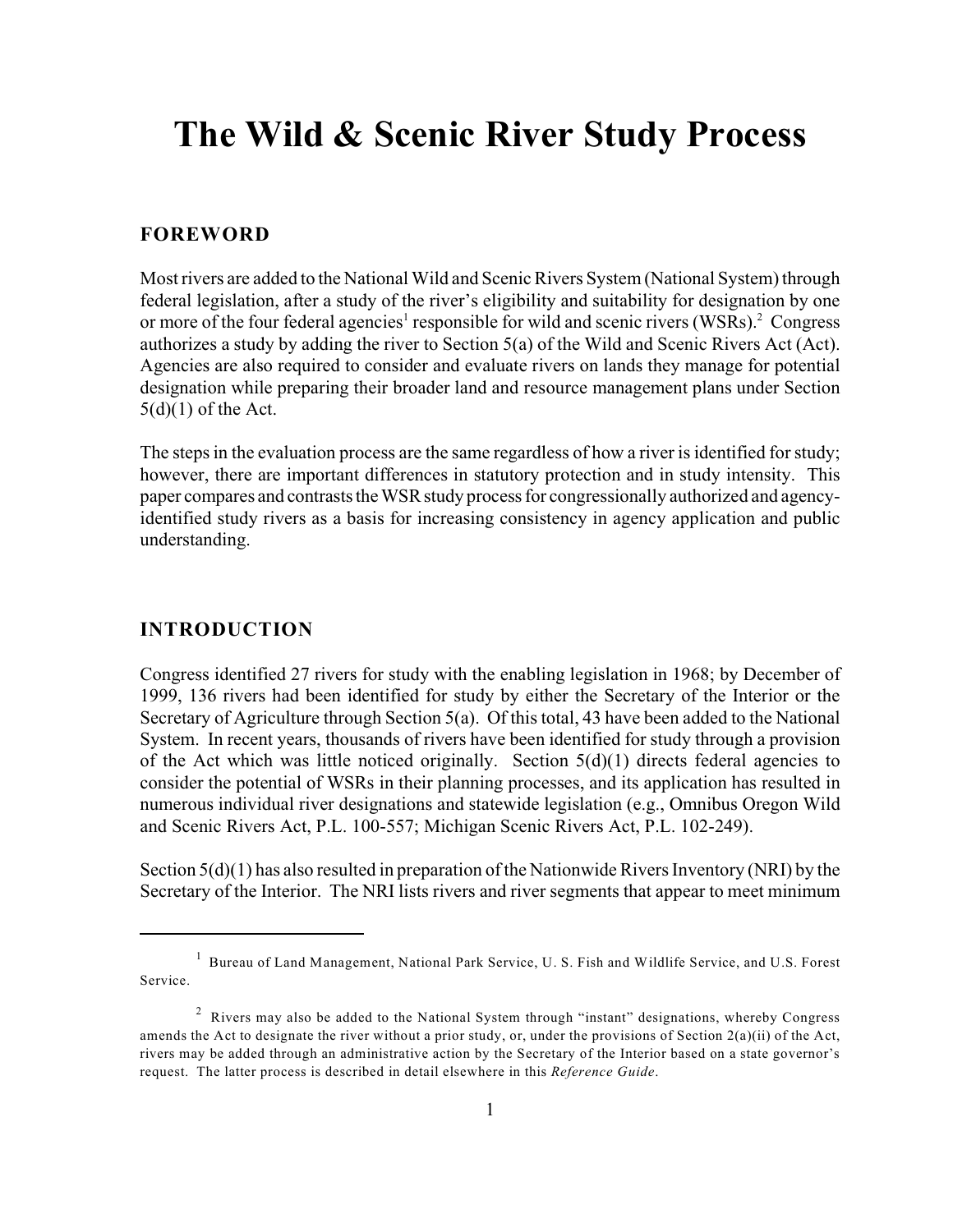# The Wild & Scenic River Study Process

## FOREWORD

Most rivers are added to the National Wild and Scenic Rivers System (National System) through federal legislation, after a study of the river's eligibility and suitability for designation by one or more of the four federal agencies[1] responsible for wild and scenic rivers (WSRs).[2] Congress authorizes a study by adding the river to Section 5(a) of the Wild and Scenic Rivers Act (Act). Agencies are also required to consider and evaluate rivers on lands they manage for potential designation while preparing their broader land and resource management plans under Section 5(d)(1) of the Act.

The steps in the evaluation process are the same regardless of how a river is identified for study; however, there are important differences in statutory protection and in study intensity. This paper compares and contrasts the WSR study process for congressionally authorized and agency-identified study rivers as a basis for increasing consistency in agency application and public understanding.

## INTRODUCTION

Congress identified 27 rivers for study with the enabling legislation in 1968; by December of 1999, 136 rivers had been identified for study by either the Secretary of the Interior or the Secretary of Agriculture through Section 5(a). Of this total, 43 have been added to the National System. In recent years, thousands of rivers have been identified for study through a provision of the Act which was little noticed originally. Section 5(d)(1) directs federal agencies to consider the potential of WSRs in their planning processes, and its application has resulted in numerous individual river designations and statewide legislation (e.g., Omnibus Oregon Wild and Scenic Rivers Act, P.L. 100-557; Michigan Scenic Rivers Act, P.L. 102-249).

Section 5(d)(1) has also resulted in preparation of the Nationwide Rivers Inventory (NRI) by the Secretary of the Interior. The NRI lists rivers and river segments that appear to meet minimum

---

[1] Bureau of Land Management, National Park Service, U. S. Fish and Wildlife Service, and U.S. Forest Service.

[2] Rivers may also be added to the National System through "instant" designations, whereby Congress amends the Act to designate the river without a prior study, or, under the provisions of Section 2(a)(ii) of the Act, rivers may be added through an administrative action by the Secretary of the Interior based on a state governor's request. The latter process is described in detail elsewhere in this *Reference Guide*.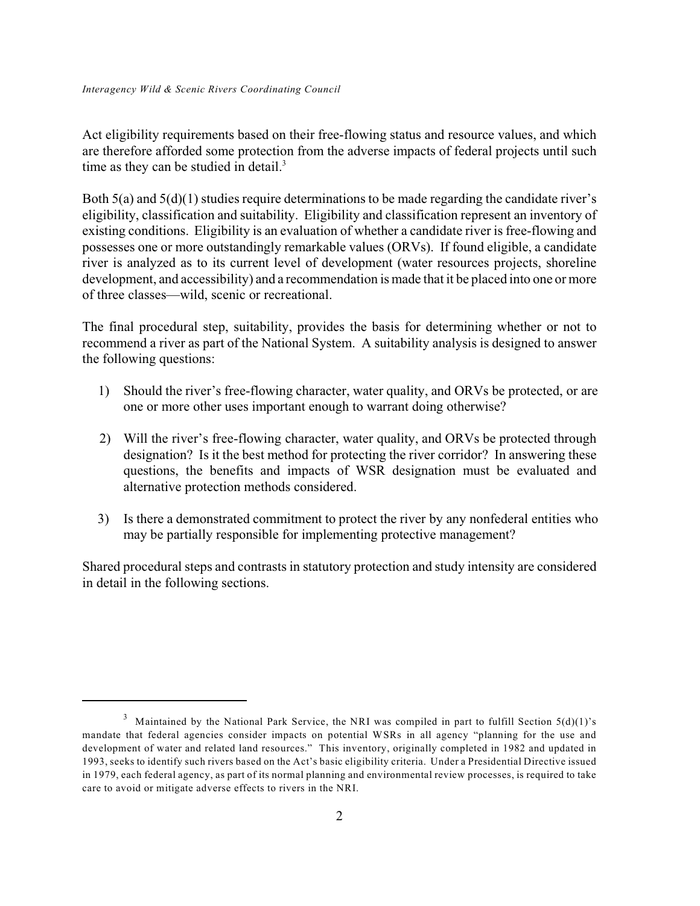Act eligibility requirements based on their free-flowing status and resource values, and which are therefore afforded some protection from the adverse impacts of federal projects until such time as they can be studied in detail.[3]

Both 5(a) and 5(d)(1) studies require determinations to be made regarding the candidate river's eligibility, classification and suitability. Eligibility and classification represent an inventory of existing conditions. Eligibility is an evaluation of whether a candidate river is free-flowing and possesses one or more outstandingly remarkable values (ORVs). If found eligible, a candidate river is analyzed as to its current level of development (water resources projects, shoreline development, and accessibility) and a recommendation is made that it be placed into one or more of three classes—wild, scenic or recreational.

The final procedural step, suitability, provides the basis for determining whether or not to recommend a river as part of the National System. A suitability analysis is designed to answer the following questions:

1) Should the river's free-flowing character, water quality, and ORVs be protected, or are one or more other uses important enough to warrant doing otherwise?

2) Will the river's free-flowing character, water quality, and ORVs be protected through designation? Is it the best method for protecting the river corridor? In answering these questions, the benefits and impacts of WSR designation must be evaluated and alternative protection methods considered.

3) Is there a demonstrated commitment to protect the river by any nonfederal entities who may be partially responsible for implementing protective management?

Shared procedural steps and contrasts in statutory protection and study intensity are considered in detail in the following sections.

---

[3] Maintained by the National Park Service, the NRI was compiled in part to fulfill Section 5(d)(1)'s mandate that federal agencies consider impacts on potential WSRs in all agency "planning for the use and development of water and related land resources." This inventory, originally completed in 1982 and updated in 1993, seeks to identify such rivers based on the Act's basic eligibility criteria. Under a Presidential Directive issued in 1979, each federal agency, as part of its normal planning and environmental review processes, is required to take care to avoid or mitigate adverse effects to rivers in the NRI.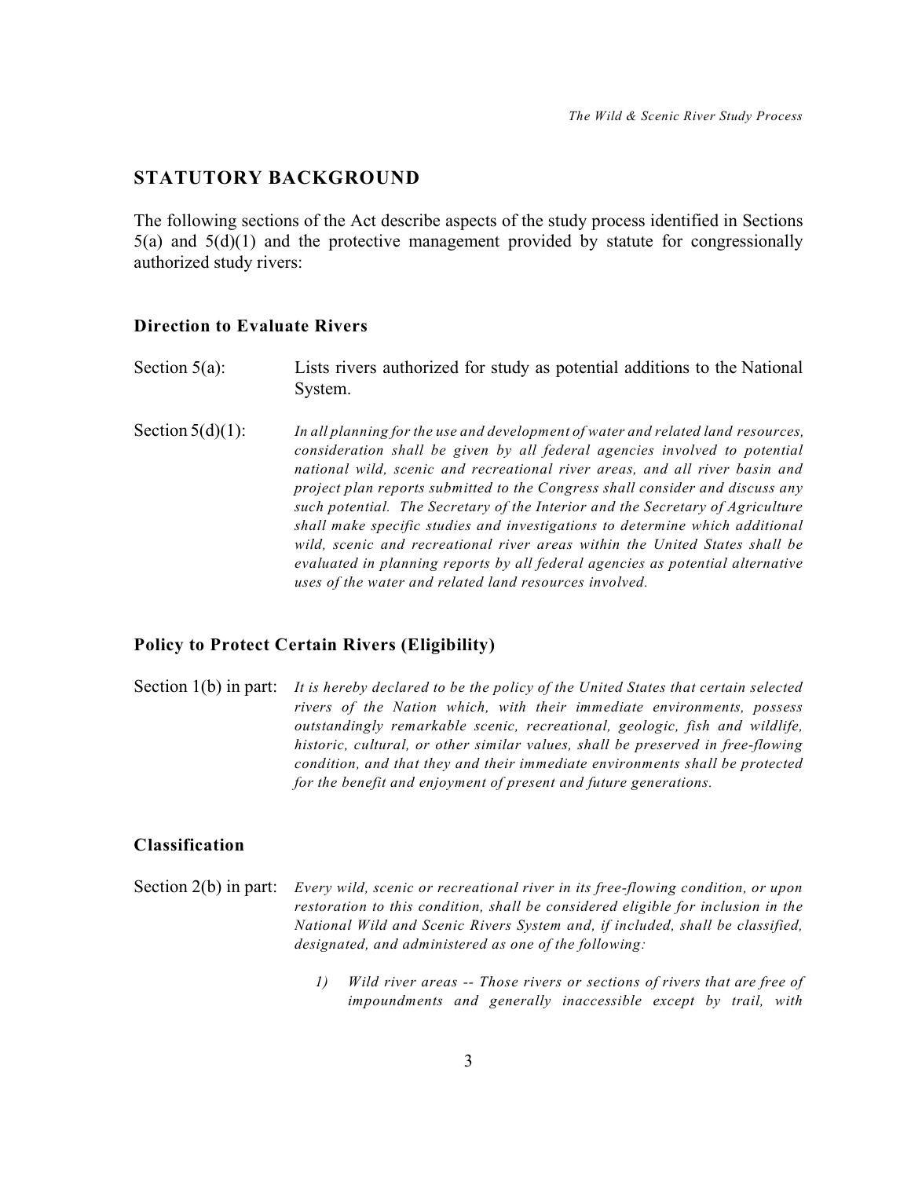## STATUTORY BACKGROUND

The following sections of the Act describe aspects of the study process identified in Sections 5(a) and 5(d)(1) and the protective management provided by statute for congressionally authorized study rivers:

### Direction to Evaluate Rivers

Section 5(a): Lists rivers authorized for study as potential additions to the National System.

Section 5(d)(1): *In all planning for the use and development of water and related land resources, consideration shall be given by all federal agencies involved to potential national wild, scenic and recreational river areas, and all river basin and project plan reports submitted to the Congress shall consider and discuss any such potential. The Secretary of the Interior and the Secretary of Agriculture shall make specific studies and investigations to determine which additional wild, scenic and recreational river areas within the United States shall be evaluated in planning reports by all federal agencies as potential alternative uses of the water and related land resources involved.*

### Policy to Protect Certain Rivers (Eligibility)

Section 1(b) in part: *It is hereby declared to be the policy of the United States that certain selected rivers of the Nation which, with their immediate environments, possess outstandingly remarkable scenic, recreational, geologic, fish and wildlife, historic, cultural, or other similar values, shall be preserved in free-flowing condition, and that they and their immediate environments shall be protected for the benefit and enjoyment of present and future generations.*

### Classification

Section 2(b) in part: *Every wild, scenic or recreational river in its free-flowing condition, or upon restoration to this condition, shall be considered eligible for inclusion in the National Wild and Scenic Rivers System and, if included, shall be classified, designated, and administered as one of the following:*

1) *Wild river areas -- Those rivers or sections of rivers that are free of impoundments and generally inaccessible except by trail, with*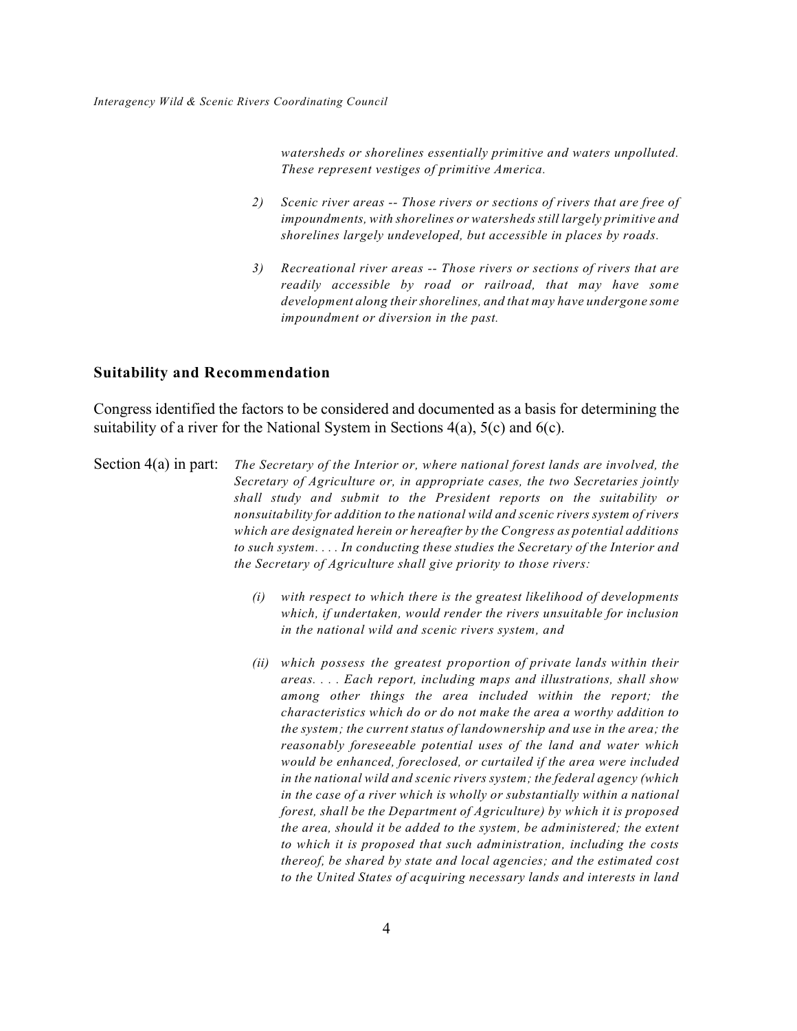*watersheds or shorelines essentially primitive and waters unpolluted. These represent vestiges of primitive America.*

2) *Scenic river areas -- Those rivers or sections of rivers that are free of impoundments, with shorelines or watersheds still largely primitive and shorelines largely undeveloped, but accessible in places by roads.*

3) *Recreational river areas -- Those rivers or sections of rivers that are readily accessible by road or railroad, that may have some development along their shorelines, and that may have undergone some impoundment or diversion in the past.*

## Suitability and Recommendation

Congress identified the factors to be considered and documented as a basis for determining the suitability of a river for the National System in Sections 4(a), 5(c) and 6(c).

Section 4(a) in part: *The Secretary of the Interior or, where national forest lands are involved, the Secretary of Agriculture or, in appropriate cases, the two Secretaries jointly shall study and submit to the President reports on the suitability or nonsuitability for addition to the national wild and scenic rivers system of rivers which are designated herein or hereafter by the Congress as potential additions to such system. . . . In conducting these studies the Secretary of the Interior and the Secretary of Agriculture shall give priority to those rivers:*

*(i) with respect to which there is the greatest likelihood of developments which, if undertaken, would render the rivers unsuitable for inclusion in the national wild and scenic rivers system, and*

*(ii) which possess the greatest proportion of private lands within their areas. . . . Each report, including maps and illustrations, shall show among other things the area included within the report; the characteristics which do or do not make the area a worthy addition to the system; the current status of landownership and use in the area; the reasonably foreseeable potential uses of the land and water which would be enhanced, foreclosed, or curtailed if the area were included in the national wild and scenic rivers system; the federal agency (which in the case of a river which is wholly or substantially within a national forest, shall be the Department of Agriculture) by which it is proposed the area, should it be added to the system, be administered; the extent to which it is proposed that such administration, including the costs thereof, be shared by state and local agencies; and the estimated cost to the United States of acquiring necessary lands and interests in land*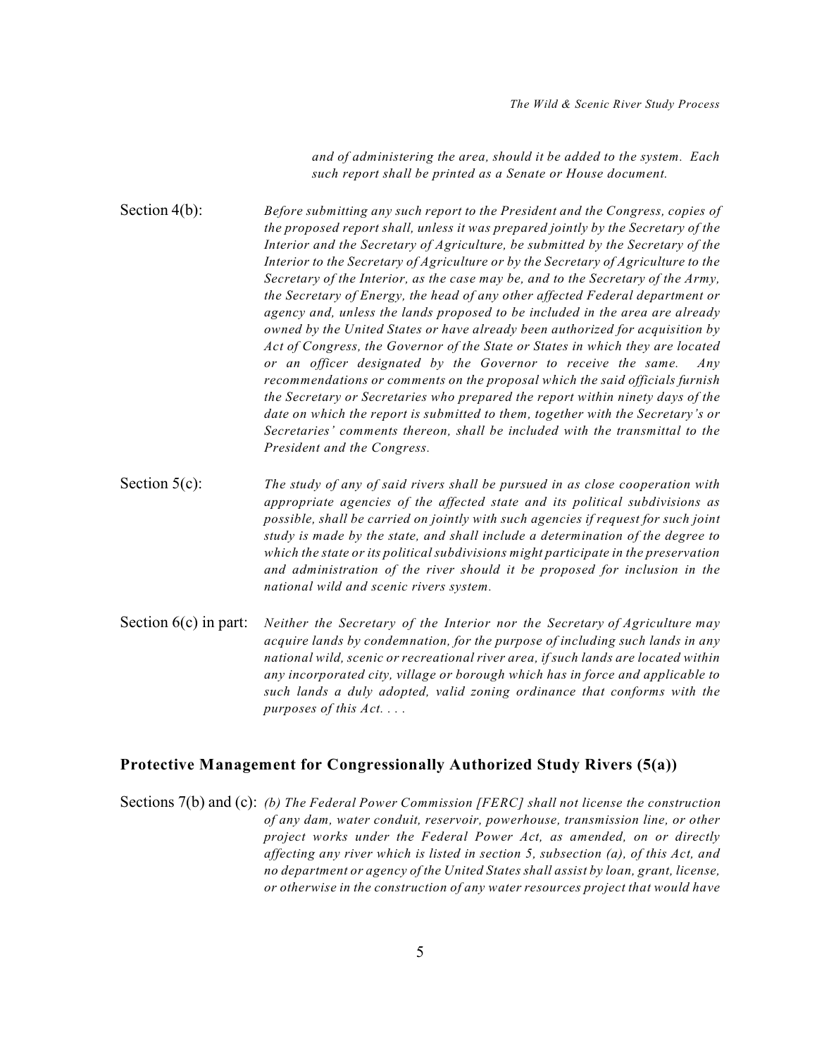*and of administering the area, should it be added to the system. Each such report shall be printed as a Senate or House document.*

Section 4(b): *Before submitting any such report to the President and the Congress, copies of the proposed report shall, unless it was prepared jointly by the Secretary of the Interior and the Secretary of Agriculture, be submitted by the Secretary of the Interior to the Secretary of Agriculture or by the Secretary of Agriculture to the Secretary of the Interior, as the case may be, and to the Secretary of the Army, the Secretary of Energy, the head of any other affected Federal department or agency and, unless the lands proposed to be included in the area are already owned by the United States or have already been authorized for acquisition by Act of Congress, the Governor of the State or States in which they are located or an officer designated by the Governor to receive the same. Any recommendations or comments on the proposal which the said officials furnish the Secretary or Secretaries who prepared the report within ninety days of the date on which the report is submitted to them, together with the Secretary's or Secretaries' comments thereon, shall be included with the transmittal to the President and the Congress.*

Section 5(c): *The study of any of said rivers shall be pursued in as close cooperation with appropriate agencies of the affected state and its political subdivisions as possible, shall be carried on jointly with such agencies if request for such joint study is made by the state, and shall include a determination of the degree to which the state or its political subdivisions might participate in the preservation and administration of the river should it be proposed for inclusion in the national wild and scenic rivers system.*

Section 6(c) in part: *Neither the Secretary of the Interior nor the Secretary of Agriculture may acquire lands by condemnation, for the purpose of including such lands in any national wild, scenic or recreational river area, if such lands are located within any incorporated city, village or borough which has in force and applicable to such lands a duly adopted, valid zoning ordinance that conforms with the purposes of this Act. . . .*

### Protective Management for Congressionally Authorized Study Rivers (5(a))

Sections 7(b) and (c): *(b) The Federal Power Commission [FERC] shall not license the construction of any dam, water conduit, reservoir, powerhouse, transmission line, or other project works under the Federal Power Act, as amended, on or directly affecting any river which is listed in section 5, subsection (a), of this Act, and no department or agency of the United States shall assist by loan, grant, license, or otherwise in the construction of any water resources project that would have*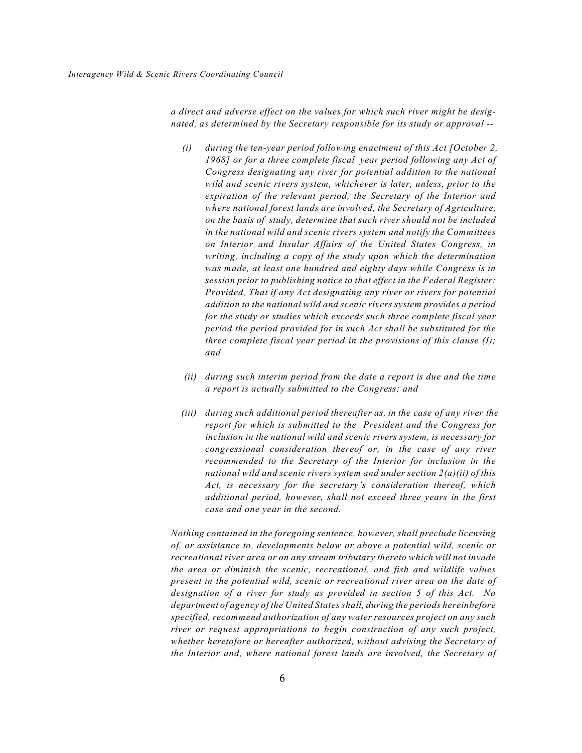*a direct and adverse effect on the values for which such river might be designated, as determined by the Secretary responsible for its study or approval --*

*(i) during the ten-year period following enactment of this Act [October 2, 1968] or for a three complete fiscal year period following any Act of Congress designating any river for potential addition to the national wild and scenic rivers system, whichever is later, unless, prior to the expiration of the relevant period, the Secretary of the Interior and where national forest lands are involved, the Secretary of Agriculture, on the basis of study, determine that such river should not be included in the national wild and scenic rivers system and notify the Committees on Interior and Insular Affairs of the United States Congress, in writing, including a copy of the study upon which the determination was made, at least one hundred and eighty days while Congress is in session prior to publishing notice to that effect in the Federal Register: Provided, That if any Act designating any river or rivers for potential addition to the national wild and scenic rivers system provides a period for the study or studies which exceeds such three complete fiscal year period the period provided for in such Act shall be substituted for the three complete fiscal year period in the provisions of this clause (I); and*

*(ii) during such interim period from the date a report is due and the time a report is actually submitted to the Congress; and*

*(iii) during such additional period thereafter as, in the case of any river the report for which is submitted to the President and the Congress for inclusion in the national wild and scenic rivers system, is necessary for congressional consideration thereof or, in the case of any river recommended to the Secretary of the Interior for inclusion in the national wild and scenic rivers system and under section 2(a)(ii) of this Act, is necessary for the secretary's consideration thereof, which additional period, however, shall not exceed three years in the first case and one year in the second.*

*Nothing contained in the foregoing sentence, however, shall preclude licensing of, or assistance to, developments below or above a potential wild, scenic or recreational river area or on any stream tributary thereto which will not invade the area or diminish the scenic, recreational, and fish and wildlife values present in the potential wild, scenic or recreational river area on the date of designation of a river for study as provided in section 5 of this Act. No department of agency of the United States shall, during the periods hereinbefore specified, recommend authorization of any water resources project on any such river or request appropriations to begin construction of any such project, whether heretofore or hereafter authorized, without advising the Secretary of the Interior and, where national forest lands are involved, the Secretary of*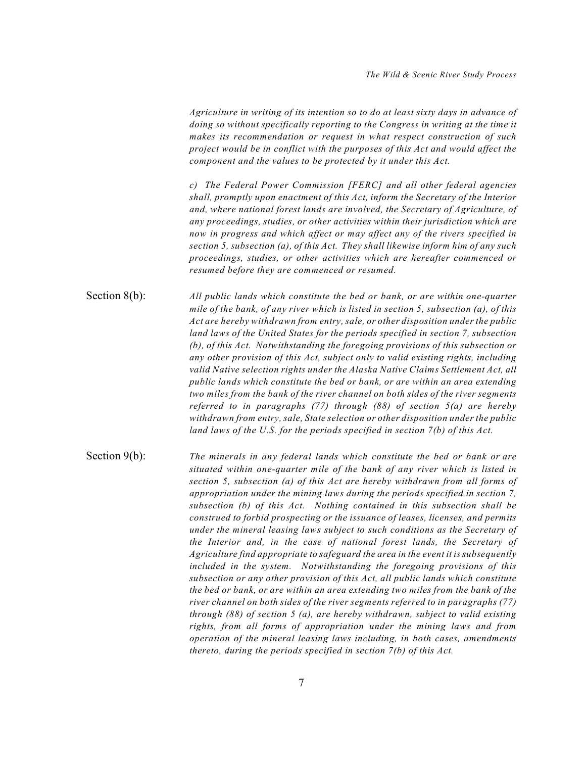*Agriculture in writing of its intention so to do at least sixty days in advance of doing so without specifically reporting to the Congress in writing at the time it makes its recommendation or request in what respect construction of such project would be in conflict with the purposes of this Act and would affect the component and the values to be protected by it under this Act.*

*c) The Federal Power Commission [FERC] and all other federal agencies shall, promptly upon enactment of this Act, inform the Secretary of the Interior and, where national forest lands are involved, the Secretary of Agriculture, of any proceedings, studies, or other activities within their jurisdiction which are now in progress and which affect or may affect any of the rivers specified in section 5, subsection (a), of this Act. They shall likewise inform him of any such proceedings, studies, or other activities which are hereafter commenced or resumed before they are commenced or resumed.*

Section 8(b): *All public lands which constitute the bed or bank, or are within one-quarter mile of the bank, of any river which is listed in section 5, subsection (a), of this Act are hereby withdrawn from entry, sale, or other disposition under the public land laws of the United States for the periods specified in section 7, subsection (b), of this Act. Notwithstanding the foregoing provisions of this subsection or any other provision of this Act, subject only to valid existing rights, including valid Native selection rights under the Alaska Native Claims Settlement Act, all public lands which constitute the bed or bank, or are within an area extending two miles from the bank of the river channel on both sides of the river segments referred to in paragraphs (77) through (88) of section 5(a) are hereby withdrawn from entry, sale, State selection or other disposition under the public land laws of the U.S. for the periods specified in section 7(b) of this Act.*

Section 9(b): *The minerals in any federal lands which constitute the bed or bank or are situated within one-quarter mile of the bank of any river which is listed in section 5, subsection (a) of this Act are hereby withdrawn from all forms of appropriation under the mining laws during the periods specified in section 7, subsection (b) of this Act. Nothing contained in this subsection shall be construed to forbid prospecting or the issuance of leases, licenses, and permits under the mineral leasing laws subject to such conditions as the Secretary of the Interior and, in the case of national forest lands, the Secretary of Agriculture find appropriate to safeguard the area in the event it is subsequently included in the system. Notwithstanding the foregoing provisions of this subsection or any other provision of this Act, all public lands which constitute the bed or bank, or are within an area extending two miles from the bank of the river channel on both sides of the river segments referred to in paragraphs (77) through (88) of section 5 (a), are hereby withdrawn, subject to valid existing rights, from all forms of appropriation under the mining laws and from operation of the mineral leasing laws including, in both cases, amendments thereto, during the periods specified in section 7(b) of this Act.*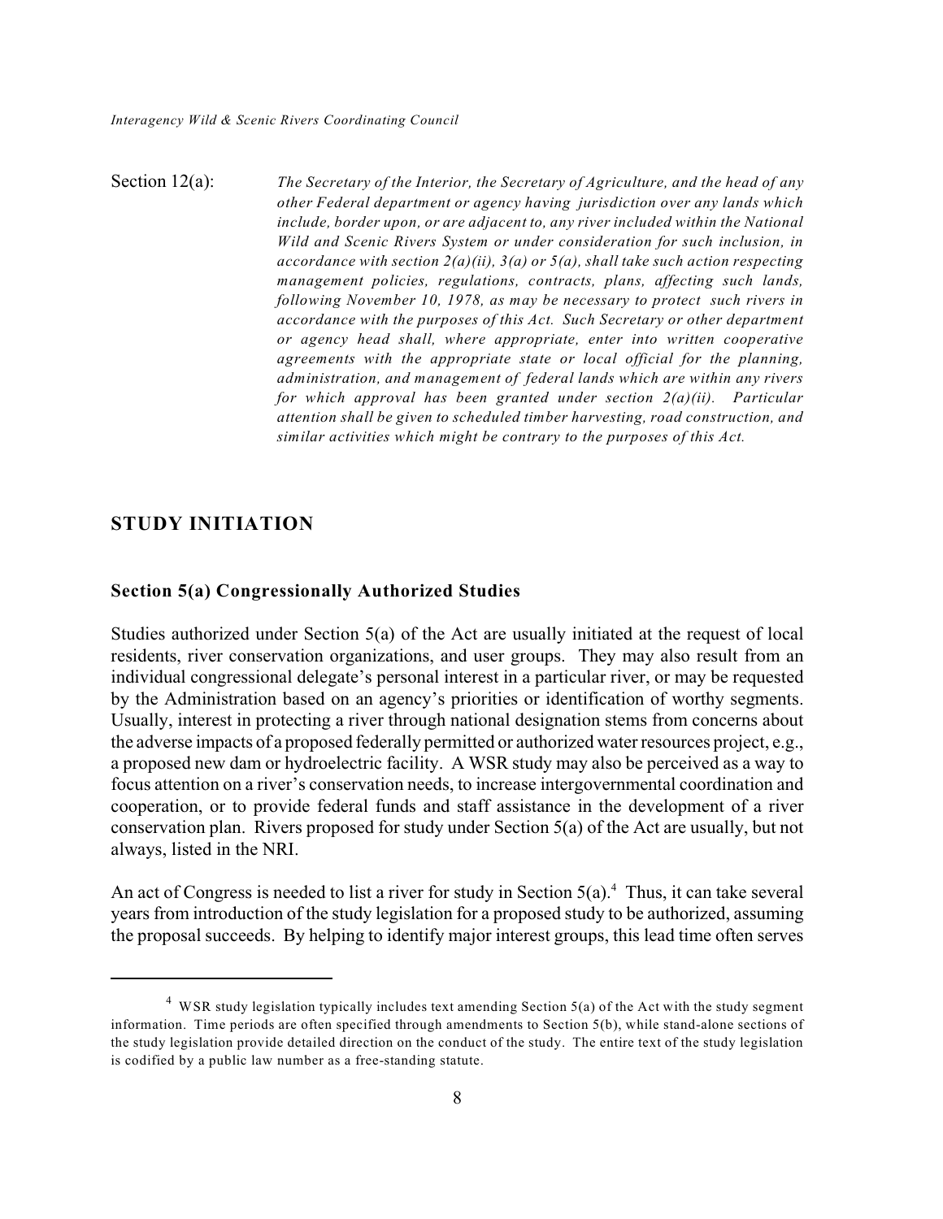Section 12(a): *The Secretary of the Interior, the Secretary of Agriculture, and the head of any other Federal department or agency having jurisdiction over any lands which include, border upon, or are adjacent to, any river included within the National Wild and Scenic Rivers System or under consideration for such inclusion, in accordance with section 2(a)(ii), 3(a) or 5(a), shall take such action respecting management policies, regulations, contracts, plans, affecting such lands, following November 10, 1978, as may be necessary to protect such rivers in accordance with the purposes of this Act. Such Secretary or other department or agency head shall, where appropriate, enter into written cooperative agreements with the appropriate state or local official for the planning, administration, and management of federal lands which are within any rivers for which approval has been granted under section 2(a)(ii). Particular attention shall be given to scheduled timber harvesting, road construction, and similar activities which might be contrary to the purposes of this Act.*

## STUDY INITIATION

### Section 5(a) Congressionally Authorized Studies

Studies authorized under Section 5(a) of the Act are usually initiated at the request of local residents, river conservation organizations, and user groups. They may also result from an individual congressional delegate's personal interest in a particular river, or may be requested by the Administration based on an agency's priorities or identification of worthy segments. Usually, interest in protecting a river through national designation stems from concerns about the adverse impacts of a proposed federally permitted or authorized water resources project, e.g., a proposed new dam or hydroelectric facility. A WSR study may also be perceived as a way to focus attention on a river's conservation needs, to increase intergovernmental coordination and cooperation, or to provide federal funds and staff assistance in the development of a river conservation plan. Rivers proposed for study under Section 5(a) of the Act are usually, but not always, listed in the NRI.

An act of Congress is needed to list a river for study in Section 5(a).[4] Thus, it can take several years from introduction of the study legislation for a proposed study to be authorized, assuming the proposal succeeds. By helping to identify major interest groups, this lead time often serves

[4] WSR study legislation typically includes text amending Section 5(a) of the Act with the study segment information. Time periods are often specified through amendments to Section 5(b), while stand-alone sections of the study legislation provide detailed direction on the conduct of the study. The entire text of the study legislation is codified by a public law number as a free-standing statute.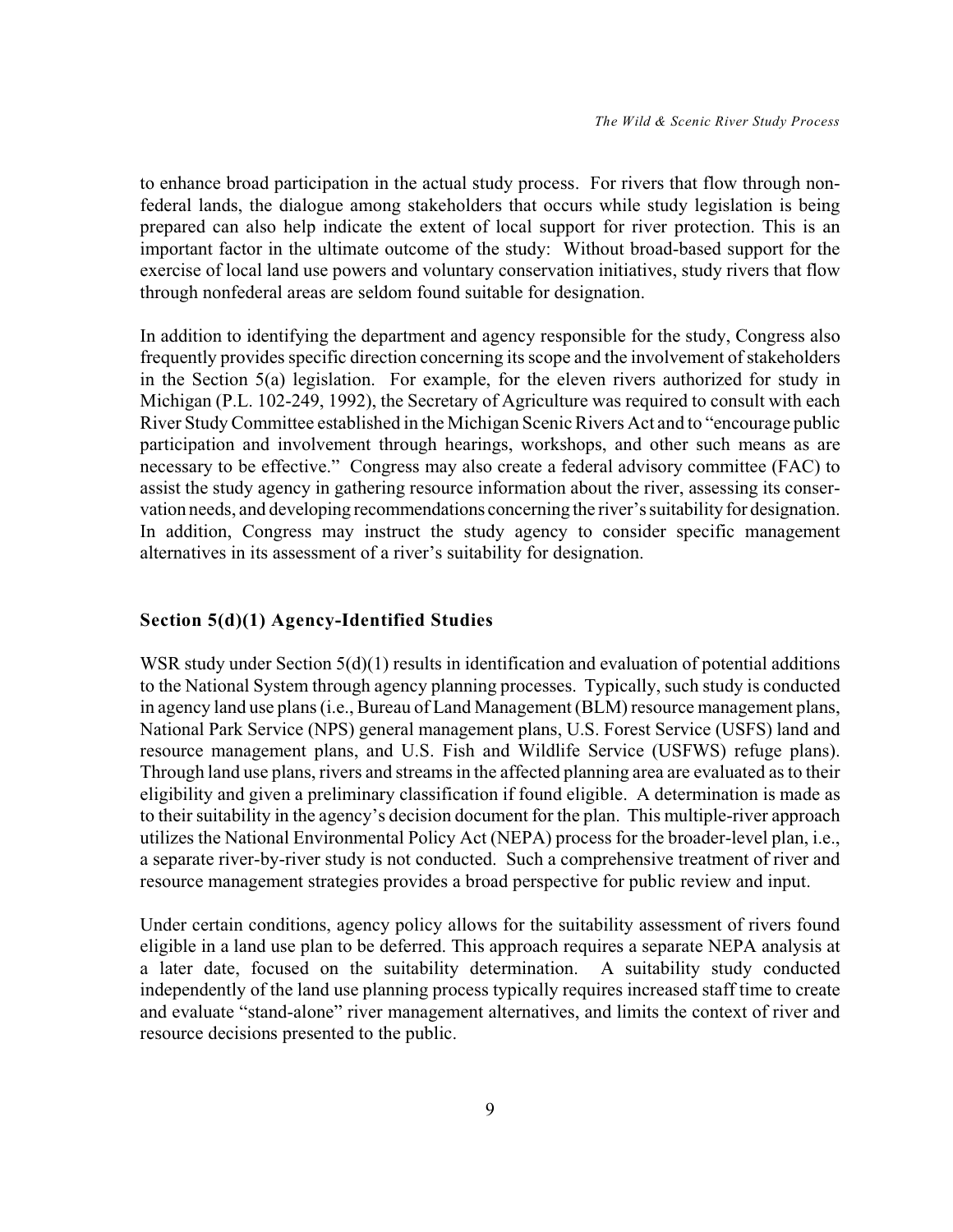to enhance broad participation in the actual study process. For rivers that flow through non-federal lands, the dialogue among stakeholders that occurs while study legislation is being prepared can also help indicate the extent of local support for river protection. This is an important factor in the ultimate outcome of the study: Without broad-based support for the exercise of local land use powers and voluntary conservation initiatives, study rivers that flow through nonfederal areas are seldom found suitable for designation.

In addition to identifying the department and agency responsible for the study, Congress also frequently provides specific direction concerning its scope and the involvement of stakeholders in the Section 5(a) legislation. For example, for the eleven rivers authorized for study in Michigan (P.L. 102-249, 1992), the Secretary of Agriculture was required to consult with each River Study Committee established in the Michigan Scenic Rivers Act and to "encourage public participation and involvement through hearings, workshops, and other such means as are necessary to be effective." Congress may also create a federal advisory committee (FAC) to assist the study agency in gathering resource information about the river, assessing its conservation needs, and developing recommendations concerning the river's suitability for designation. In addition, Congress may instruct the study agency to consider specific management alternatives in its assessment of a river's suitability for designation.

### Section 5(d)(1) Agency-Identified Studies

WSR study under Section 5(d)(1) results in identification and evaluation of potential additions to the National System through agency planning processes. Typically, such study is conducted in agency land use plans (i.e., Bureau of Land Management (BLM) resource management plans, National Park Service (NPS) general management plans, U.S. Forest Service (USFS) land and resource management plans, and U.S. Fish and Wildlife Service (USFWS) refuge plans). Through land use plans, rivers and streams in the affected planning area are evaluated as to their eligibility and given a preliminary classification if found eligible. A determination is made as to their suitability in the agency's decision document for the plan. This multiple-river approach utilizes the National Environmental Policy Act (NEPA) process for the broader-level plan, i.e., a separate river-by-river study is not conducted. Such a comprehensive treatment of river and resource management strategies provides a broad perspective for public review and input.

Under certain conditions, agency policy allows for the suitability assessment of rivers found eligible in a land use plan to be deferred. This approach requires a separate NEPA analysis at a later date, focused on the suitability determination. A suitability study conducted independently of the land use planning process typically requires increased staff time to create and evaluate "stand-alone" river management alternatives, and limits the context of river and resource decisions presented to the public.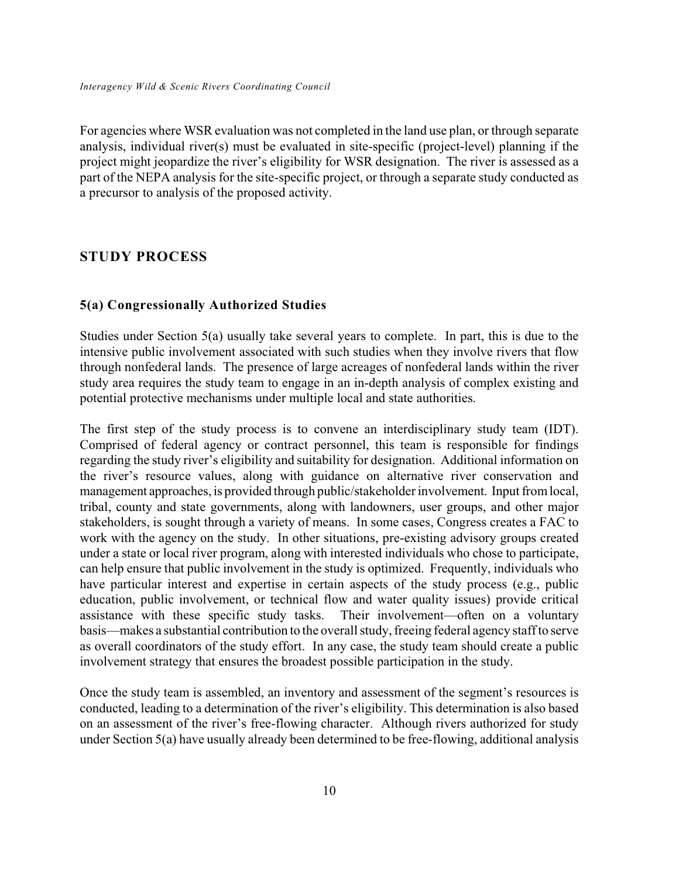For agencies where WSR evaluation was not completed in the land use plan, or through separate analysis, individual river(s) must be evaluated in site-specific (project-level) planning if the project might jeopardize the river's eligibility for WSR designation. The river is assessed as a part of the NEPA analysis for the site-specific project, or through a separate study conducted as a precursor to analysis of the proposed activity.

## STUDY PROCESS

### 5(a) Congressionally Authorized Studies

Studies under Section 5(a) usually take several years to complete. In part, this is due to the intensive public involvement associated with such studies when they involve rivers that flow through nonfederal lands. The presence of large acreages of nonfederal lands within the river study area requires the study team to engage in an in-depth analysis of complex existing and potential protective mechanisms under multiple local and state authorities.

The first step of the study process is to convene an interdisciplinary study team (IDT). Comprised of federal agency or contract personnel, this team is responsible for findings regarding the study river's eligibility and suitability for designation. Additional information on the river's resource values, along with guidance on alternative river conservation and management approaches, is provided through public/stakeholder involvement. Input from local, tribal, county and state governments, along with landowners, user groups, and other major stakeholders, is sought through a variety of means. In some cases, Congress creates a FAC to work with the agency on the study. In other situations, pre-existing advisory groups created under a state or local river program, along with interested individuals who chose to participate, can help ensure that public involvement in the study is optimized. Frequently, individuals who have particular interest and expertise in certain aspects of the study process (e.g., public education, public involvement, or technical flow and water quality issues) provide critical assistance with these specific study tasks. Their involvement—often on a voluntary basis—makes a substantial contribution to the overall study, freeing federal agency staff to serve as overall coordinators of the study effort. In any case, the study team should create a public involvement strategy that ensures the broadest possible participation in the study.

Once the study team is assembled, an inventory and assessment of the segment's resources is conducted, leading to a determination of the river's eligibility. This determination is also based on an assessment of the river's free-flowing character. Although rivers authorized for study under Section 5(a) have usually already been determined to be free-flowing, additional analysis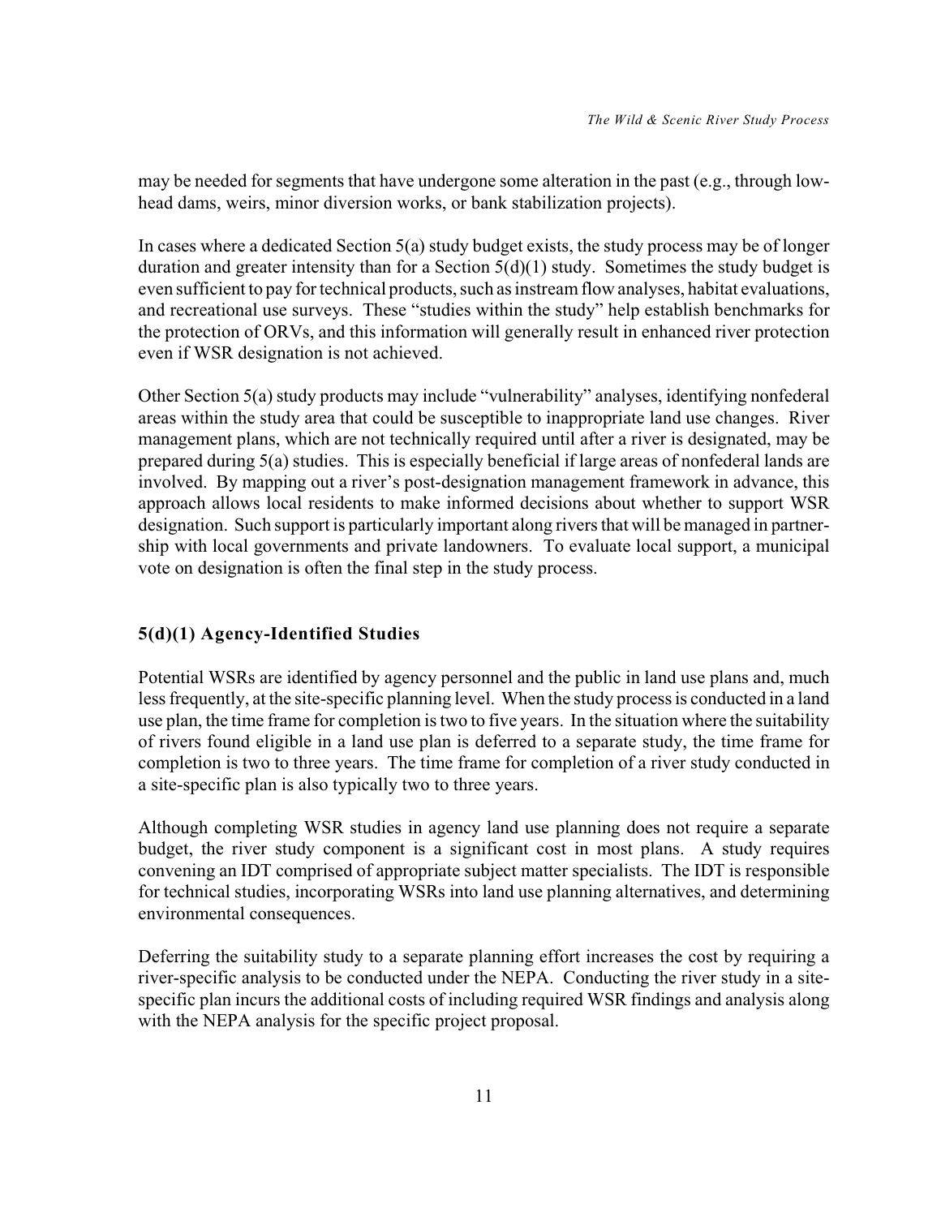may be needed for segments that have undergone some alteration in the past (e.g., through low-head dams, weirs, minor diversion works, or bank stabilization projects).

In cases where a dedicated Section 5(a) study budget exists, the study process may be of longer duration and greater intensity than for a Section 5(d)(1) study. Sometimes the study budget is even sufficient to pay for technical products, such as instream flow analyses, habitat evaluations, and recreational use surveys. These "studies within the study" help establish benchmarks for the protection of ORVs, and this information will generally result in enhanced river protection even if WSR designation is not achieved.

Other Section 5(a) study products may include "vulnerability" analyses, identifying nonfederal areas within the study area that could be susceptible to inappropriate land use changes. River management plans, which are not technically required until after a river is designated, may be prepared during 5(a) studies. This is especially beneficial if large areas of nonfederal lands are involved. By mapping out a river's post-designation management framework in advance, this approach allows local residents to make informed decisions about whether to support WSR designation. Such support is particularly important along rivers that will be managed in partnership with local governments and private landowners. To evaluate local support, a municipal vote on designation is often the final step in the study process.

### 5(d)(1) Agency-Identified Studies

Potential WSRs are identified by agency personnel and the public in land use plans and, much less frequently, at the site-specific planning level. When the study process is conducted in a land use plan, the time frame for completion is two to five years. In the situation where the suitability of rivers found eligible in a land use plan is deferred to a separate study, the time frame for completion is two to three years. The time frame for completion of a river study conducted in a site-specific plan is also typically two to three years.

Although completing WSR studies in agency land use planning does not require a separate budget, the river study component is a significant cost in most plans. A study requires convening an IDT comprised of appropriate subject matter specialists. The IDT is responsible for technical studies, incorporating WSRs into land use planning alternatives, and determining environmental consequences.

Deferring the suitability study to a separate planning effort increases the cost by requiring a river-specific analysis to be conducted under the NEPA. Conducting the river study in a site-specific plan incurs the additional costs of including required WSR findings and analysis along with the NEPA analysis for the specific project proposal.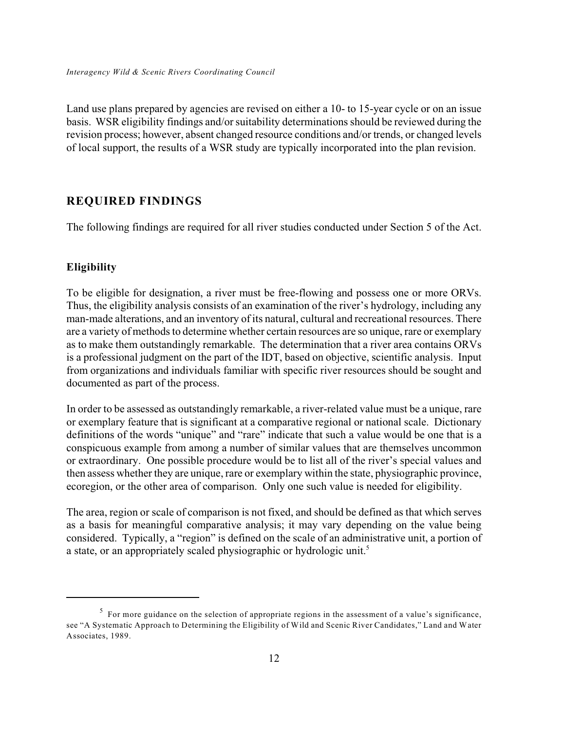Land use plans prepared by agencies are revised on either a 10- to 15-year cycle or on an issue basis. WSR eligibility findings and/or suitability determinations should be reviewed during the revision process; however, absent changed resource conditions and/or trends, or changed levels of local support, the results of a WSR study are typically incorporated into the plan revision.

## REQUIRED FINDINGS

The following findings are required for all river studies conducted under Section 5 of the Act.

### Eligibility

To be eligible for designation, a river must be free-flowing and possess one or more ORVs. Thus, the eligibility analysis consists of an examination of the river's hydrology, including any man-made alterations, and an inventory of its natural, cultural and recreational resources. There are a variety of methods to determine whether certain resources are so unique, rare or exemplary as to make them outstandingly remarkable. The determination that a river area contains ORVs is a professional judgment on the part of the IDT, based on objective, scientific analysis. Input from organizations and individuals familiar with specific river resources should be sought and documented as part of the process.

In order to be assessed as outstandingly remarkable, a river-related value must be a unique, rare or exemplary feature that is significant at a comparative regional or national scale. Dictionary definitions of the words "unique" and "rare" indicate that such a value would be one that is a conspicuous example from among a number of similar values that are themselves uncommon or extraordinary. One possible procedure would be to list all of the river's special values and then assess whether they are unique, rare or exemplary within the state, physiographic province, ecoregion, or the other area of comparison. Only one such value is needed for eligibility.

The area, region or scale of comparison is not fixed, and should be defined as that which serves as a basis for meaningful comparative analysis; it may vary depending on the value being considered. Typically, a "region" is defined on the scale of an administrative unit, a portion of a state, or an appropriately scaled physiographic or hydrologic unit.[5]

---

[5] For more guidance on the selection of appropriate regions in the assessment of a value's significance, see "A Systematic Approach to Determining the Eligibility of Wild and Scenic River Candidates," Land and Water Associates, 1989.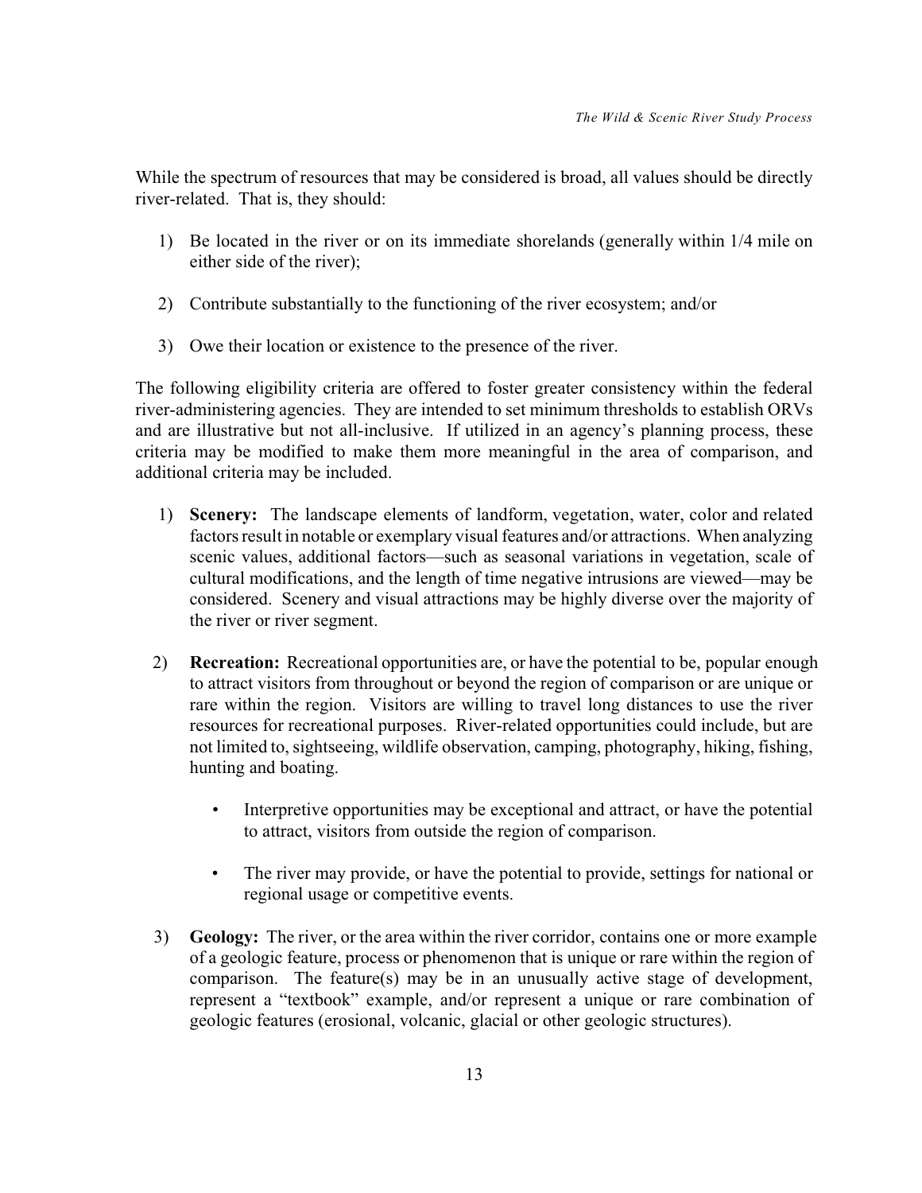While the spectrum of resources that may be considered is broad, all values should be directly river-related. That is, they should:

1) Be located in the river or on its immediate shorelands (generally within 1/4 mile on either side of the river);

2) Contribute substantially to the functioning of the river ecosystem; and/or

3) Owe their location or existence to the presence of the river.

The following eligibility criteria are offered to foster greater consistency within the federal river-administering agencies. They are intended to set minimum thresholds to establish ORVs and are illustrative but not all-inclusive. If utilized in an agency's planning process, these criteria may be modified to make them more meaningful in the area of comparison, and additional criteria may be included.

1) **Scenery:** The landscape elements of landform, vegetation, water, color and related factors result in notable or exemplary visual features and/or attractions. When analyzing scenic values, additional factors—such as seasonal variations in vegetation, scale of cultural modifications, and the length of time negative intrusions are viewed—may be considered. Scenery and visual attractions may be highly diverse over the majority of the river or river segment.

2) **Recreation:** Recreational opportunities are, or have the potential to be, popular enough to attract visitors from throughout or beyond the region of comparison or are unique or rare within the region. Visitors are willing to travel long distances to use the river resources for recreational purposes. River-related opportunities could include, but are not limited to, sightseeing, wildlife observation, camping, photography, hiking, fishing, hunting and boating.

   - Interpretive opportunities may be exceptional and attract, or have the potential to attract, visitors from outside the region of comparison.

   - The river may provide, or have the potential to provide, settings for national or regional usage or competitive events.

3) **Geology:** The river, or the area within the river corridor, contains one or more example of a geologic feature, process or phenomenon that is unique or rare within the region of comparison. The feature(s) may be in an unusually active stage of development, represent a "textbook" example, and/or represent a unique or rare combination of geologic features (erosional, volcanic, glacial or other geologic structures).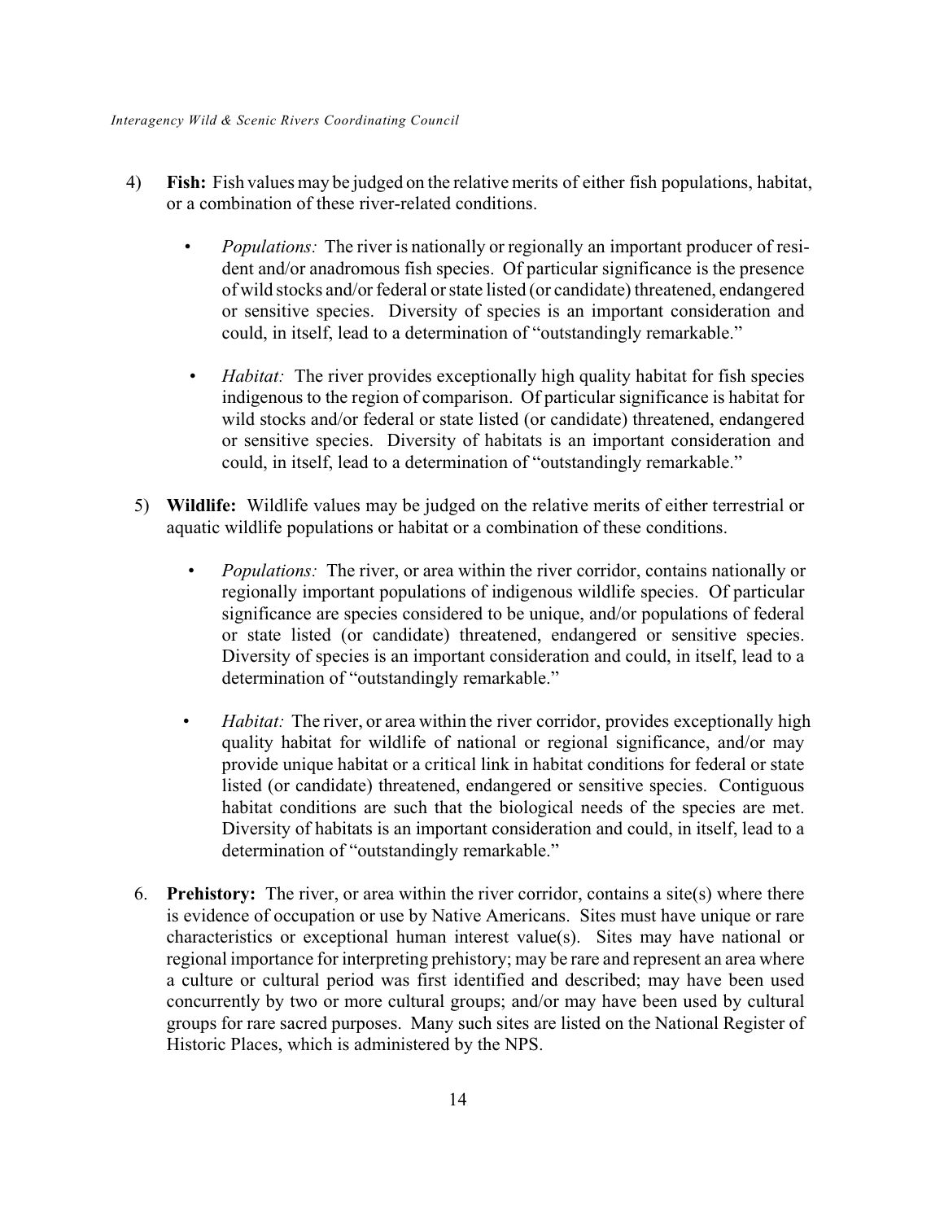4) **Fish:** Fish values may be judged on the relative merits of either fish populations, habitat, or a combination of these river-related conditions.

   - *Populations:* The river is nationally or regionally an important producer of resident and/or anadromous fish species. Of particular significance is the presence of wild stocks and/or federal or state listed (or candidate) threatened, endangered or sensitive species. Diversity of species is an important consideration and could, in itself, lead to a determination of "outstandingly remarkable."

   - *Habitat:* The river provides exceptionally high quality habitat for fish species indigenous to the region of comparison. Of particular significance is habitat for wild stocks and/or federal or state listed (or candidate) threatened, endangered or sensitive species. Diversity of habitats is an important consideration and could, in itself, lead to a determination of "outstandingly remarkable."

5) **Wildlife:** Wildlife values may be judged on the relative merits of either terrestrial or aquatic wildlife populations or habitat or a combination of these conditions.

   - *Populations:* The river, or area within the river corridor, contains nationally or regionally important populations of indigenous wildlife species. Of particular significance are species considered to be unique, and/or populations of federal or state listed (or candidate) threatened, endangered or sensitive species. Diversity of species is an important consideration and could, in itself, lead to a determination of "outstandingly remarkable."

   - *Habitat:* The river, or area within the river corridor, provides exceptionally high quality habitat for wildlife of national or regional significance, and/or may provide unique habitat or a critical link in habitat conditions for federal or state listed (or candidate) threatened, endangered or sensitive species. Contiguous habitat conditions are such that the biological needs of the species are met. Diversity of habitats is an important consideration and could, in itself, lead to a determination of "outstandingly remarkable."

6. **Prehistory:** The river, or area within the river corridor, contains a site(s) where there is evidence of occupation or use by Native Americans. Sites must have unique or rare characteristics or exceptional human interest value(s). Sites may have national or regional importance for interpreting prehistory; may be rare and represent an area where a culture or cultural period was first identified and described; may have been used concurrently by two or more cultural groups; and/or may have been used by cultural groups for rare sacred purposes. Many such sites are listed on the National Register of Historic Places, which is administered by the NPS.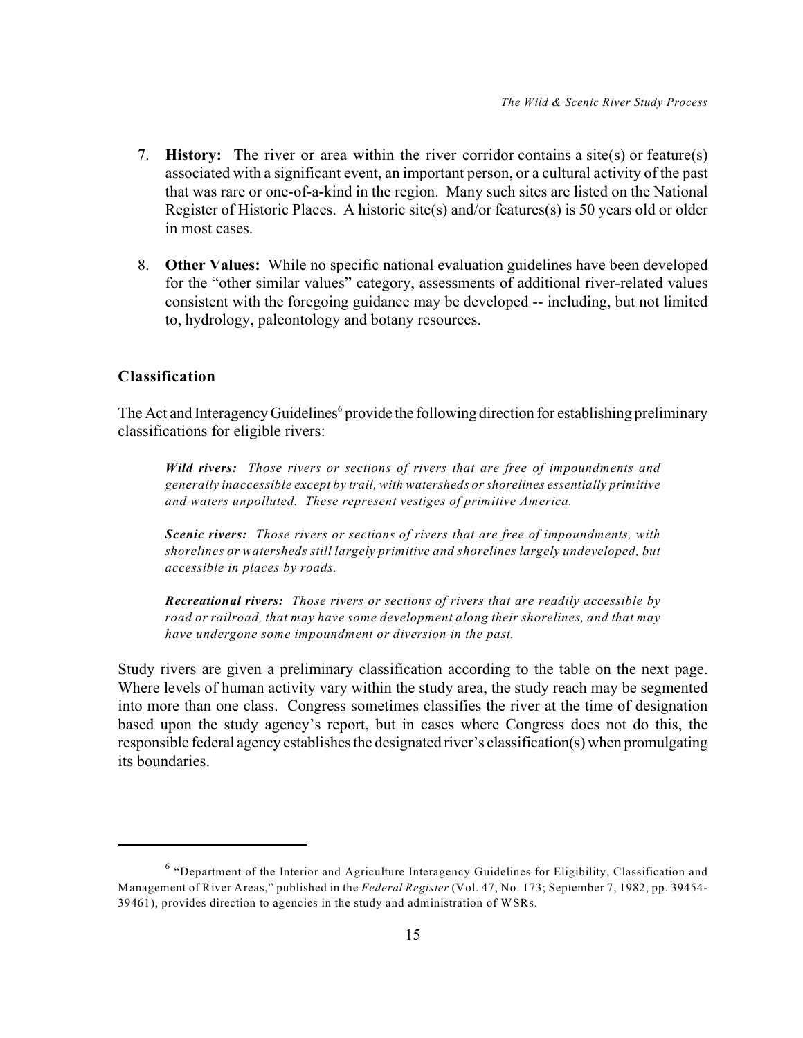7. **History:** The river or area within the river corridor contains a site(s) or feature(s) associated with a significant event, an important person, or a cultural activity of the past that was rare or one-of-a-kind in the region. Many such sites are listed on the National Register of Historic Places. A historic site(s) and/or features(s) is 50 years old or older in most cases.

8. **Other Values:** While no specific national evaluation guidelines have been developed for the "other similar values" category, assessments of additional river-related values consistent with the foregoing guidance may be developed -- including, but not limited to, hydrology, paleontology and botany resources.

### Classification

The Act and Interagency Guidelines[6] provide the following direction for establishing preliminary classifications for eligible rivers:

> ***Wild rivers:*** *Those rivers or sections of rivers that are free of impoundments and generally inaccessible except by trail, with watersheds or shorelines essentially primitive and waters unpolluted. These represent vestiges of primitive America.*
>
> ***Scenic rivers:*** *Those rivers or sections of rivers that are free of impoundments, with shorelines or watersheds still largely primitive and shorelines largely undeveloped, but accessible in places by roads.*
>
> ***Recreational rivers:*** *Those rivers or sections of rivers that are readily accessible by road or railroad, that may have some development along their shorelines, and that may have undergone some impoundment or diversion in the past.*

Study rivers are given a preliminary classification according to the table on the next page. Where levels of human activity vary within the study area, the study reach may be segmented into more than one class. Congress sometimes classifies the river at the time of designation based upon the study agency's report, but in cases where Congress does not do this, the responsible federal agency establishes the designated river's classification(s) when promulgating its boundaries.

---

[6] "Department of the Interior and Agriculture Interagency Guidelines for Eligibility, Classification and Management of River Areas," published in the *Federal Register* (Vol. 47, No. 173; September 7, 1982, pp. 39454-39461), provides direction to agencies in the study and administration of WSRs.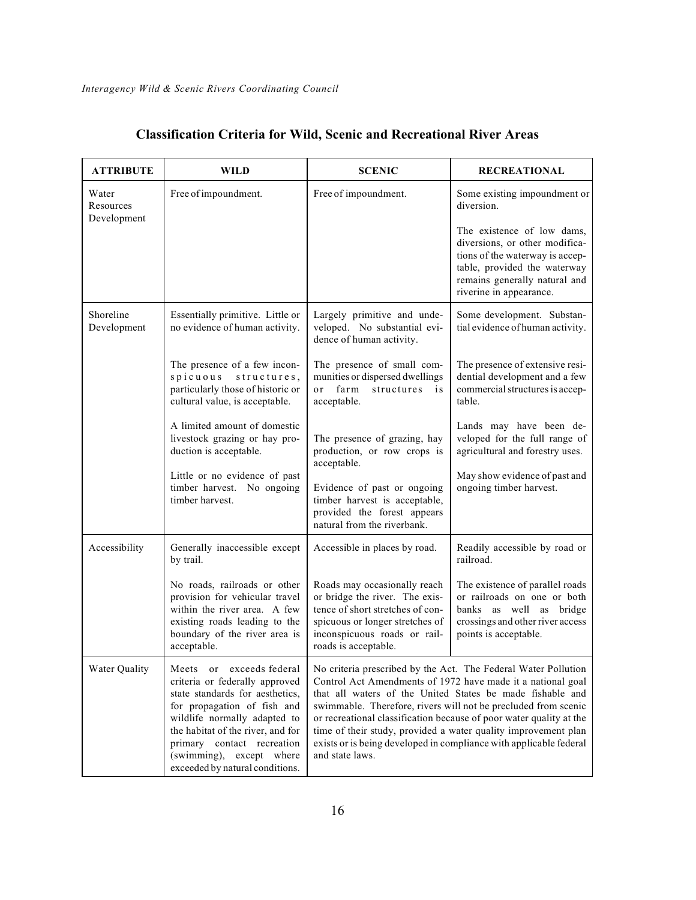## Classification Criteria for Wild, Scenic and Recreational River Areas

| ATTRIBUTE | WILD | SCENIC | RECREATIONAL |
|---|---|---|---|
| Water Resources Development | Free of impoundment. | Free of impoundment. | Some existing impoundment or diversion.<br><br>The existence of low dams, diversions, or other modifications of the waterway is acceptable, provided the waterway remains generally natural and riverine in appearance. |
| Shoreline Development | Essentially primitive. Little or no evidence of human activity.<br><br>The presence of a few inconspicuous structures, particularly those of historic or cultural value, is acceptable.<br><br>A limited amount of domestic livestock grazing or hay production is acceptable.<br><br>Little or no evidence of past timber harvest. No ongoing timber harvest. | Largely primitive and undeveloped. No substantial evidence of human activity.<br><br>The presence of small communities or dispersed dwellings or farm structures is acceptable.<br><br>The presence of grazing, hay production, or row crops is acceptable.<br><br>Evidence of past or ongoing timber harvest is acceptable, provided the forest appears natural from the riverbank. | Some development. Substantial evidence of human activity.<br><br>The presence of extensive residential development and a few commercial structures is acceptable.<br><br>Lands may have been developed for the full range of agricultural and forestry uses.<br><br>May show evidence of past and ongoing timber harvest. |
| Accessibility | Generally inaccessible except by trail.<br><br>No roads, railroads or other provision for vehicular travel within the river area. A few existing roads leading to the boundary of the river area is acceptable. | Accessible in places by road.<br><br>Roads may occasionally reach or bridge the river. The existence of short stretches of conspicuous or longer stretches of inconspicuous roads or railroads is acceptable. | Readily accessible by road or railroad.<br><br>The existence of parallel roads or railroads on one or both banks as well as bridge crossings and other river access points is acceptable. |
| Water Quality | Meets or exceeds federal criteria or federally approved state standards for aesthetics, for propagation of fish and wildlife normally adapted to the habitat of the river, and for primary contact recreation (swimming), except where exceeded by natural conditions. | No criteria prescribed by the Act. The Federal Water Pollution Control Act Amendments of 1972 have made it a national goal that all waters of the United States be made fishable and swimmable. Therefore, rivers will not be precluded from scenic or recreational classification because of poor water quality at the time of their study, provided a water quality improvement plan exists or is being developed in compliance with applicable federal and state laws. | |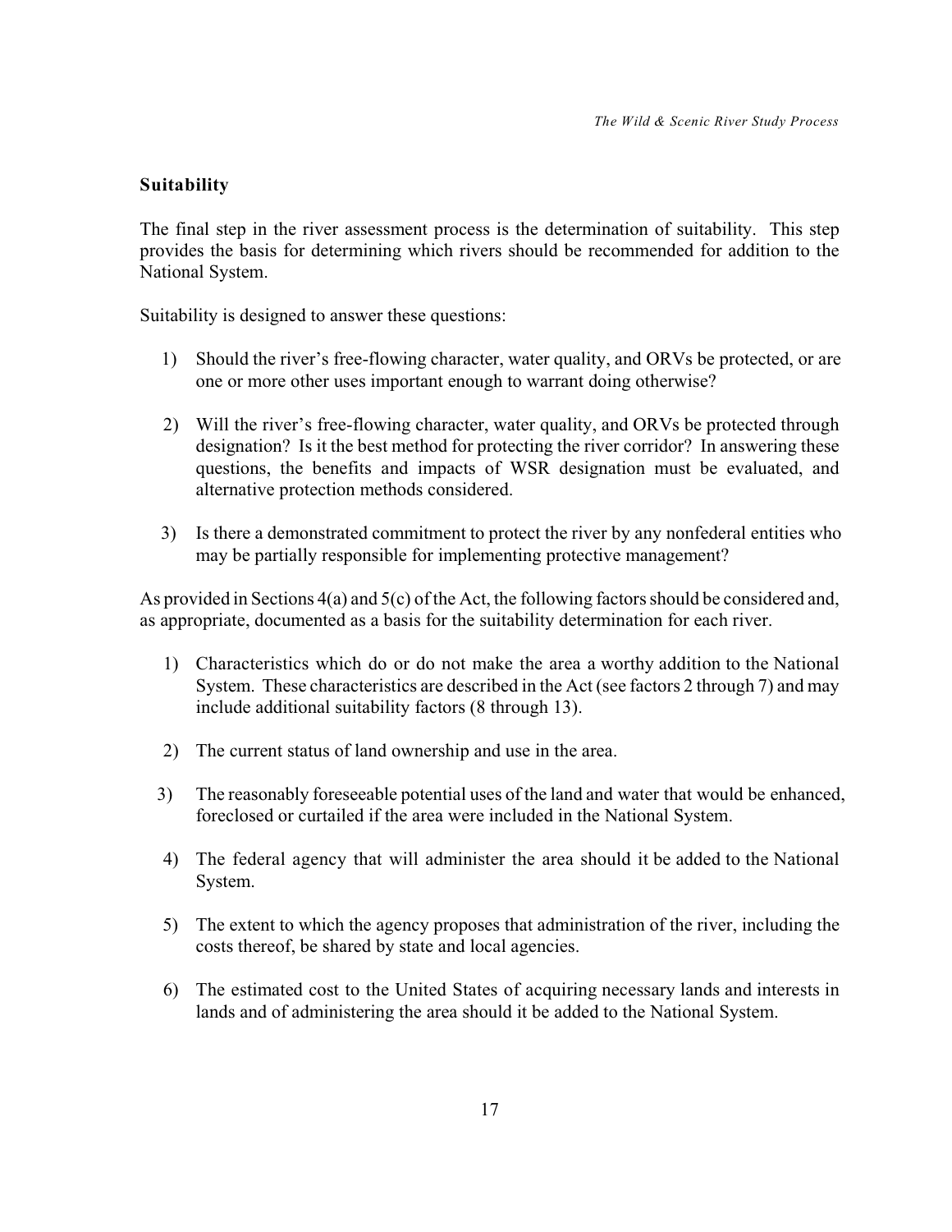## Suitability

The final step in the river assessment process is the determination of suitability. This step provides the basis for determining which rivers should be recommended for addition to the National System.

Suitability is designed to answer these questions:

1) Should the river's free-flowing character, water quality, and ORVs be protected, or are one or more other uses important enough to warrant doing otherwise?

2) Will the river's free-flowing character, water quality, and ORVs be protected through designation? Is it the best method for protecting the river corridor? In answering these questions, the benefits and impacts of WSR designation must be evaluated, and alternative protection methods considered.

3) Is there a demonstrated commitment to protect the river by any nonfederal entities who may be partially responsible for implementing protective management?

As provided in Sections 4(a) and 5(c) of the Act, the following factors should be considered and, as appropriate, documented as a basis for the suitability determination for each river.

1) Characteristics which do or do not make the area a worthy addition to the National System. These characteristics are described in the Act (see factors 2 through 7) and may include additional suitability factors (8 through 13).

2) The current status of land ownership and use in the area.

3) The reasonably foreseeable potential uses of the land and water that would be enhanced, foreclosed or curtailed if the area were included in the National System.

4) The federal agency that will administer the area should it be added to the National System.

5) The extent to which the agency proposes that administration of the river, including the costs thereof, be shared by state and local agencies.

6) The estimated cost to the United States of acquiring necessary lands and interests in lands and of administering the area should it be added to the National System.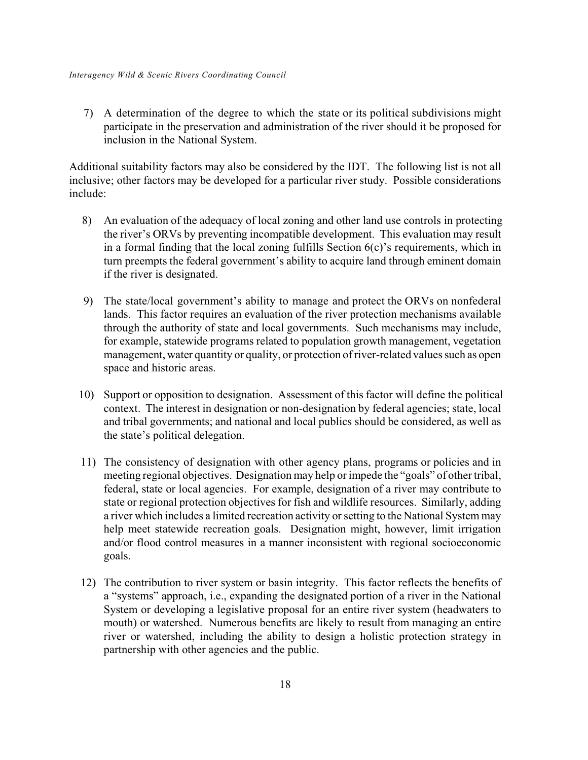7) A determination of the degree to which the state or its political subdivisions might participate in the preservation and administration of the river should it be proposed for inclusion in the National System.

Additional suitability factors may also be considered by the IDT. The following list is not all inclusive; other factors may be developed for a particular river study. Possible considerations include:

8) An evaluation of the adequacy of local zoning and other land use controls in protecting the river's ORVs by preventing incompatible development. This evaluation may result in a formal finding that the local zoning fulfills Section 6(c)'s requirements, which in turn preempts the federal government's ability to acquire land through eminent domain if the river is designated.

9) The state/local government's ability to manage and protect the ORVs on nonfederal lands. This factor requires an evaluation of the river protection mechanisms available through the authority of state and local governments. Such mechanisms may include, for example, statewide programs related to population growth management, vegetation management, water quantity or quality, or protection of river-related values such as open space and historic areas.

10) Support or opposition to designation. Assessment of this factor will define the political context. The interest in designation or non-designation by federal agencies; state, local and tribal governments; and national and local publics should be considered, as well as the state's political delegation.

11) The consistency of designation with other agency plans, programs or policies and in meeting regional objectives. Designation may help or impede the "goals" of other tribal, federal, state or local agencies. For example, designation of a river may contribute to state or regional protection objectives for fish and wildlife resources. Similarly, adding a river which includes a limited recreation activity or setting to the National System may help meet statewide recreation goals. Designation might, however, limit irrigation and/or flood control measures in a manner inconsistent with regional socioeconomic goals.

12) The contribution to river system or basin integrity. This factor reflects the benefits of a "systems" approach, i.e., expanding the designated portion of a river in the National System or developing a legislative proposal for an entire river system (headwaters to mouth) or watershed. Numerous benefits are likely to result from managing an entire river or watershed, including the ability to design a holistic protection strategy in partnership with other agencies and the public.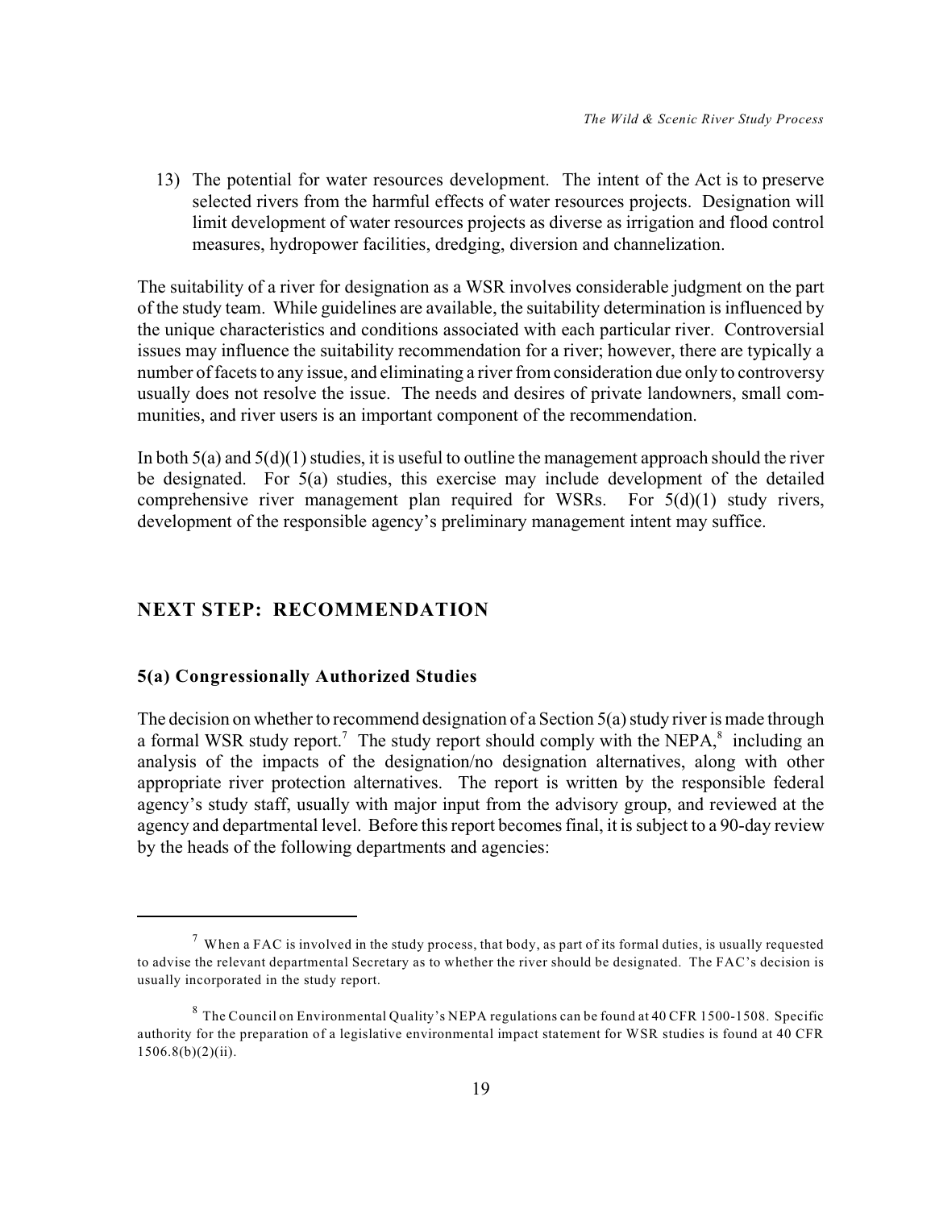13) The potential for water resources development. The intent of the Act is to preserve selected rivers from the harmful effects of water resources projects. Designation will limit development of water resources projects as diverse as irrigation and flood control measures, hydropower facilities, dredging, diversion and channelization.

The suitability of a river for designation as a WSR involves considerable judgment on the part of the study team. While guidelines are available, the suitability determination is influenced by the unique characteristics and conditions associated with each particular river. Controversial issues may influence the suitability recommendation for a river; however, there are typically a number of facets to any issue, and eliminating a river from consideration due only to controversy usually does not resolve the issue. The needs and desires of private landowners, small communities, and river users is an important component of the recommendation.

In both 5(a) and 5(d)(1) studies, it is useful to outline the management approach should the river be designated. For 5(a) studies, this exercise may include development of the detailed comprehensive river management plan required for WSRs. For 5(d)(1) study rivers, development of the responsible agency's preliminary management intent may suffice.

## NEXT STEP: RECOMMENDATION

### 5(a) Congressionally Authorized Studies

The decision on whether to recommend designation of a Section 5(a) study river is made through a formal WSR study report.[7] The study report should comply with the NEPA,[8] including an analysis of the impacts of the designation/no designation alternatives, along with other appropriate river protection alternatives. The report is written by the responsible federal agency's study staff, usually with major input from the advisory group, and reviewed at the agency and departmental level. Before this report becomes final, it is subject to a 90-day review by the heads of the following departments and agencies:

---

[7] When a FAC is involved in the study process, that body, as part of its formal duties, is usually requested to advise the relevant departmental Secretary as to whether the river should be designated. The FAC's decision is usually incorporated in the study report.

[8] The Council on Environmental Quality's NEPA regulations can be found at 40 CFR 1500-1508. Specific authority for the preparation of a legislative environmental impact statement for WSR studies is found at 40 CFR 1506.8(b)(2)(ii).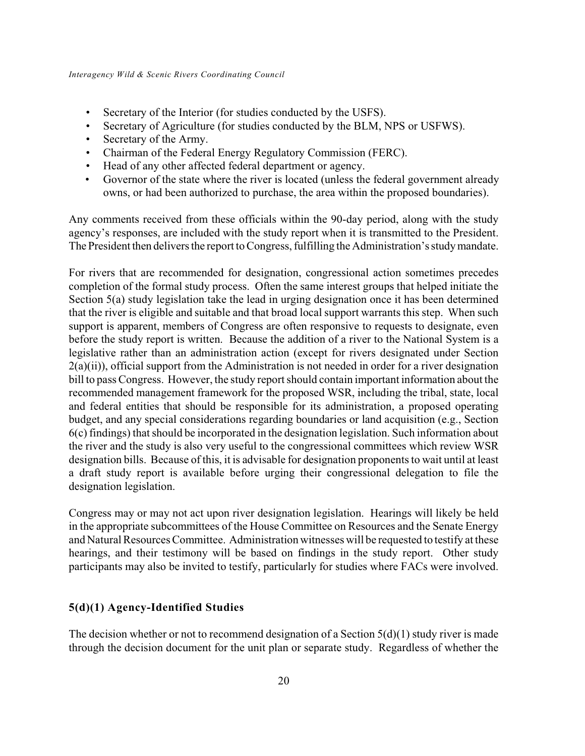- Secretary of the Interior (for studies conducted by the USFS).
- Secretary of Agriculture (for studies conducted by the BLM, NPS or USFWS).
- Secretary of the Army.
- Chairman of the Federal Energy Regulatory Commission (FERC).
- Head of any other affected federal department or agency.
- Governor of the state where the river is located (unless the federal government already owns, or had been authorized to purchase, the area within the proposed boundaries).

Any comments received from these officials within the 90-day period, along with the study agency's responses, are included with the study report when it is transmitted to the President. The President then delivers the report to Congress, fulfilling the Administration's study mandate.

For rivers that are recommended for designation, congressional action sometimes precedes completion of the formal study process. Often the same interest groups that helped initiate the Section 5(a) study legislation take the lead in urging designation once it has been determined that the river is eligible and suitable and that broad local support warrants this step. When such support is apparent, members of Congress are often responsive to requests to designate, even before the study report is written. Because the addition of a river to the National System is a legislative rather than an administration action (except for rivers designated under Section 2(a)(ii)), official support from the Administration is not needed in order for a river designation bill to pass Congress. However, the study report should contain important information about the recommended management framework for the proposed WSR, including the tribal, state, local and federal entities that should be responsible for its administration, a proposed operating budget, and any special considerations regarding boundaries or land acquisition (e.g., Section 6(c) findings) that should be incorporated in the designation legislation. Such information about the river and the study is also very useful to the congressional committees which review WSR designation bills. Because of this, it is advisable for designation proponents to wait until at least a draft study report is available before urging their congressional delegation to file the designation legislation.

Congress may or may not act upon river designation legislation. Hearings will likely be held in the appropriate subcommittees of the House Committee on Resources and the Senate Energy and Natural Resources Committee. Administration witnesses will be requested to testify at these hearings, and their testimony will be based on findings in the study report. Other study participants may also be invited to testify, particularly for studies where FACs were involved.

### 5(d)(1) Agency-Identified Studies

The decision whether or not to recommend designation of a Section 5(d)(1) study river is made through the decision document for the unit plan or separate study. Regardless of whether the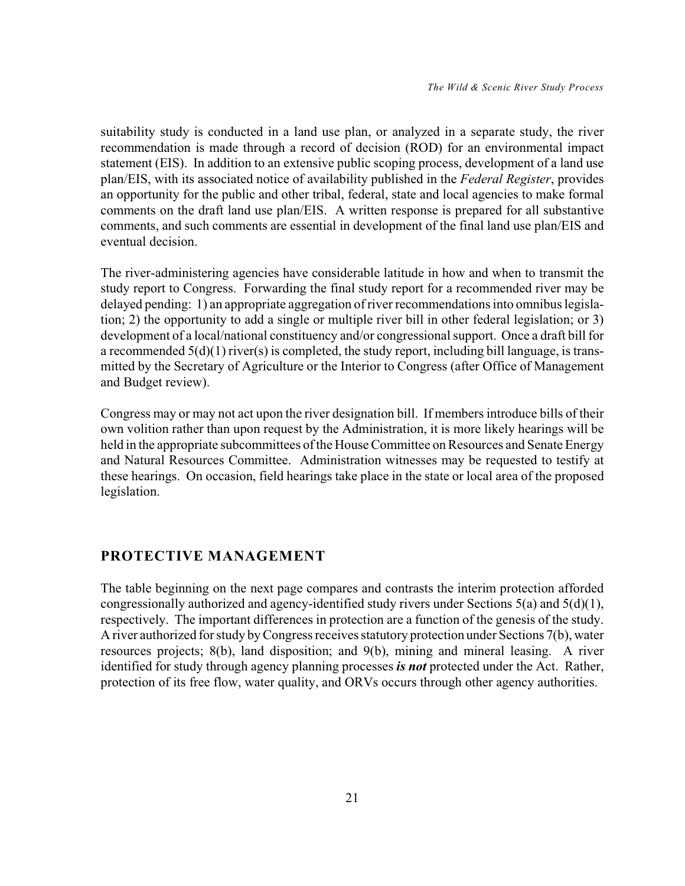suitability study is conducted in a land use plan, or analyzed in a separate study, the river recommendation is made through a record of decision (ROD) for an environmental impact statement (EIS). In addition to an extensive public scoping process, development of a land use plan/EIS, with its associated notice of availability published in the *Federal Register*, provides an opportunity for the public and other tribal, federal, state and local agencies to make formal comments on the draft land use plan/EIS. A written response is prepared for all substantive comments, and such comments are essential in development of the final land use plan/EIS and eventual decision.

The river-administering agencies have considerable latitude in how and when to transmit the study report to Congress. Forwarding the final study report for a recommended river may be delayed pending: 1) an appropriate aggregation of river recommendations into omnibus legislation; 2) the opportunity to add a single or multiple river bill in other federal legislation; or 3) development of a local/national constituency and/or congressional support. Once a draft bill for a recommended 5(d)(1) river(s) is completed, the study report, including bill language, is transmitted by the Secretary of Agriculture or the Interior to Congress (after Office of Management and Budget review).

Congress may or may not act upon the river designation bill. If members introduce bills of their own volition rather than upon request by the Administration, it is more likely hearings will be held in the appropriate subcommittees of the House Committee on Resources and Senate Energy and Natural Resources Committee. Administration witnesses may be requested to testify at these hearings. On occasion, field hearings take place in the state or local area of the proposed legislation.

## PROTECTIVE MANAGEMENT

The table beginning on the next page compares and contrasts the interim protection afforded congressionally authorized and agency-identified study rivers under Sections 5(a) and 5(d)(1), respectively. The important differences in protection are a function of the genesis of the study. A river authorized for study by Congress receives statutory protection under Sections 7(b), water resources projects; 8(b), land disposition; and 9(b), mining and mineral leasing. A river identified for study through agency planning processes ***is not*** protected under the Act. Rather, protection of its free flow, water quality, and ORVs occurs through other agency authorities.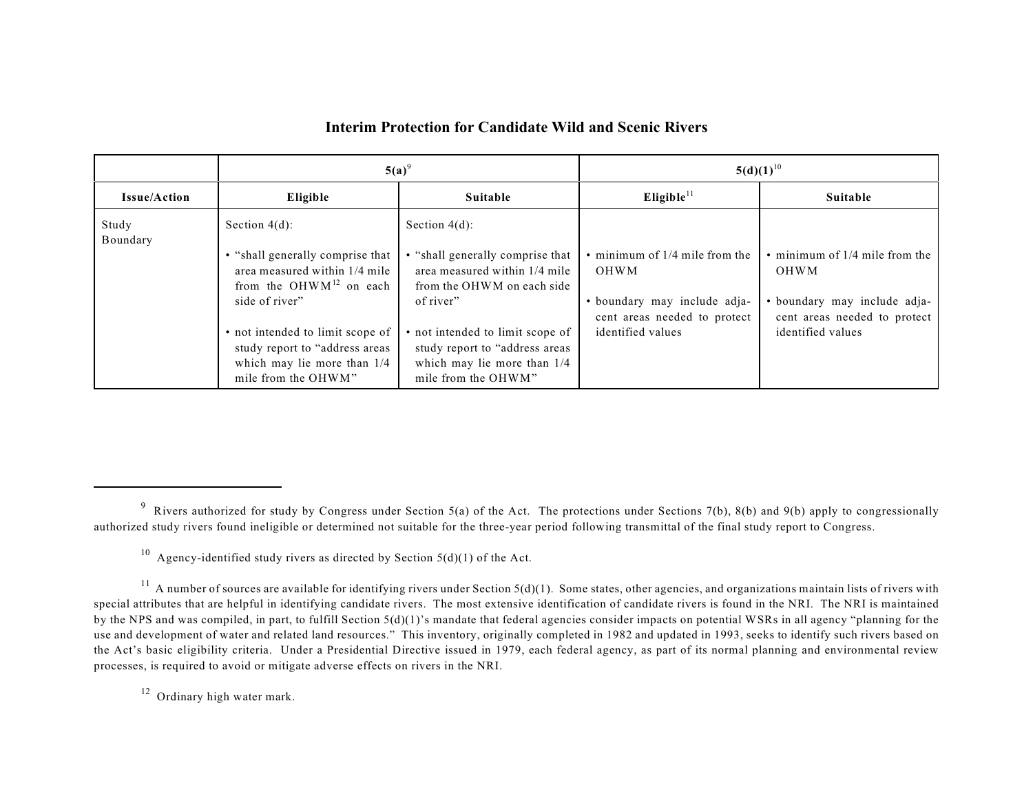## Interim Protection for Candidate Wild and Scenic Rivers

| | 5(a)[9] | | 5(d)(1)[10] | |
|---|---|---|---|---|
| **Issue/Action** | **Eligible** | **Suitable** | **Eligible**[11] | **Suitable** |
| Study Boundary | Section 4(d):<br><br>• "shall generally comprise that area measured within 1/4 mile from the OHWM[12] on each side of river"<br><br>• not intended to limit scope of study report to "address areas which may lie more than 1/4 mile from the OHWM" | Section 4(d):<br><br>• "shall generally comprise that area measured within 1/4 mile from the OHWM on each side of river"<br><br>• not intended to limit scope of study report to "address areas which may lie more than 1/4 mile from the OHWM" | • minimum of 1/4 mile from the OHWM<br><br>• boundary may include adjacent areas needed to protect identified values | • minimum of 1/4 mile from the OHWM<br><br>• boundary may include adjacent areas needed to protect identified values |

---

[9] Rivers authorized for study by Congress under Section 5(a) of the Act. The protections under Sections 7(b), 8(b) and 9(b) apply to congressionally authorized study rivers found ineligible or determined not suitable for the three-year period following transmittal of the final study report to Congress.

[10] Agency-identified study rivers as directed by Section 5(d)(1) of the Act.

[11] A number of sources are available for identifying rivers under Section 5(d)(1). Some states, other agencies, and organizations maintain lists of rivers with special attributes that are helpful in identifying candidate rivers. The most extensive identification of candidate rivers is found in the NRI. The NRI is maintained by the NPS and was compiled, in part, to fulfill Section 5(d)(1)'s mandate that federal agencies consider impacts on potential WSRs in all agency "planning for the use and development of water and related land resources." This inventory, originally completed in 1982 and updated in 1993, seeks to identify such rivers based on the Act's basic eligibility criteria. Under a Presidential Directive issued in 1979, each federal agency, as part of its normal planning and environmental review processes, is required to avoid or mitigate adverse effects on rivers in the NRI.

[12] Ordinary high water mark.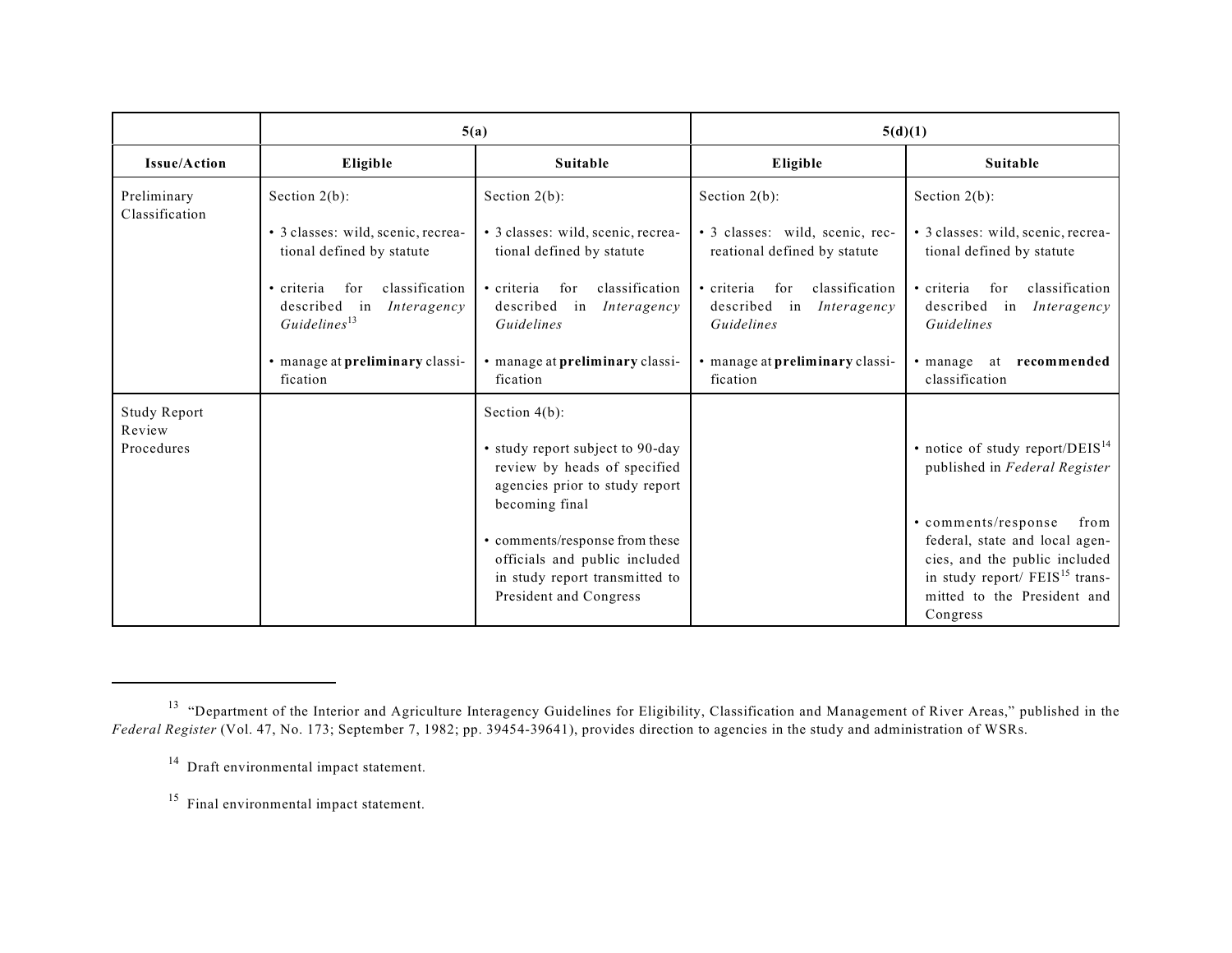| | 5(a) | | 5(d)(1) | |
|---|---|---|---|---|
| **Issue/Action** | **Eligible** | **Suitable** | **Eligible** | **Suitable** |
| Preliminary Classification | Section 2(b):<br>• 3 classes: wild, scenic, recreational defined by statute<br>• criteria for classification described in *Interagency Guidelines*[13]<br>• manage at **preliminary** classification | Section 2(b):<br>• 3 classes: wild, scenic, recreational defined by statute<br>• criteria for classification described in *Interagency Guidelines*<br>• manage at **preliminary** classification | Section 2(b):<br>• 3 classes: wild, scenic, recreational defined by statute<br>• criteria for classification described in *Interagency Guidelines*<br>• manage at **preliminary** classification | Section 2(b):<br>• 3 classes: wild, scenic, recreational defined by statute<br>• criteria for classification described in *Interagency Guidelines*<br>• manage at **recommended** classification |
| Study Report Review Procedures | | Section 4(b):<br>• study report subject to 90-day review by heads of specified agencies prior to study report becoming final<br>• comments/response from these officials and public included in study report transmitted to President and Congress | | • notice of study report/DEIS[14] published in *Federal Register*<br>• comments/response from federal, state and local agencies, and the public included in study report/ FEIS[15] transmitted to the President and Congress |

[13] "Department of the Interior and Agriculture Interagency Guidelines for Eligibility, Classification and Management of River Areas," published in the *Federal Register* (Vol. 47, No. 173; September 7, 1982; pp. 39454-39641), provides direction to agencies in the study and administration of WSRs.

[14] Draft environmental impact statement.

[15] Final environmental impact statement.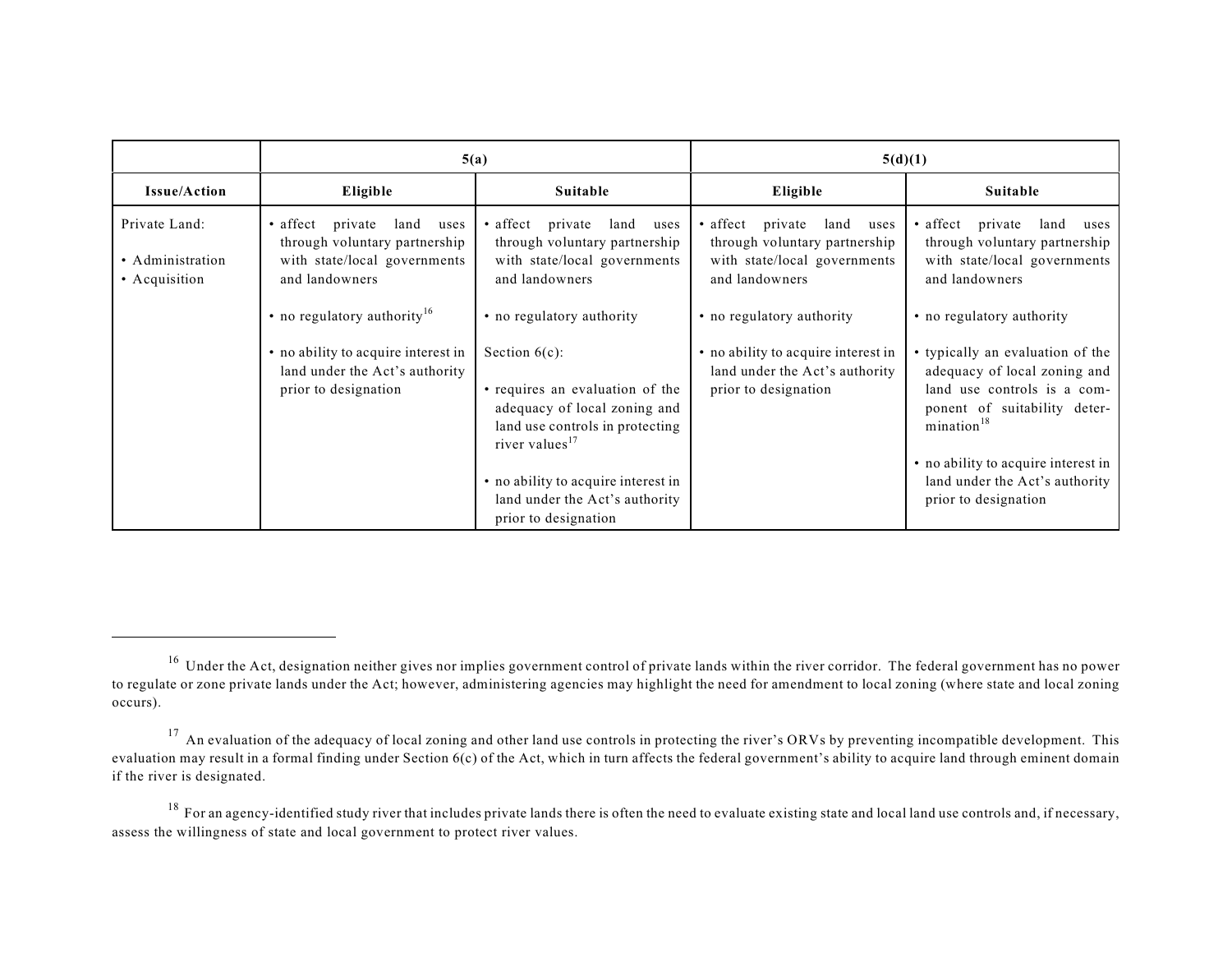| | 5(a) | | 5(d)(1) | |
|---|---|---|---|---|
| **Issue/Action** | **Eligible** | **Suitable** | **Eligible** | **Suitable** |
| Private Land:<br><br>• Administration<br>• Acquisition | • affect private land uses through voluntary partnership with state/local governments and landowners<br><br>• no regulatory authority[16]<br><br>• no ability to acquire interest in land under the Act's authority prior to designation | • affect private land uses through voluntary partnership with state/local governments and landowners<br><br>• no regulatory authority<br><br>Section 6(c):<br><br>• requires an evaluation of the adequacy of local zoning and land use controls in protecting river values[17]<br><br>• no ability to acquire interest in land under the Act's authority prior to designation | • affect private land uses through voluntary partnership with state/local governments and landowners<br><br>• no regulatory authority<br><br>• no ability to acquire interest in land under the Act's authority prior to designation | • affect private land uses through voluntary partnership with state/local governments and landowners<br><br>• no regulatory authority<br><br>• typically an evaluation of the adequacy of local zoning and land use controls is a component of suitability determination[18]<br><br>• no ability to acquire interest in land under the Act's authority prior to designation |

---

[16] Under the Act, designation neither gives nor implies government control of private lands within the river corridor. The federal government has no power to regulate or zone private lands under the Act; however, administering agencies may highlight the need for amendment to local zoning (where state and local zoning occurs).

[17] An evaluation of the adequacy of local zoning and other land use controls in protecting the river's ORVs by preventing incompatible development. This evaluation may result in a formal finding under Section 6(c) of the Act, which in turn affects the federal government's ability to acquire land through eminent domain if the river is designated.

[18] For an agency-identified study river that includes private lands there is often the need to evaluate existing state and local land use controls and, if necessary, assess the willingness of state and local government to protect river values.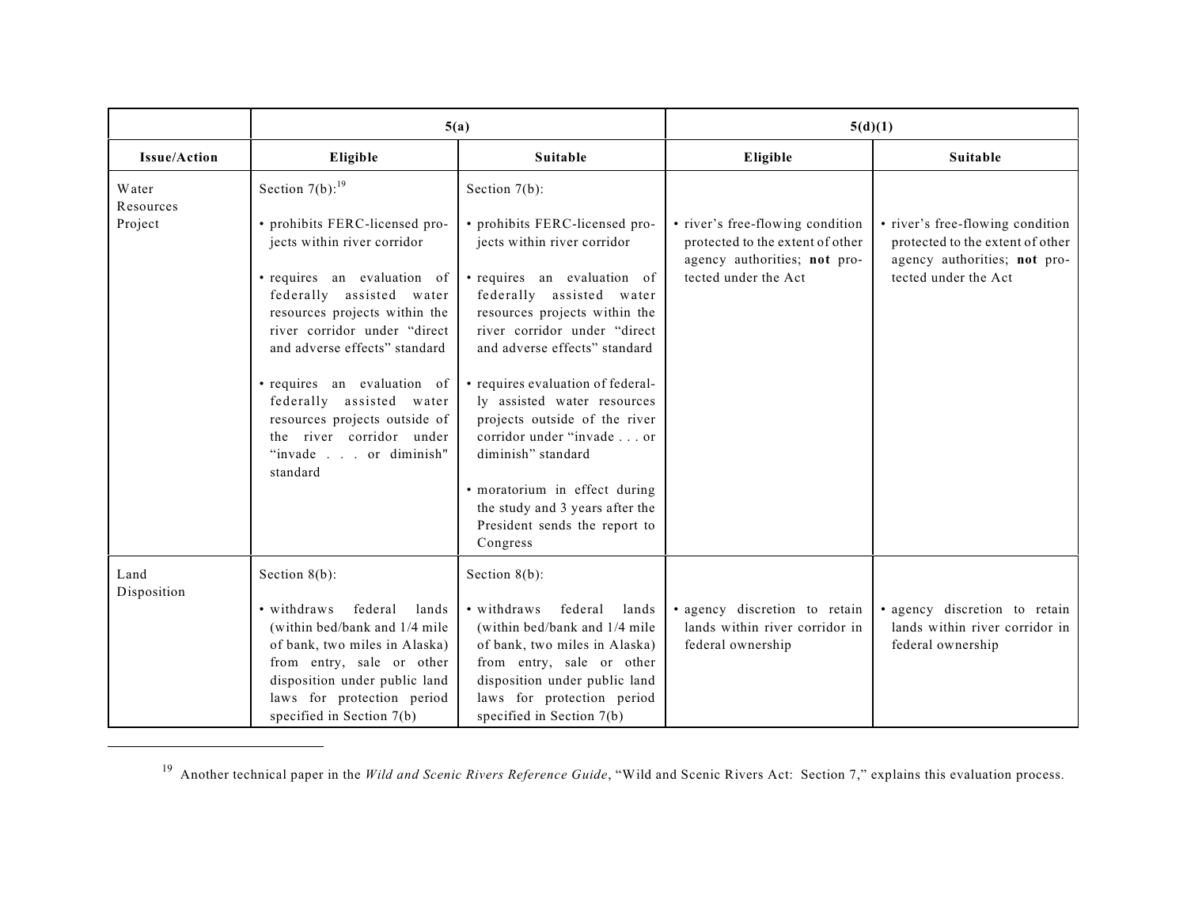| | 5(a) | | 5(d)(1) | |
|---|---|---|---|---|
| **Issue/Action** | **Eligible** | **Suitable** | **Eligible** | **Suitable** |
| Water Resources Project | Section 7(b):[19]<br><br>• prohibits FERC-licensed projects within river corridor<br><br>• requires an evaluation of federally assisted water resources projects within the river corridor under "direct and adverse effects" standard<br><br>• requires an evaluation of federally assisted water resources projects outside of the river corridor under "invade . . . or diminish" standard | Section 7(b):<br><br>• prohibits FERC-licensed projects within river corridor<br><br>• requires an evaluation of federally assisted water resources projects within the river corridor under "direct and adverse effects" standard<br><br>• requires evaluation of federally assisted water resources projects outside of the river corridor under "invade . . . or diminish" standard<br><br>• moratorium in effect during the study and 3 years after the President sends the report to Congress | • river's free-flowing condition protected to the extent of other agency authorities; **not** protected under the Act | • river's free-flowing condition protected to the extent of other agency authorities; **not** protected under the Act |
| Land Disposition | Section 8(b):<br><br>• withdraws federal lands (within bed/bank and 1/4 mile of bank, two miles in Alaska) from entry, sale or other disposition under public land laws for protection period specified in Section 7(b) | Section 8(b):<br><br>• withdraws federal lands (within bed/bank and 1/4 mile of bank, two miles in Alaska) from entry, sale or other disposition under public land laws for protection period specified in Section 7(b) | • agency discretion to retain lands within river corridor in federal ownership | • agency discretion to retain lands within river corridor in federal ownership |

[19] Another technical paper in the *Wild and Scenic Rivers Reference Guide*, "Wild and Scenic Rivers Act: Section 7," explains this evaluation process.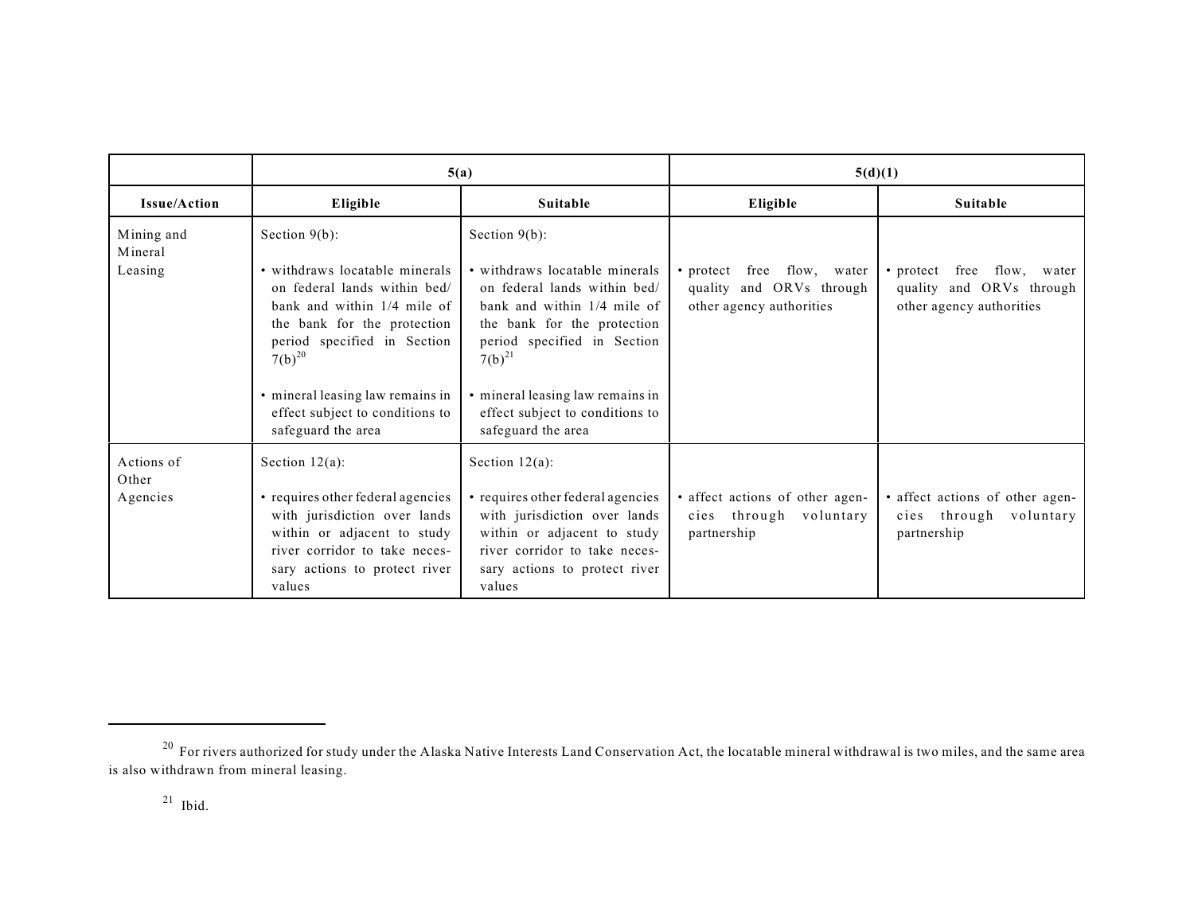| | 5(a) | | 5(d)(1) | |
|---|---|---|---|---|
| Issue/Action | Eligible | Suitable | Eligible | Suitable |
| Mining and Mineral Leasing | Section 9(b):<br><br>• withdraws locatable minerals on federal lands within bed/ bank and within 1/4 mile of the bank for the protection period specified in Section 7(b)[20]<br><br>• mineral leasing law remains in effect subject to conditions to safeguard the area | Section 9(b):<br><br>• withdraws locatable minerals on federal lands within bed/ bank and within 1/4 mile of the bank for the protection period specified in Section 7(b)[21]<br><br>• mineral leasing law remains in effect subject to conditions to safeguard the area | • protect free flow, water quality and ORVs through other agency authorities | • protect free flow, water quality and ORVs through other agency authorities |
| Actions of Other Agencies | Section 12(a):<br><br>• requires other federal agencies with jurisdiction over lands within or adjacent to study river corridor to take necessary actions to protect river values | Section 12(a):<br><br>• requires other federal agencies with jurisdiction over lands within or adjacent to study river corridor to take necessary actions to protect river values | • affect actions of other agencies through voluntary partnership | • affect actions of other agencies through voluntary partnership |

[20] For rivers authorized for study under the Alaska Native Interests Land Conservation Act, the locatable mineral withdrawal is two miles, and the same area is also withdrawn from mineral leasing.

[21] Ibid.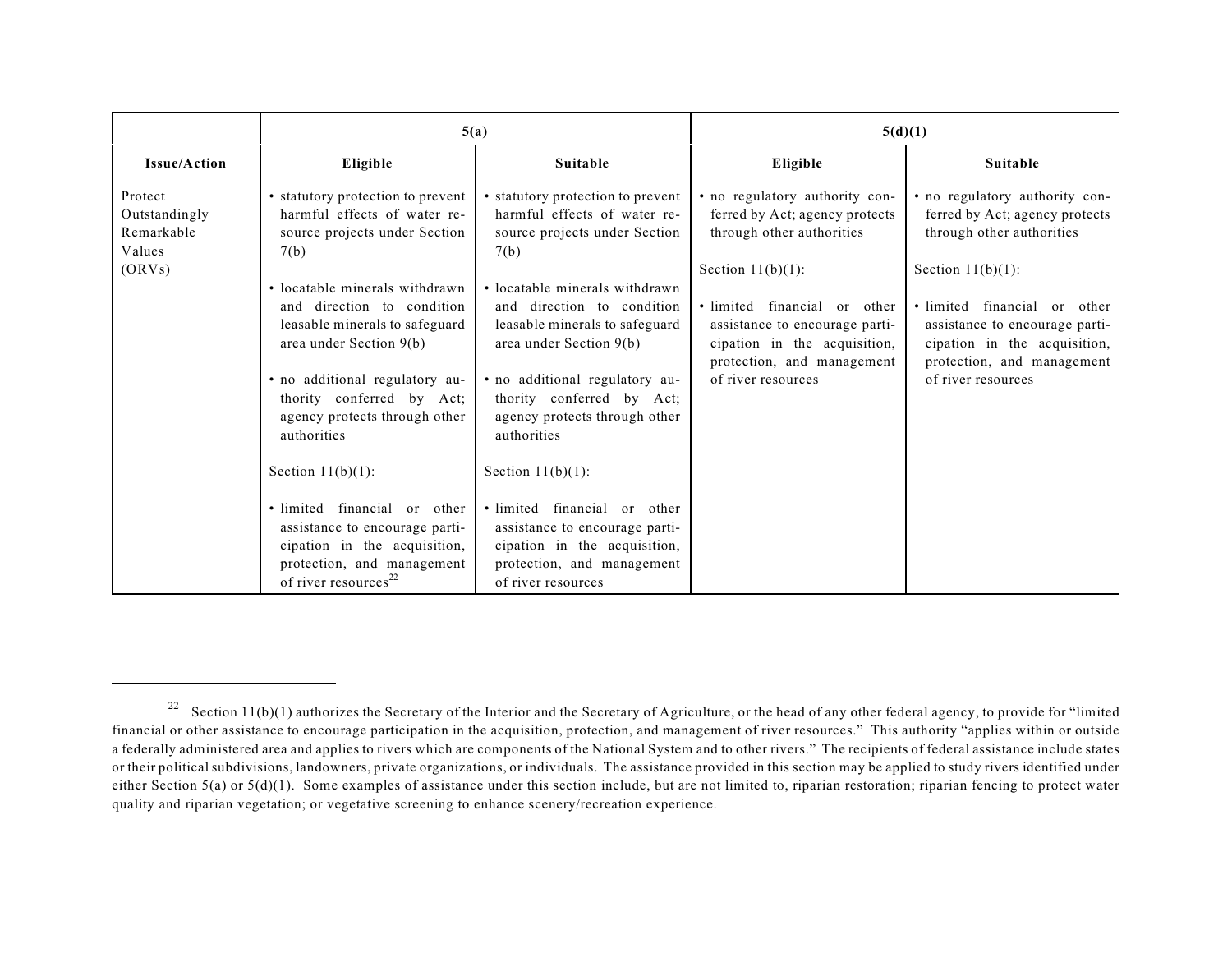| | 5(a) | | 5(d)(1) | |
|---|---|---|---|---|
| **Issue/Action** | **Eligible** | **Suitable** | **Eligible** | **Suitable** |
| Protect Outstandingly Remarkable Values (ORVs) | • statutory protection to prevent harmful effects of water resource projects under Section 7(b)<br><br>• locatable minerals withdrawn and direction to condition leasable minerals to safeguard area under Section 9(b)<br><br>• no additional regulatory authority conferred by Act; agency protects through other authorities<br><br>Section 11(b)(1):<br><br>• limited financial or other assistance to encourage participation in the acquisition, protection, and management of river resources[22] | • statutory protection to prevent harmful effects of water resource projects under Section 7(b)<br><br>• locatable minerals withdrawn and direction to condition leasable minerals to safeguard area under Section 9(b)<br><br>• no additional regulatory authority conferred by Act; agency protects through other authorities<br><br>Section 11(b)(1):<br><br>• limited financial or other assistance to encourage participation in the acquisition, protection, and management of river resources | • no regulatory authority conferred by Act; agency protects through other authorities<br><br>Section 11(b)(1):<br><br>• limited financial or other assistance to encourage participation in the acquisition, protection, and management of river resources | • no regulatory authority conferred by Act; agency protects through other authorities<br><br>Section 11(b)(1):<br><br>• limited financial or other assistance to encourage participation in the acquisition, protection, and management of river resources |

[22] Section 11(b)(1) authorizes the Secretary of the Interior and the Secretary of Agriculture, or the head of any other federal agency, to provide for "limited financial or other assistance to encourage participation in the acquisition, protection, and management of river resources." This authority "applies within or outside a federally administered area and applies to rivers which are components of the National System and to other rivers." The recipients of federal assistance include states or their political subdivisions, landowners, private organizations, or individuals. The assistance provided in this section may be applied to study rivers identified under either Section 5(a) or 5(d)(1). Some examples of assistance under this section include, but are not limited to, riparian restoration; riparian fencing to protect water quality and riparian vegetation; or vegetative screening to enhance scenery/recreation experience.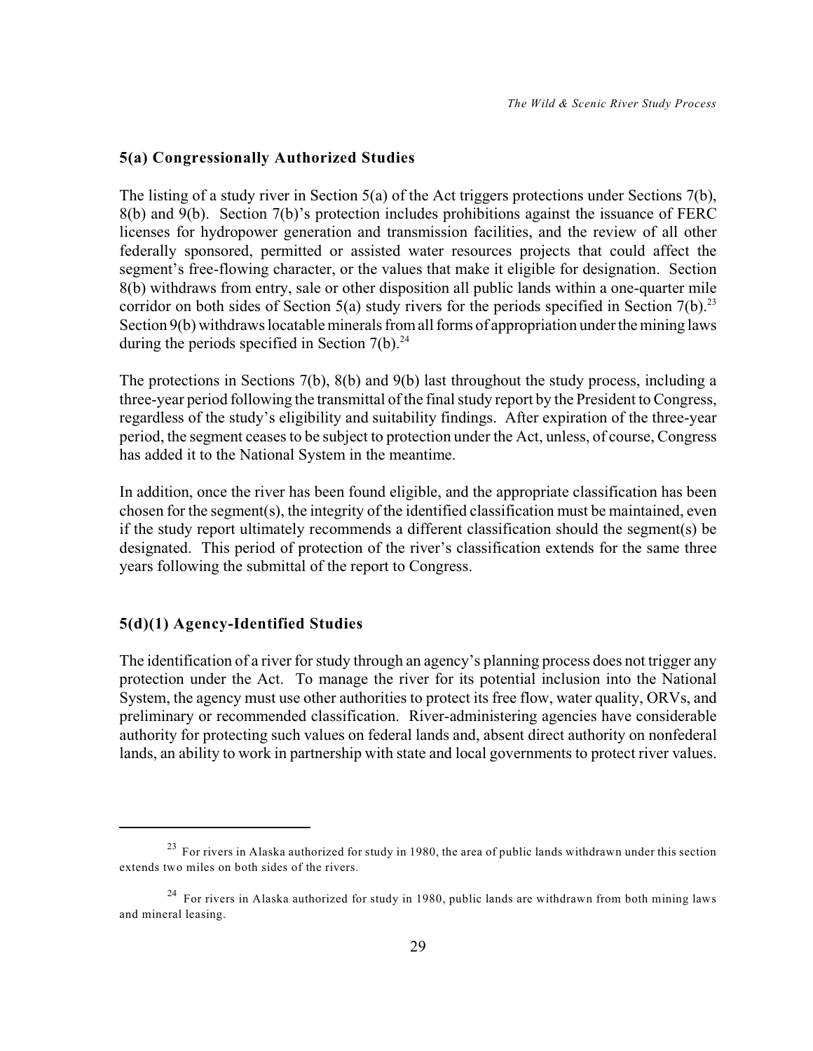### 5(a) Congressionally Authorized Studies

The listing of a study river in Section 5(a) of the Act triggers protections under Sections 7(b), 8(b) and 9(b). Section 7(b)'s protection includes prohibitions against the issuance of FERC licenses for hydropower generation and transmission facilities, and the review of all other federally sponsored, permitted or assisted water resources projects that could affect the segment's free-flowing character, or the values that make it eligible for designation. Section 8(b) withdraws from entry, sale or other disposition all public lands within a one-quarter mile corridor on both sides of Section 5(a) study rivers for the periods specified in Section 7(b).[23] Section 9(b) withdraws locatable minerals from all forms of appropriation under the mining laws during the periods specified in Section 7(b).[24]

The protections in Sections 7(b), 8(b) and 9(b) last throughout the study process, including a three-year period following the transmittal of the final study report by the President to Congress, regardless of the study's eligibility and suitability findings. After expiration of the three-year period, the segment ceases to be subject to protection under the Act, unless, of course, Congress has added it to the National System in the meantime.

In addition, once the river has been found eligible, and the appropriate classification has been chosen for the segment(s), the integrity of the identified classification must be maintained, even if the study report ultimately recommends a different classification should the segment(s) be designated. This period of protection of the river's classification extends for the same three years following the submittal of the report to Congress.

### 5(d)(1) Agency-Identified Studies

The identification of a river for study through an agency's planning process does not trigger any protection under the Act. To manage the river for its potential inclusion into the National System, the agency must use other authorities to protect its free flow, water quality, ORVs, and preliminary or recommended classification. River-administering agencies have considerable authority for protecting such values on federal lands and, absent direct authority on nonfederal lands, an ability to work in partnership with state and local governments to protect river values.

---

[23] For rivers in Alaska authorized for study in 1980, the area of public lands withdrawn under this section extends two miles on both sides of the rivers.

[24] For rivers in Alaska authorized for study in 1980, public lands are withdrawn from both mining laws and mineral leasing.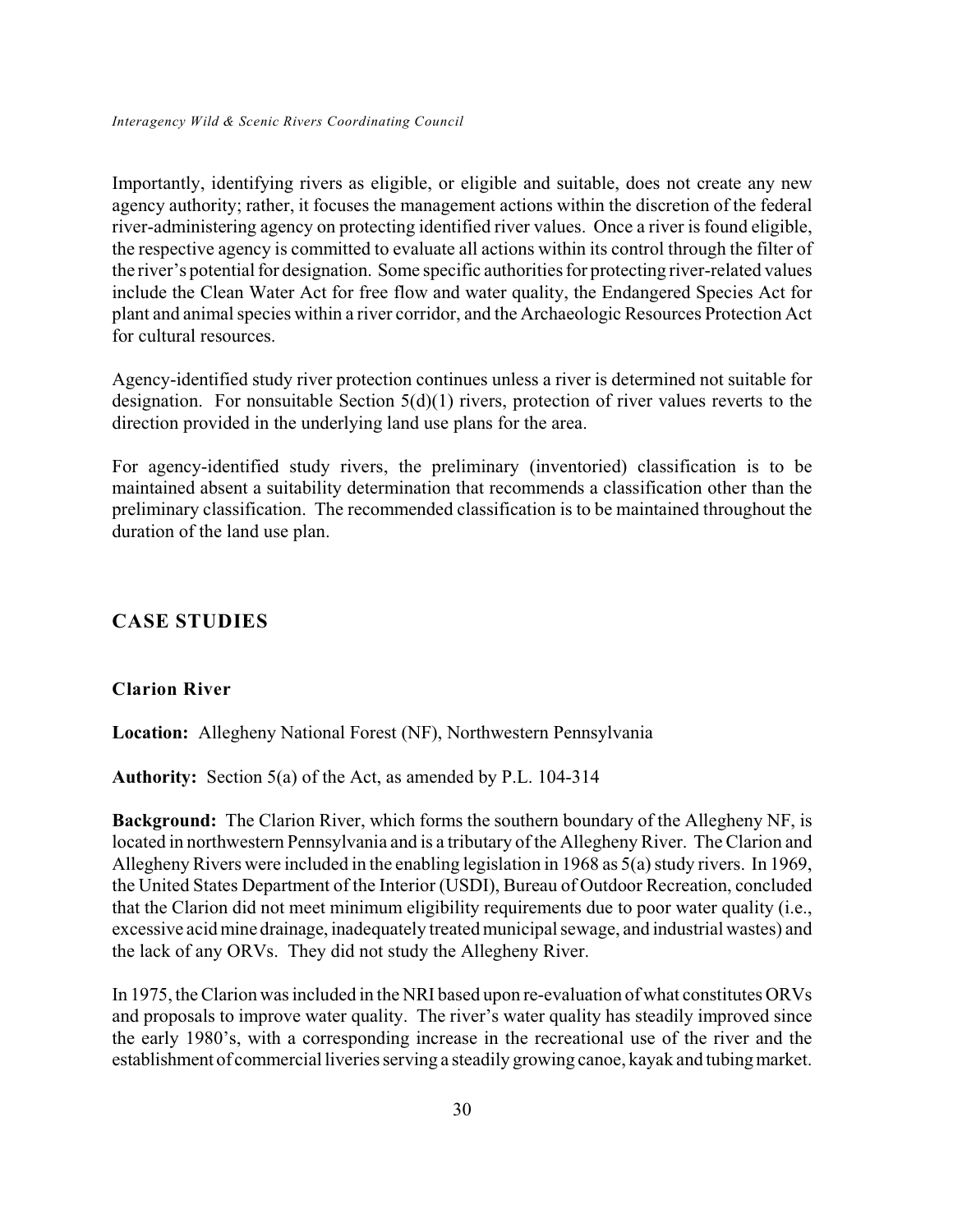Importantly, identifying rivers as eligible, or eligible and suitable, does not create any new agency authority; rather, it focuses the management actions within the discretion of the federal river-administering agency on protecting identified river values. Once a river is found eligible, the respective agency is committed to evaluate all actions within its control through the filter of the river's potential for designation. Some specific authorities for protecting river-related values include the Clean Water Act for free flow and water quality, the Endangered Species Act for plant and animal species within a river corridor, and the Archaeologic Resources Protection Act for cultural resources.

Agency-identified study river protection continues unless a river is determined not suitable for designation. For nonsuitable Section 5(d)(1) rivers, protection of river values reverts to the direction provided in the underlying land use plans for the area.

For agency-identified study rivers, the preliminary (inventoried) classification is to be maintained absent a suitability determination that recommends a classification other than the preliminary classification. The recommended classification is to be maintained throughout the duration of the land use plan.

## CASE STUDIES

### Clarion River

**Location:** Allegheny National Forest (NF), Northwestern Pennsylvania

**Authority:** Section 5(a) of the Act, as amended by P.L. 104-314

**Background:** The Clarion River, which forms the southern boundary of the Allegheny NF, is located in northwestern Pennsylvania and is a tributary of the Allegheny River. The Clarion and Allegheny Rivers were included in the enabling legislation in 1968 as 5(a) study rivers. In 1969, the United States Department of the Interior (USDI), Bureau of Outdoor Recreation, concluded that the Clarion did not meet minimum eligibility requirements due to poor water quality (i.e., excessive acid mine drainage, inadequately treated municipal sewage, and industrial wastes) and the lack of any ORVs. They did not study the Allegheny River.

In 1975, the Clarion was included in the NRI based upon re-evaluation of what constitutes ORVs and proposals to improve water quality. The river's water quality has steadily improved since the early 1980's, with a corresponding increase in the recreational use of the river and the establishment of commercial liveries serving a steadily growing canoe, kayak and tubing market.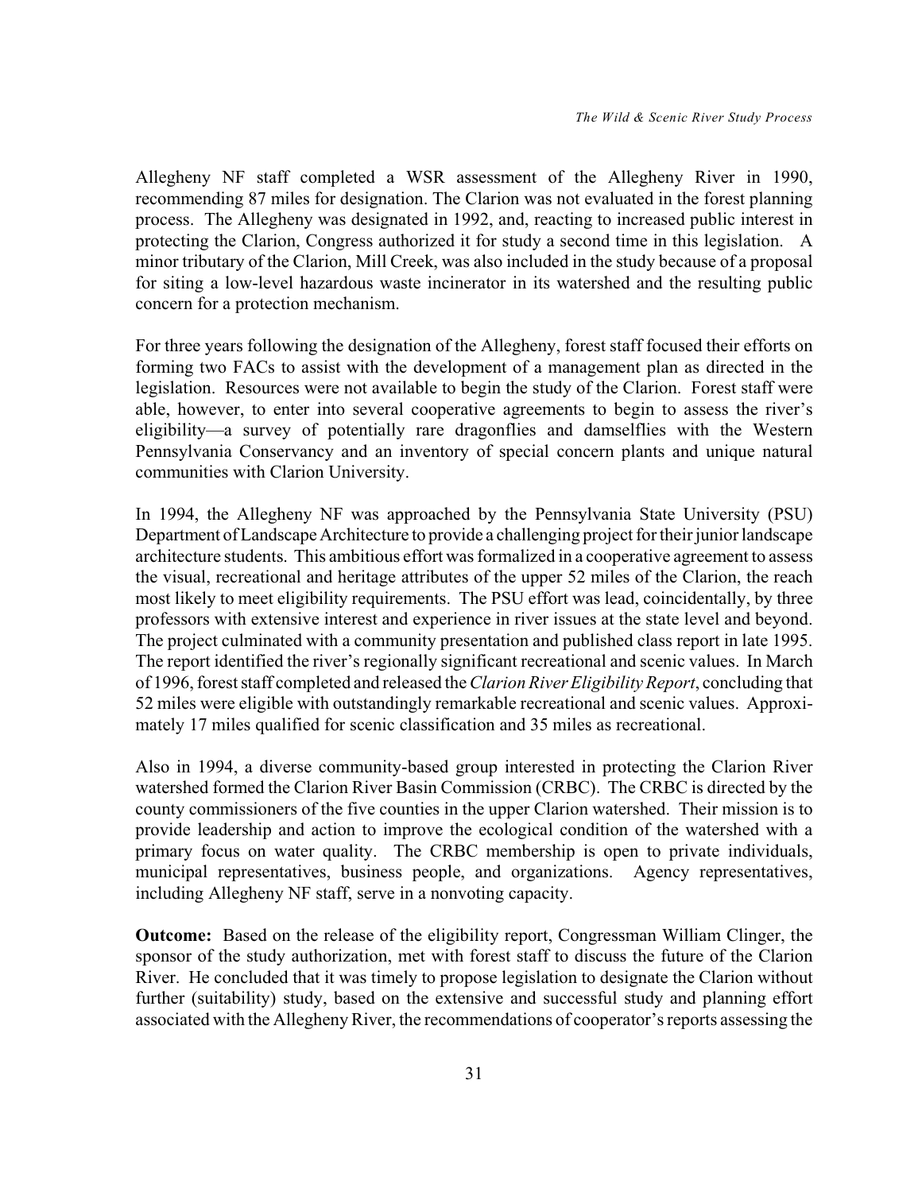Allegheny NF staff completed a WSR assessment of the Allegheny River in 1990, recommending 87 miles for designation. The Clarion was not evaluated in the forest planning process. The Allegheny was designated in 1992, and, reacting to increased public interest in protecting the Clarion, Congress authorized it for study a second time in this legislation. A minor tributary of the Clarion, Mill Creek, was also included in the study because of a proposal for siting a low-level hazardous waste incinerator in its watershed and the resulting public concern for a protection mechanism.

For three years following the designation of the Allegheny, forest staff focused their efforts on forming two FACs to assist with the development of a management plan as directed in the legislation. Resources were not available to begin the study of the Clarion. Forest staff were able, however, to enter into several cooperative agreements to begin to assess the river's eligibility—a survey of potentially rare dragonflies and damselflies with the Western Pennsylvania Conservancy and an inventory of special concern plants and unique natural communities with Clarion University.

In 1994, the Allegheny NF was approached by the Pennsylvania State University (PSU) Department of Landscape Architecture to provide a challenging project for their junior landscape architecture students. This ambitious effort was formalized in a cooperative agreement to assess the visual, recreational and heritage attributes of the upper 52 miles of the Clarion, the reach most likely to meet eligibility requirements. The PSU effort was lead, coincidentally, by three professors with extensive interest and experience in river issues at the state level and beyond. The project culminated with a community presentation and published class report in late 1995. The report identified the river's regionally significant recreational and scenic values. In March of 1996, forest staff completed and released the *Clarion River Eligibility Report*, concluding that 52 miles were eligible with outstandingly remarkable recreational and scenic values. Approximately 17 miles qualified for scenic classification and 35 miles as recreational.

Also in 1994, a diverse community-based group interested in protecting the Clarion River watershed formed the Clarion River Basin Commission (CRBC). The CRBC is directed by the county commissioners of the five counties in the upper Clarion watershed. Their mission is to provide leadership and action to improve the ecological condition of the watershed with a primary focus on water quality. The CRBC membership is open to private individuals, municipal representatives, business people, and organizations. Agency representatives, including Allegheny NF staff, serve in a nonvoting capacity.

**Outcome:** Based on the release of the eligibility report, Congressman William Clinger, the sponsor of the study authorization, met with forest staff to discuss the future of the Clarion River. He concluded that it was timely to propose legislation to designate the Clarion without further (suitability) study, based on the extensive and successful study and planning effort associated with the Allegheny River, the recommendations of cooperator's reports assessing the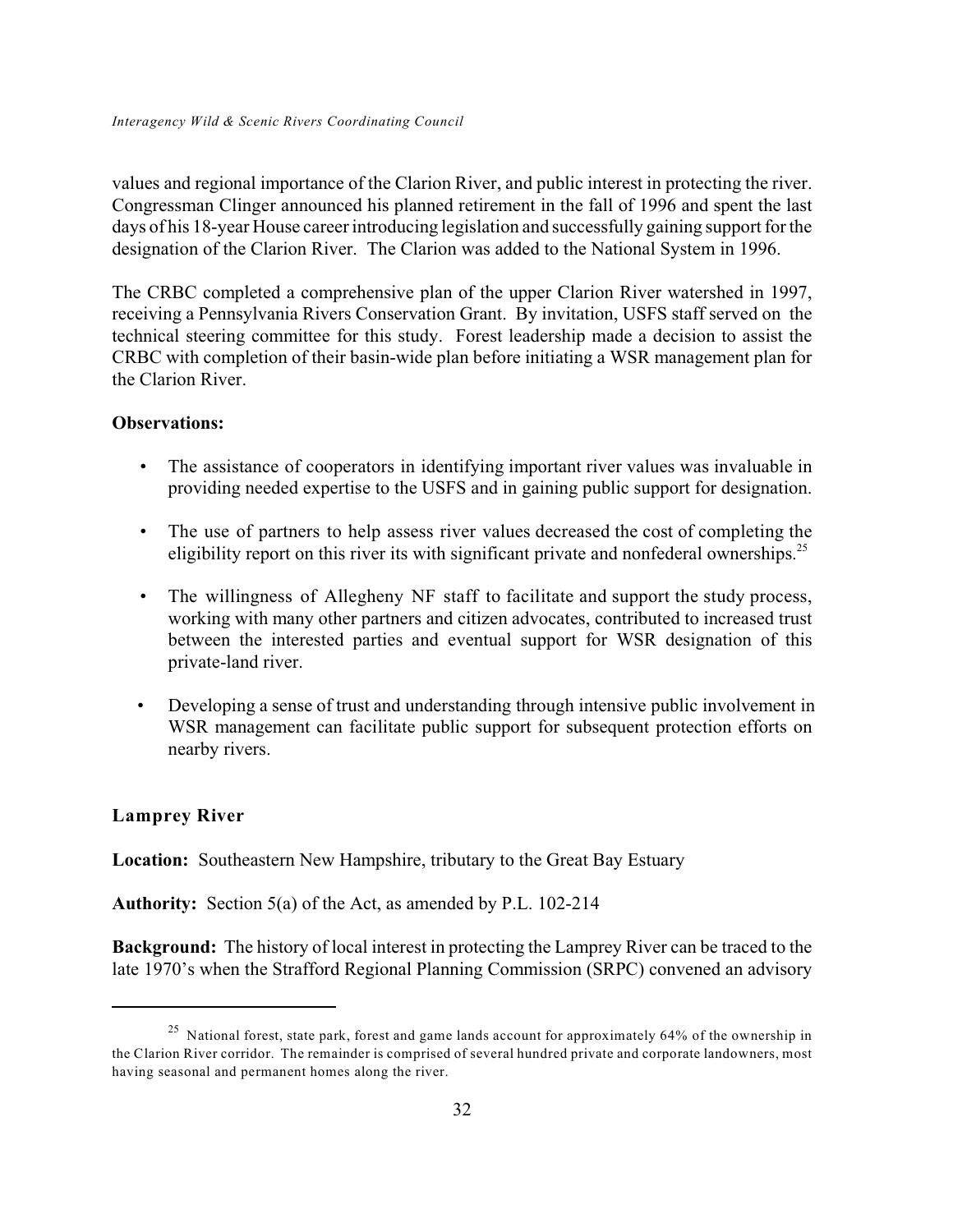values and regional importance of the Clarion River, and public interest in protecting the river. Congressman Clinger announced his planned retirement in the fall of 1996 and spent the last days of his 18-year House career introducing legislation and successfully gaining support for the designation of the Clarion River. The Clarion was added to the National System in 1996.

The CRBC completed a comprehensive plan of the upper Clarion River watershed in 1997, receiving a Pennsylvania Rivers Conservation Grant. By invitation, USFS staff served on the technical steering committee for this study. Forest leadership made a decision to assist the CRBC with completion of their basin-wide plan before initiating a WSR management plan for the Clarion River.

**Observations:**

- The assistance of cooperators in identifying important river values was invaluable in providing needed expertise to the USFS and in gaining public support for designation.
- The use of partners to help assess river values decreased the cost of completing the eligibility report on this river its with significant private and nonfederal ownerships.[25]
- The willingness of Allegheny NF staff to facilitate and support the study process, working with many other partners and citizen advocates, contributed to increased trust between the interested parties and eventual support for WSR designation of this private-land river.
- Developing a sense of trust and understanding through intensive public involvement in WSR management can facilitate public support for subsequent protection efforts on nearby rivers.

### Lamprey River

**Location:** Southeastern New Hampshire, tributary to the Great Bay Estuary

**Authority:** Section 5(a) of the Act, as amended by P.L. 102-214

**Background:** The history of local interest in protecting the Lamprey River can be traced to the late 1970's when the Strafford Regional Planning Commission (SRPC) convened an advisory

---

[25] National forest, state park, forest and game lands account for approximately 64% of the ownership in the Clarion River corridor. The remainder is comprised of several hundred private and corporate landowners, most having seasonal and permanent homes along the river.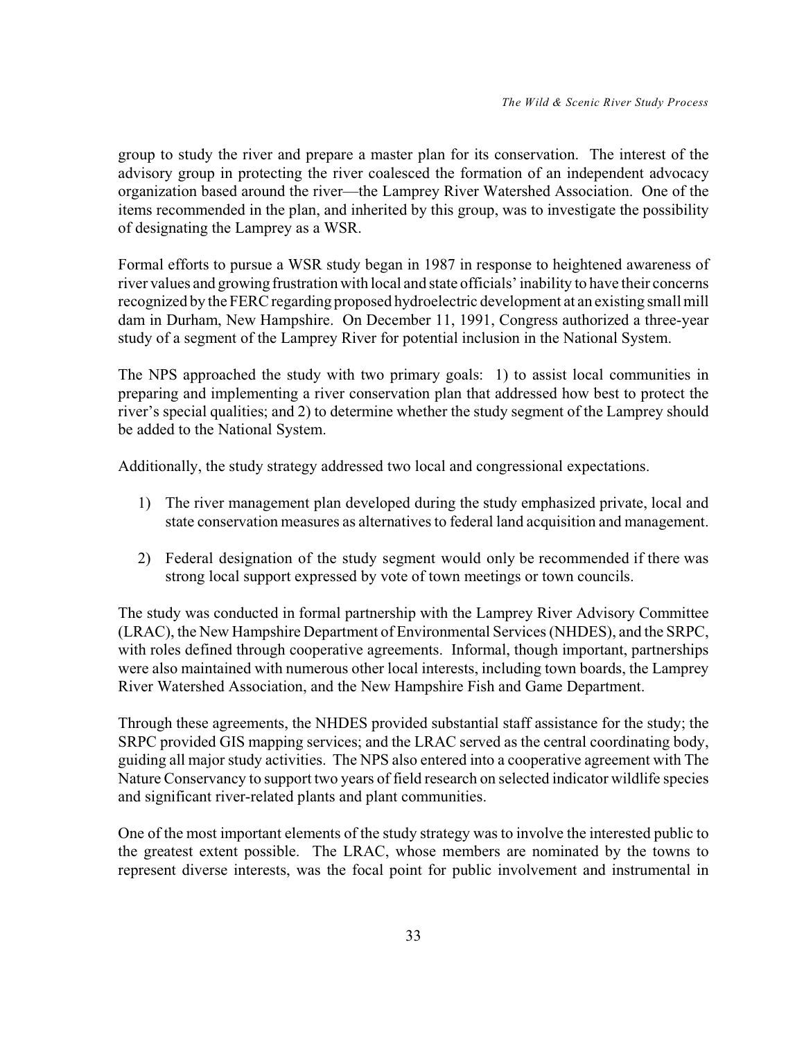group to study the river and prepare a master plan for its conservation. The interest of the advisory group in protecting the river coalesced the formation of an independent advocacy organization based around the river—the Lamprey River Watershed Association. One of the items recommended in the plan, and inherited by this group, was to investigate the possibility of designating the Lamprey as a WSR.

Formal efforts to pursue a WSR study began in 1987 in response to heightened awareness of river values and growing frustration with local and state officials' inability to have their concerns recognized by the FERC regarding proposed hydroelectric development at an existing small mill dam in Durham, New Hampshire. On December 11, 1991, Congress authorized a three-year study of a segment of the Lamprey River for potential inclusion in the National System.

The NPS approached the study with two primary goals: 1) to assist local communities in preparing and implementing a river conservation plan that addressed how best to protect the river's special qualities; and 2) to determine whether the study segment of the Lamprey should be added to the National System.

Additionally, the study strategy addressed two local and congressional expectations.

1) The river management plan developed during the study emphasized private, local and state conservation measures as alternatives to federal land acquisition and management.

2) Federal designation of the study segment would only be recommended if there was strong local support expressed by vote of town meetings or town councils.

The study was conducted in formal partnership with the Lamprey River Advisory Committee (LRAC), the New Hampshire Department of Environmental Services (NHDES), and the SRPC, with roles defined through cooperative agreements. Informal, though important, partnerships were also maintained with numerous other local interests, including town boards, the Lamprey River Watershed Association, and the New Hampshire Fish and Game Department.

Through these agreements, the NHDES provided substantial staff assistance for the study; the SRPC provided GIS mapping services; and the LRAC served as the central coordinating body, guiding all major study activities. The NPS also entered into a cooperative agreement with The Nature Conservancy to support two years of field research on selected indicator wildlife species and significant river-related plants and plant communities.

One of the most important elements of the study strategy was to involve the interested public to the greatest extent possible. The LRAC, whose members are nominated by the towns to represent diverse interests, was the focal point for public involvement and instrumental in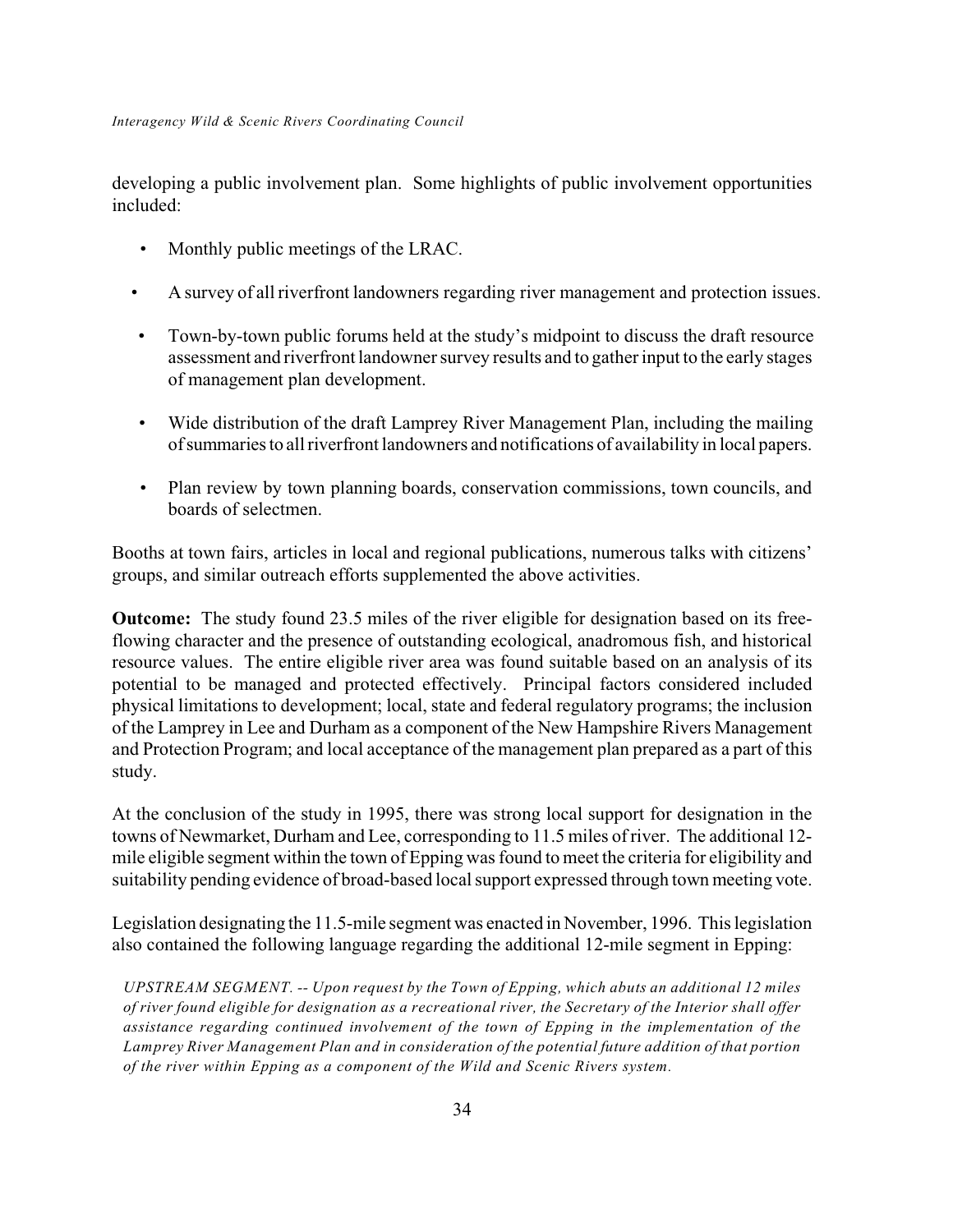developing a public involvement plan. Some highlights of public involvement opportunities included:

- Monthly public meetings of the LRAC.
- A survey of all riverfront landowners regarding river management and protection issues.
- Town-by-town public forums held at the study's midpoint to discuss the draft resource assessment and riverfront landowner survey results and to gather input to the early stages of management plan development.
- Wide distribution of the draft Lamprey River Management Plan, including the mailing of summaries to all riverfront landowners and notifications of availability in local papers.
- Plan review by town planning boards, conservation commissions, town councils, and boards of selectmen.

Booths at town fairs, articles in local and regional publications, numerous talks with citizens' groups, and similar outreach efforts supplemented the above activities.

**Outcome:** The study found 23.5 miles of the river eligible for designation based on its free-flowing character and the presence of outstanding ecological, anadromous fish, and historical resource values. The entire eligible river area was found suitable based on an analysis of its potential to be managed and protected effectively. Principal factors considered included physical limitations to development; local, state and federal regulatory programs; the inclusion of the Lamprey in Lee and Durham as a component of the New Hampshire Rivers Management and Protection Program; and local acceptance of the management plan prepared as a part of this study.

At the conclusion of the study in 1995, there was strong local support for designation in the towns of Newmarket, Durham and Lee, corresponding to 11.5 miles of river. The additional 12-mile eligible segment within the town of Epping was found to meet the criteria for eligibility and suitability pending evidence of broad-based local support expressed through town meeting vote.

Legislation designating the 11.5-mile segment was enacted in November, 1996. This legislation also contained the following language regarding the additional 12-mile segment in Epping:

> *UPSTREAM SEGMENT. -- Upon request by the Town of Epping, which abuts an additional 12 miles of river found eligible for designation as a recreational river, the Secretary of the Interior shall offer assistance regarding continued involvement of the town of Epping in the implementation of the Lamprey River Management Plan and in consideration of the potential future addition of that portion of the river within Epping as a component of the Wild and Scenic Rivers system.*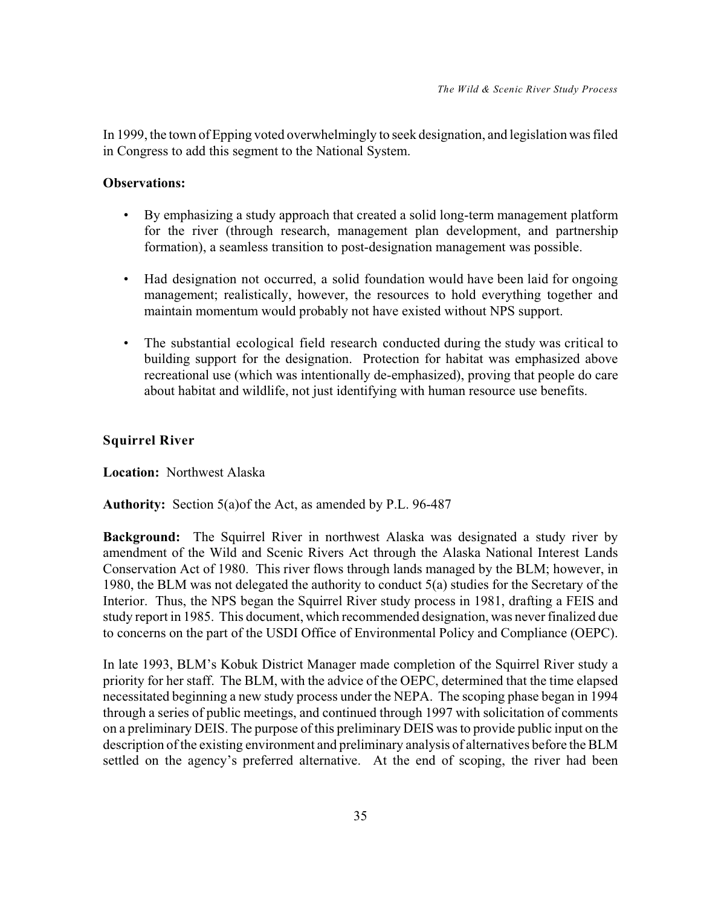In 1999, the town of Epping voted overwhelmingly to seek designation, and legislation was filed in Congress to add this segment to the National System.

**Observations:**

- By emphasizing a study approach that created a solid long-term management platform for the river (through research, management plan development, and partnership formation), a seamless transition to post-designation management was possible.

- Had designation not occurred, a solid foundation would have been laid for ongoing management; realistically, however, the resources to hold everything together and maintain momentum would probably not have existed without NPS support.

- The substantial ecological field research conducted during the study was critical to building support for the designation. Protection for habitat was emphasized above recreational use (which was intentionally de-emphasized), proving that people do care about habitat and wildlife, not just identifying with human resource use benefits.

### Squirrel River

**Location:** Northwest Alaska

**Authority:** Section 5(a)of the Act, as amended by P.L. 96-487

**Background:** The Squirrel River in northwest Alaska was designated a study river by amendment of the Wild and Scenic Rivers Act through the Alaska National Interest Lands Conservation Act of 1980. This river flows through lands managed by the BLM; however, in 1980, the BLM was not delegated the authority to conduct 5(a) studies for the Secretary of the Interior. Thus, the NPS began the Squirrel River study process in 1981, drafting a FEIS and study report in 1985. This document, which recommended designation, was never finalized due to concerns on the part of the USDI Office of Environmental Policy and Compliance (OEPC).

In late 1993, BLM's Kobuk District Manager made completion of the Squirrel River study a priority for her staff. The BLM, with the advice of the OEPC, determined that the time elapsed necessitated beginning a new study process under the NEPA. The scoping phase began in 1994 through a series of public meetings, and continued through 1997 with solicitation of comments on a preliminary DEIS. The purpose of this preliminary DEIS was to provide public input on the description of the existing environment and preliminary analysis of alternatives before the BLM settled on the agency's preferred alternative. At the end of scoping, the river had been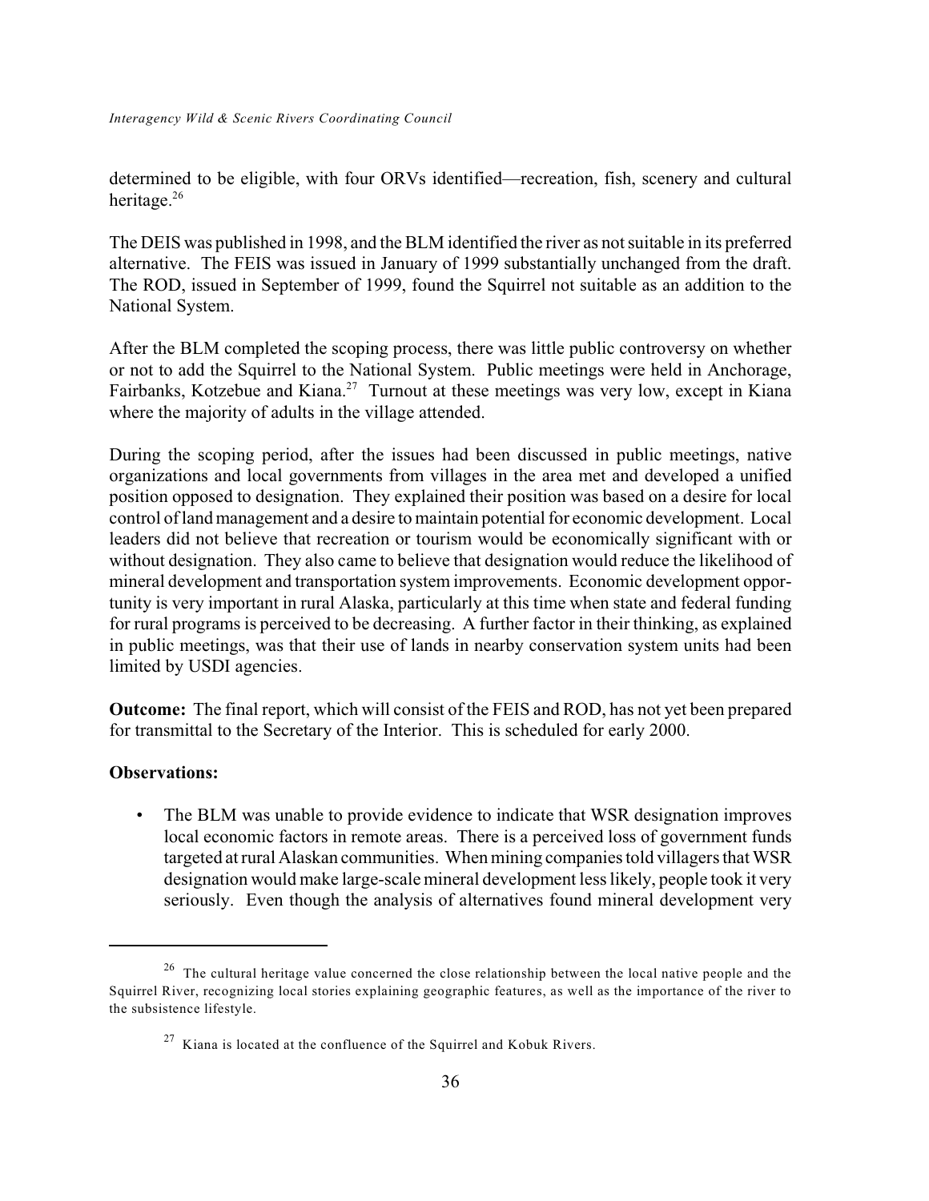determined to be eligible, with four ORVs identified—recreation, fish, scenery and cultural heritage.[26]

The DEIS was published in 1998, and the BLM identified the river as not suitable in its preferred alternative. The FEIS was issued in January of 1999 substantially unchanged from the draft. The ROD, issued in September of 1999, found the Squirrel not suitable as an addition to the National System.

After the BLM completed the scoping process, there was little public controversy on whether or not to add the Squirrel to the National System. Public meetings were held in Anchorage, Fairbanks, Kotzebue and Kiana.[27] Turnout at these meetings was very low, except in Kiana where the majority of adults in the village attended.

During the scoping period, after the issues had been discussed in public meetings, native organizations and local governments from villages in the area met and developed a unified position opposed to designation. They explained their position was based on a desire for local control of land management and a desire to maintain potential for economic development. Local leaders did not believe that recreation or tourism would be economically significant with or without designation. They also came to believe that designation would reduce the likelihood of mineral development and transportation system improvements. Economic development opportunity is very important in rural Alaska, particularly at this time when state and federal funding for rural programs is perceived to be decreasing. A further factor in their thinking, as explained in public meetings, was that their use of lands in nearby conservation system units had been limited by USDI agencies.

**Outcome:** The final report, which will consist of the FEIS and ROD, has not yet been prepared for transmittal to the Secretary of the Interior. This is scheduled for early 2000.

**Observations:**

- The BLM was unable to provide evidence to indicate that WSR designation improves local economic factors in remote areas. There is a perceived loss of government funds targeted at rural Alaskan communities. When mining companies told villagers that WSR designation would make large-scale mineral development less likely, people took it very seriously. Even though the analysis of alternatives found mineral development very

---

[26] The cultural heritage value concerned the close relationship between the local native people and the Squirrel River, recognizing local stories explaining geographic features, as well as the importance of the river to the subsistence lifestyle.

[27] Kiana is located at the confluence of the Squirrel and Kobuk Rivers.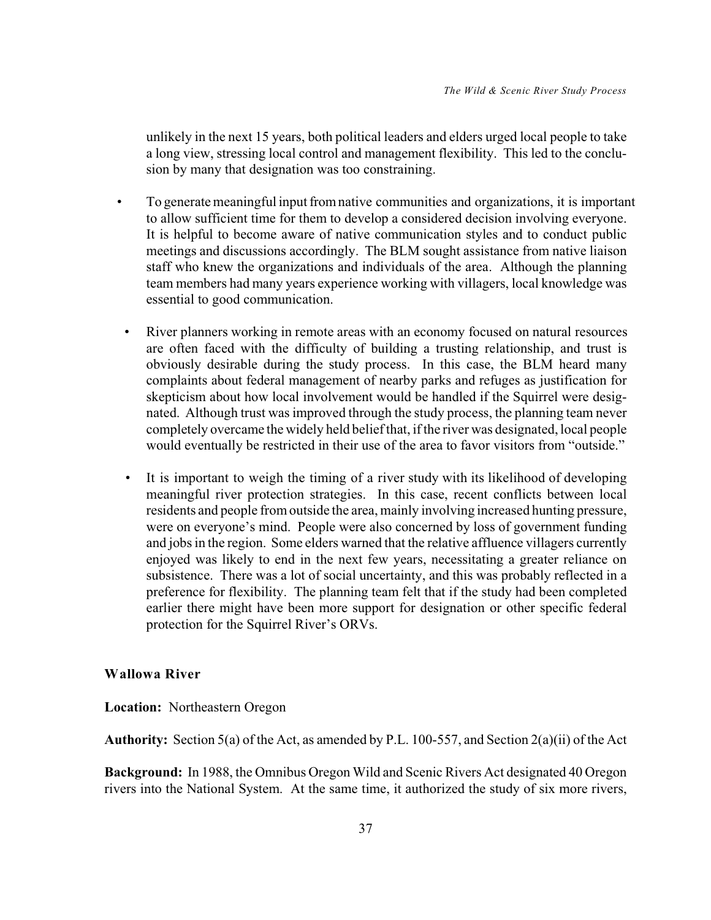unlikely in the next 15 years, both political leaders and elders urged local people to take a long view, stressing local control and management flexibility. This led to the conclusion by many that designation was too constraining.

- To generate meaningful input from native communities and organizations, it is important to allow sufficient time for them to develop a considered decision involving everyone. It is helpful to become aware of native communication styles and to conduct public meetings and discussions accordingly. The BLM sought assistance from native liaison staff who knew the organizations and individuals of the area. Although the planning team members had many years experience working with villagers, local knowledge was essential to good communication.

- River planners working in remote areas with an economy focused on natural resources are often faced with the difficulty of building a trusting relationship, and trust is obviously desirable during the study process. In this case, the BLM heard many complaints about federal management of nearby parks and refuges as justification for skepticism about how local involvement would be handled if the Squirrel were designated. Although trust was improved through the study process, the planning team never completely overcame the widely held belief that, if the river was designated, local people would eventually be restricted in their use of the area to favor visitors from "outside."

- It is important to weigh the timing of a river study with its likelihood of developing meaningful river protection strategies. In this case, recent conflicts between local residents and people from outside the area, mainly involving increased hunting pressure, were on everyone's mind. People were also concerned by loss of government funding and jobs in the region. Some elders warned that the relative affluence villagers currently enjoyed was likely to end in the next few years, necessitating a greater reliance on subsistence. There was a lot of social uncertainty, and this was probably reflected in a preference for flexibility. The planning team felt that if the study had been completed earlier there might have been more support for designation or other specific federal protection for the Squirrel River's ORVs.

### Wallowa River

**Location:** Northeastern Oregon

**Authority:** Section 5(a) of the Act, as amended by P.L. 100-557, and Section 2(a)(ii) of the Act

**Background:** In 1988, the Omnibus Oregon Wild and Scenic Rivers Act designated 40 Oregon rivers into the National System. At the same time, it authorized the study of six more rivers,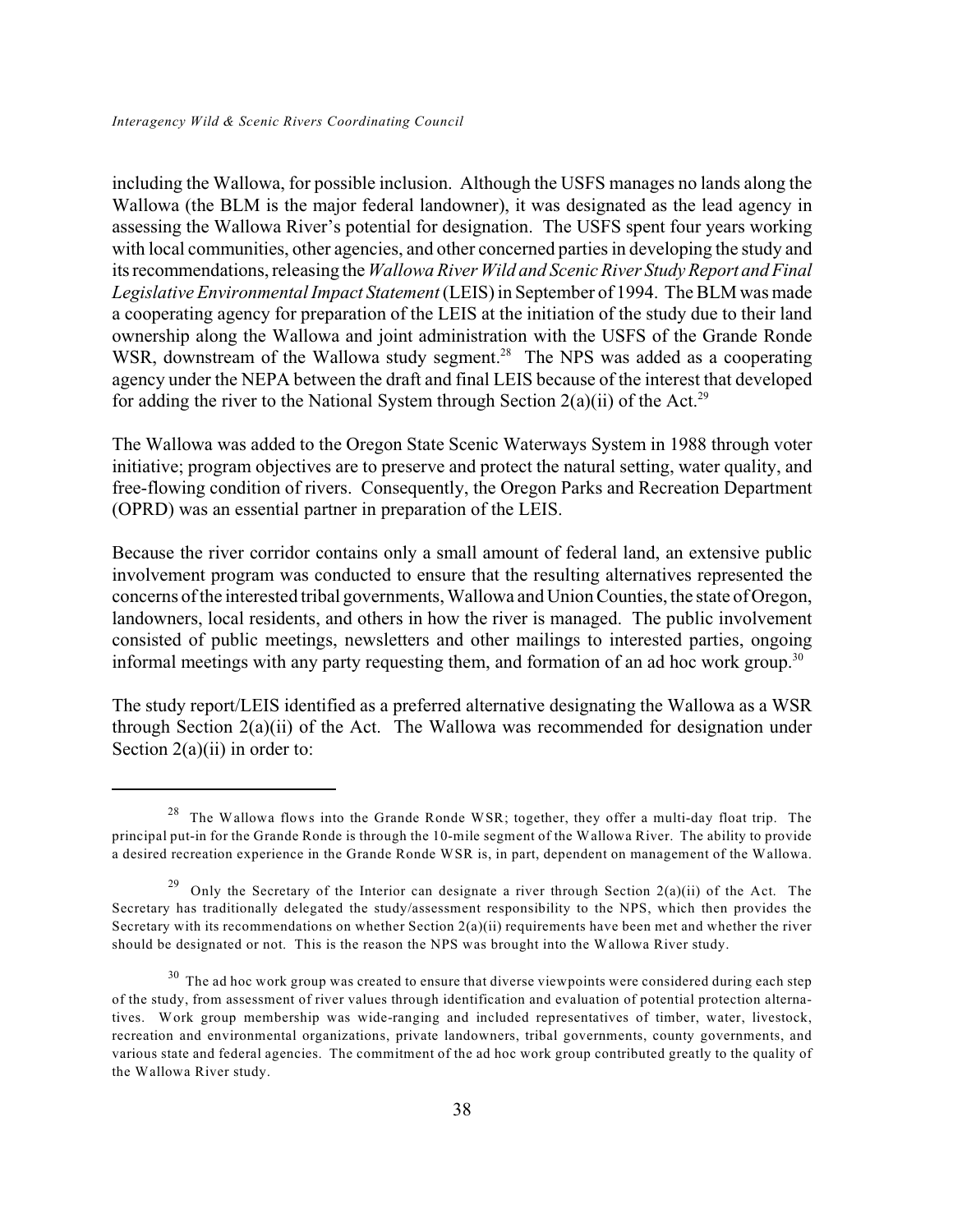including the Wallowa, for possible inclusion. Although the USFS manages no lands along the Wallowa (the BLM is the major federal landowner), it was designated as the lead agency in assessing the Wallowa River's potential for designation. The USFS spent four years working with local communities, other agencies, and other concerned parties in developing the study and its recommendations, releasing the *Wallowa River Wild and Scenic River Study Report and Final Legislative Environmental Impact Statement* (LEIS) in September of 1994. The BLM was made a cooperating agency for preparation of the LEIS at the initiation of the study due to their land ownership along the Wallowa and joint administration with the USFS of the Grande Ronde WSR, downstream of the Wallowa study segment.[28] The NPS was added as a cooperating agency under the NEPA between the draft and final LEIS because of the interest that developed for adding the river to the National System through Section 2(a)(ii) of the Act.[29]

The Wallowa was added to the Oregon State Scenic Waterways System in 1988 through voter initiative; program objectives are to preserve and protect the natural setting, water quality, and free-flowing condition of rivers. Consequently, the Oregon Parks and Recreation Department (OPRD) was an essential partner in preparation of the LEIS.

Because the river corridor contains only a small amount of federal land, an extensive public involvement program was conducted to ensure that the resulting alternatives represented the concerns of the interested tribal governments, Wallowa and Union Counties, the state of Oregon, landowners, local residents, and others in how the river is managed. The public involvement consisted of public meetings, newsletters and other mailings to interested parties, ongoing informal meetings with any party requesting them, and formation of an ad hoc work group.[30]

The study report/LEIS identified as a preferred alternative designating the Wallowa as a WSR through Section 2(a)(ii) of the Act. The Wallowa was recommended for designation under Section 2(a)(ii) in order to:

---

[28] The Wallowa flows into the Grande Ronde WSR; together, they offer a multi-day float trip. The principal put-in for the Grande Ronde is through the 10-mile segment of the Wallowa River. The ability to provide a desired recreation experience in the Grande Ronde WSR is, in part, dependent on management of the Wallowa.

[29] Only the Secretary of the Interior can designate a river through Section 2(a)(ii) of the Act. The Secretary has traditionally delegated the study/assessment responsibility to the NPS, which then provides the Secretary with its recommendations on whether Section 2(a)(ii) requirements have been met and whether the river should be designated or not. This is the reason the NPS was brought into the Wallowa River study.

[30] The ad hoc work group was created to ensure that diverse viewpoints were considered during each step of the study, from assessment of river values through identification and evaluation of potential protection alternatives. Work group membership was wide-ranging and included representatives of timber, water, livestock, recreation and environmental organizations, private landowners, tribal governments, county governments, and various state and federal agencies. The commitment of the ad hoc work group contributed greatly to the quality of the Wallowa River study.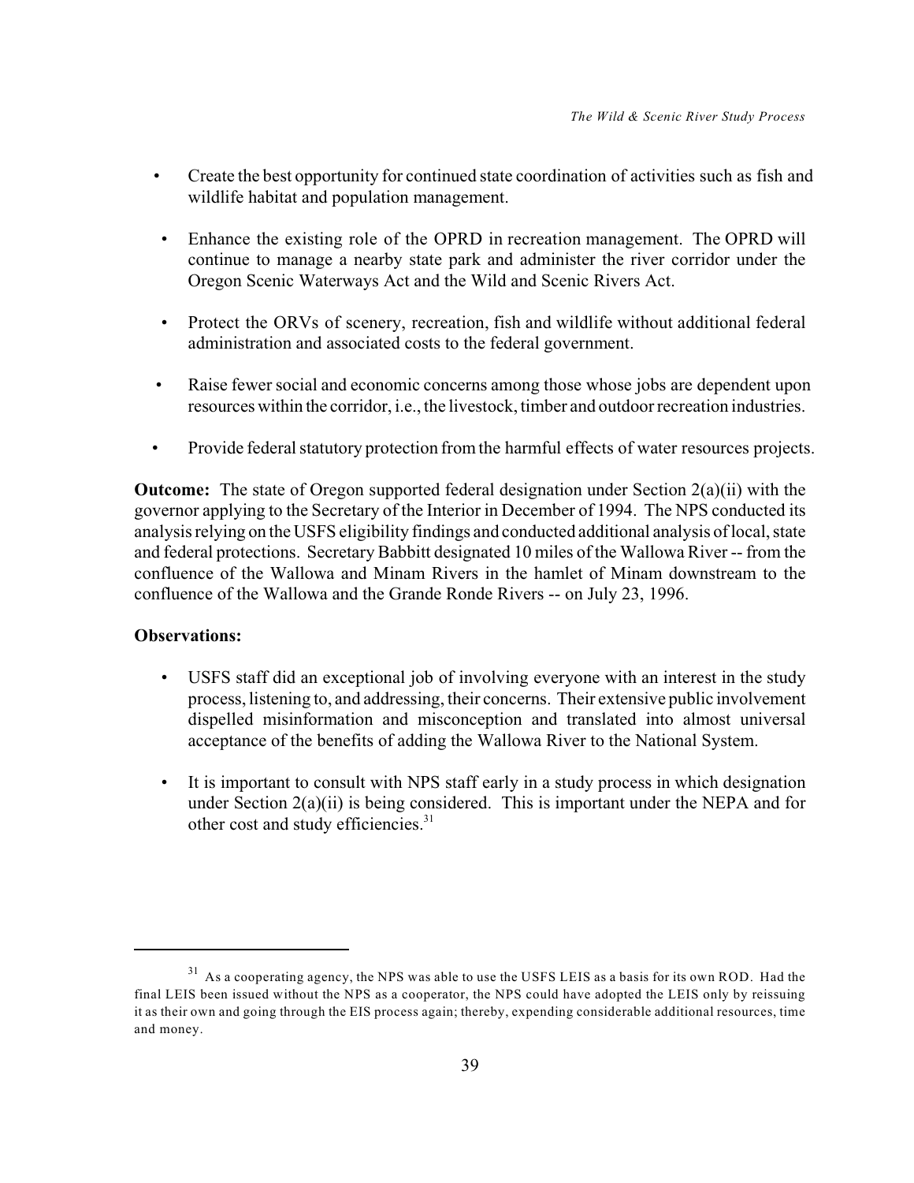- Create the best opportunity for continued state coordination of activities such as fish and wildlife habitat and population management.
- Enhance the existing role of the OPRD in recreation management. The OPRD will continue to manage a nearby state park and administer the river corridor under the Oregon Scenic Waterways Act and the Wild and Scenic Rivers Act.
- Protect the ORVs of scenery, recreation, fish and wildlife without additional federal administration and associated costs to the federal government.
- Raise fewer social and economic concerns among those whose jobs are dependent upon resources within the corridor, i.e., the livestock, timber and outdoor recreation industries.
- Provide federal statutory protection from the harmful effects of water resources projects.

**Outcome:** The state of Oregon supported federal designation under Section 2(a)(ii) with the governor applying to the Secretary of the Interior in December of 1994. The NPS conducted its analysis relying on the USFS eligibility findings and conducted additional analysis of local, state and federal protections. Secretary Babbitt designated 10 miles of the Wallowa River -- from the confluence of the Wallowa and Minam Rivers in the hamlet of Minam downstream to the confluence of the Wallowa and the Grande Ronde Rivers -- on July 23, 1996.

**Observations:**

- USFS staff did an exceptional job of involving everyone with an interest in the study process, listening to, and addressing, their concerns. Their extensive public involvement dispelled misinformation and misconception and translated into almost universal acceptance of the benefits of adding the Wallowa River to the National System.
- It is important to consult with NPS staff early in a study process in which designation under Section 2(a)(ii) is being considered. This is important under the NEPA and for other cost and study efficiencies.[31]

---

[31] As a cooperating agency, the NPS was able to use the USFS LEIS as a basis for its own ROD. Had the final LEIS been issued without the NPS as a cooperator, the NPS could have adopted the LEIS only by reissuing it as their own and going through the EIS process again; thereby, expending considerable additional resources, time and money.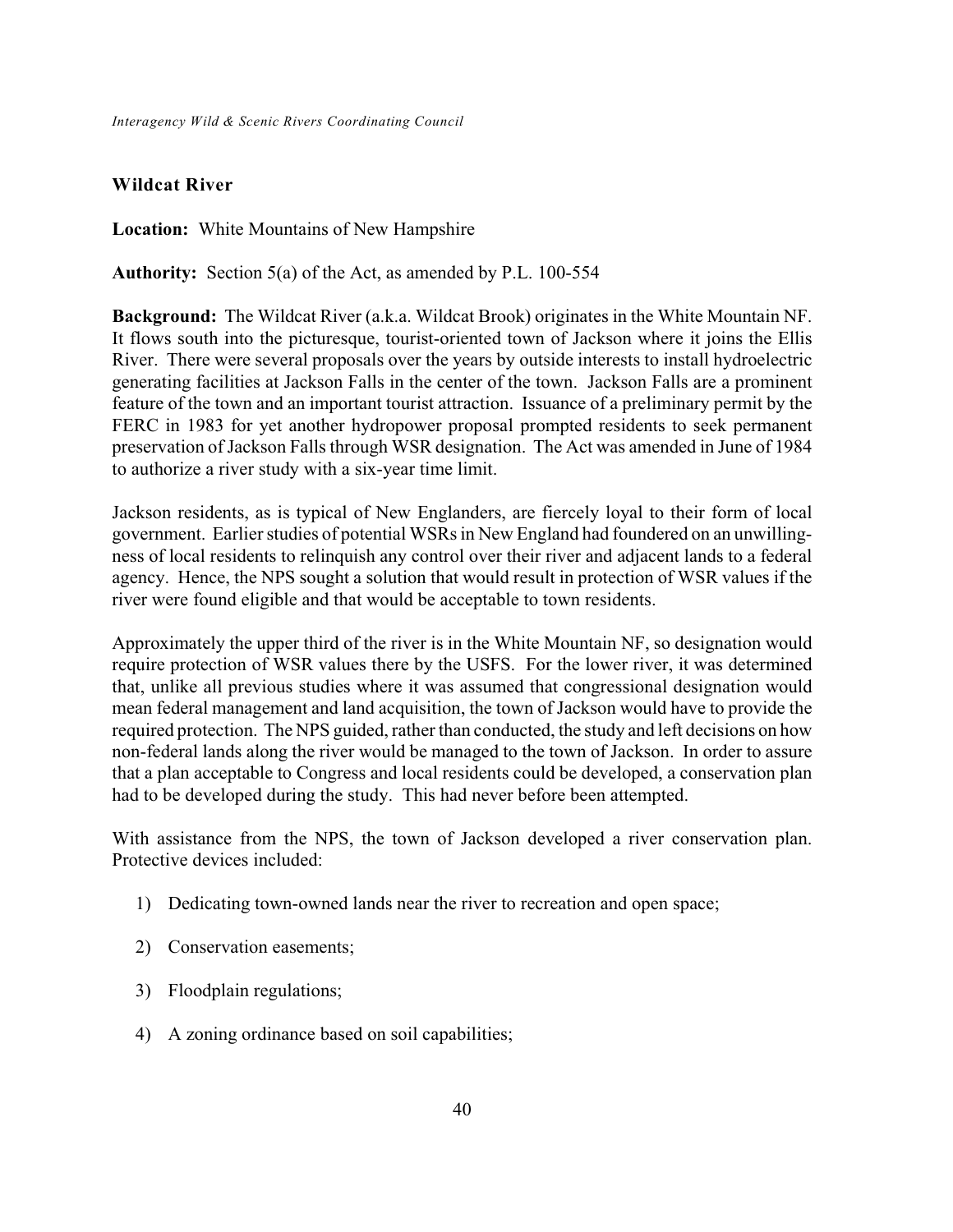### Wildcat River

**Location:** White Mountains of New Hampshire

**Authority:** Section 5(a) of the Act, as amended by P.L. 100-554

**Background:** The Wildcat River (a.k.a. Wildcat Brook) originates in the White Mountain NF. It flows south into the picturesque, tourist-oriented town of Jackson where it joins the Ellis River. There were several proposals over the years by outside interests to install hydroelectric generating facilities at Jackson Falls in the center of the town. Jackson Falls are a prominent feature of the town and an important tourist attraction. Issuance of a preliminary permit by the FERC in 1983 for yet another hydropower proposal prompted residents to seek permanent preservation of Jackson Falls through WSR designation. The Act was amended in June of 1984 to authorize a river study with a six-year time limit.

Jackson residents, as is typical of New Englanders, are fiercely loyal to their form of local government. Earlier studies of potential WSRs in New England had foundered on an unwillingness of local residents to relinquish any control over their river and adjacent lands to a federal agency. Hence, the NPS sought a solution that would result in protection of WSR values if the river were found eligible and that would be acceptable to town residents.

Approximately the upper third of the river is in the White Mountain NF, so designation would require protection of WSR values there by the USFS. For the lower river, it was determined that, unlike all previous studies where it was assumed that congressional designation would mean federal management and land acquisition, the town of Jackson would have to provide the required protection. The NPS guided, rather than conducted, the study and left decisions on how non-federal lands along the river would be managed to the town of Jackson. In order to assure that a plan acceptable to Congress and local residents could be developed, a conservation plan had to be developed during the study. This had never before been attempted.

With assistance from the NPS, the town of Jackson developed a river conservation plan. Protective devices included:

1) Dedicating town-owned lands near the river to recreation and open space;

2) Conservation easements;

3) Floodplain regulations;

4) A zoning ordinance based on soil capabilities;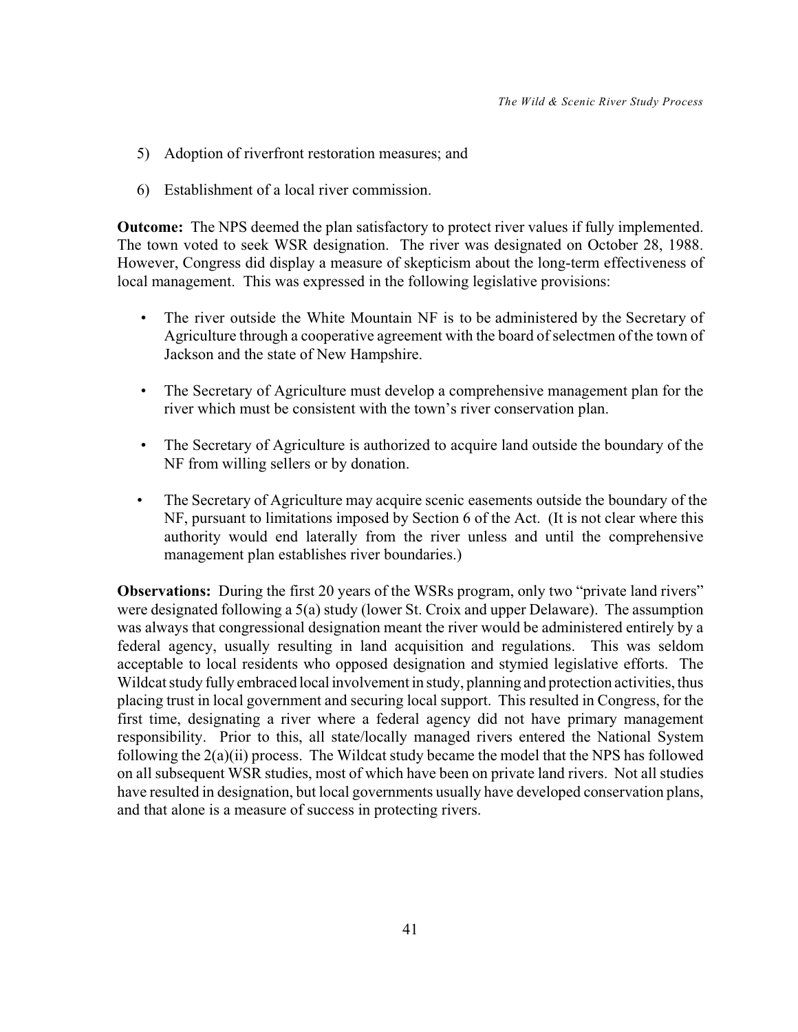5) Adoption of riverfront restoration measures; and

6) Establishment of a local river commission.

**Outcome:** The NPS deemed the plan satisfactory to protect river values if fully implemented. The town voted to seek WSR designation. The river was designated on October 28, 1988. However, Congress did display a measure of skepticism about the long-term effectiveness of local management. This was expressed in the following legislative provisions:

- The river outside the White Mountain NF is to be administered by the Secretary of Agriculture through a cooperative agreement with the board of selectmen of the town of Jackson and the state of New Hampshire.

- The Secretary of Agriculture must develop a comprehensive management plan for the river which must be consistent with the town's river conservation plan.

- The Secretary of Agriculture is authorized to acquire land outside the boundary of the NF from willing sellers or by donation.

- The Secretary of Agriculture may acquire scenic easements outside the boundary of the NF, pursuant to limitations imposed by Section 6 of the Act. (It is not clear where this authority would end laterally from the river unless and until the comprehensive management plan establishes river boundaries.)

**Observations:** During the first 20 years of the WSRs program, only two "private land rivers" were designated following a 5(a) study (lower St. Croix and upper Delaware). The assumption was always that congressional designation meant the river would be administered entirely by a federal agency, usually resulting in land acquisition and regulations. This was seldom acceptable to local residents who opposed designation and stymied legislative efforts. The Wildcat study fully embraced local involvement in study, planning and protection activities, thus placing trust in local government and securing local support. This resulted in Congress, for the first time, designating a river where a federal agency did not have primary management responsibility. Prior to this, all state/locally managed rivers entered the National System following the 2(a)(ii) process. The Wildcat study became the model that the NPS has followed on all subsequent WSR studies, most of which have been on private land rivers. Not all studies have resulted in designation, but local governments usually have developed conservation plans, and that alone is a measure of success in protecting rivers.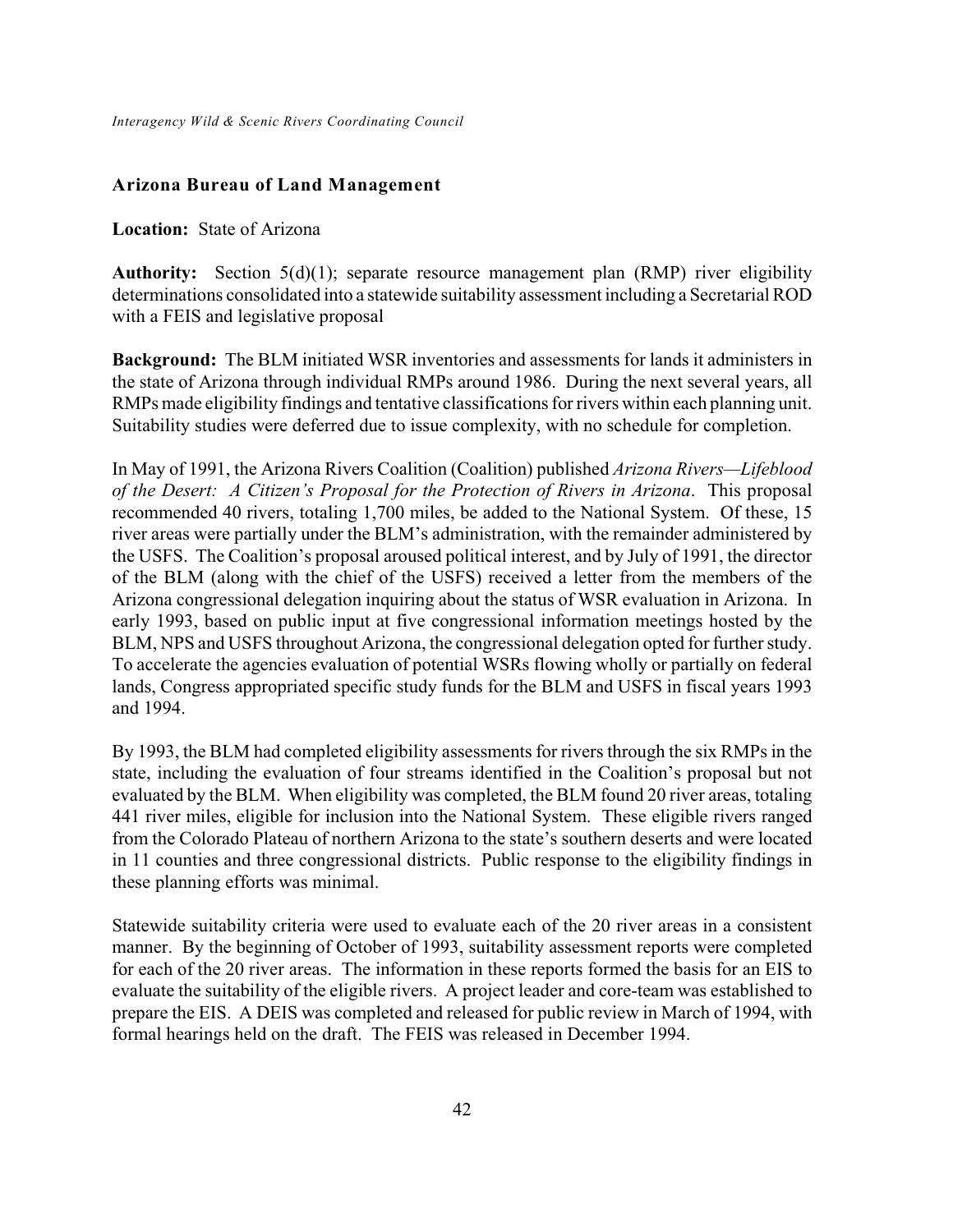### Arizona Bureau of Land Management

**Location:** State of Arizona

**Authority:** Section 5(d)(1); separate resource management plan (RMP) river eligibility determinations consolidated into a statewide suitability assessment including a Secretarial ROD with a FEIS and legislative proposal

**Background:** The BLM initiated WSR inventories and assessments for lands it administers in the state of Arizona through individual RMPs around 1986. During the next several years, all RMPs made eligibility findings and tentative classifications for rivers within each planning unit. Suitability studies were deferred due to issue complexity, with no schedule for completion.

In May of 1991, the Arizona Rivers Coalition (Coalition) published *Arizona Rivers—Lifeblood of the Desert: A Citizen's Proposal for the Protection of Rivers in Arizona*. This proposal recommended 40 rivers, totaling 1,700 miles, be added to the National System. Of these, 15 river areas were partially under the BLM's administration, with the remainder administered by the USFS. The Coalition's proposal aroused political interest, and by July of 1991, the director of the BLM (along with the chief of the USFS) received a letter from the members of the Arizona congressional delegation inquiring about the status of WSR evaluation in Arizona. In early 1993, based on public input at five congressional information meetings hosted by the BLM, NPS and USFS throughout Arizona, the congressional delegation opted for further study. To accelerate the agencies evaluation of potential WSRs flowing wholly or partially on federal lands, Congress appropriated specific study funds for the BLM and USFS in fiscal years 1993 and 1994.

By 1993, the BLM had completed eligibility assessments for rivers through the six RMPs in the state, including the evaluation of four streams identified in the Coalition's proposal but not evaluated by the BLM. When eligibility was completed, the BLM found 20 river areas, totaling 441 river miles, eligible for inclusion into the National System. These eligible rivers ranged from the Colorado Plateau of northern Arizona to the state's southern deserts and were located in 11 counties and three congressional districts. Public response to the eligibility findings in these planning efforts was minimal.

Statewide suitability criteria were used to evaluate each of the 20 river areas in a consistent manner. By the beginning of October of 1993, suitability assessment reports were completed for each of the 20 river areas. The information in these reports formed the basis for an EIS to evaluate the suitability of the eligible rivers. A project leader and core-team was established to prepare the EIS. A DEIS was completed and released for public review in March of 1994, with formal hearings held on the draft. The FEIS was released in December 1994.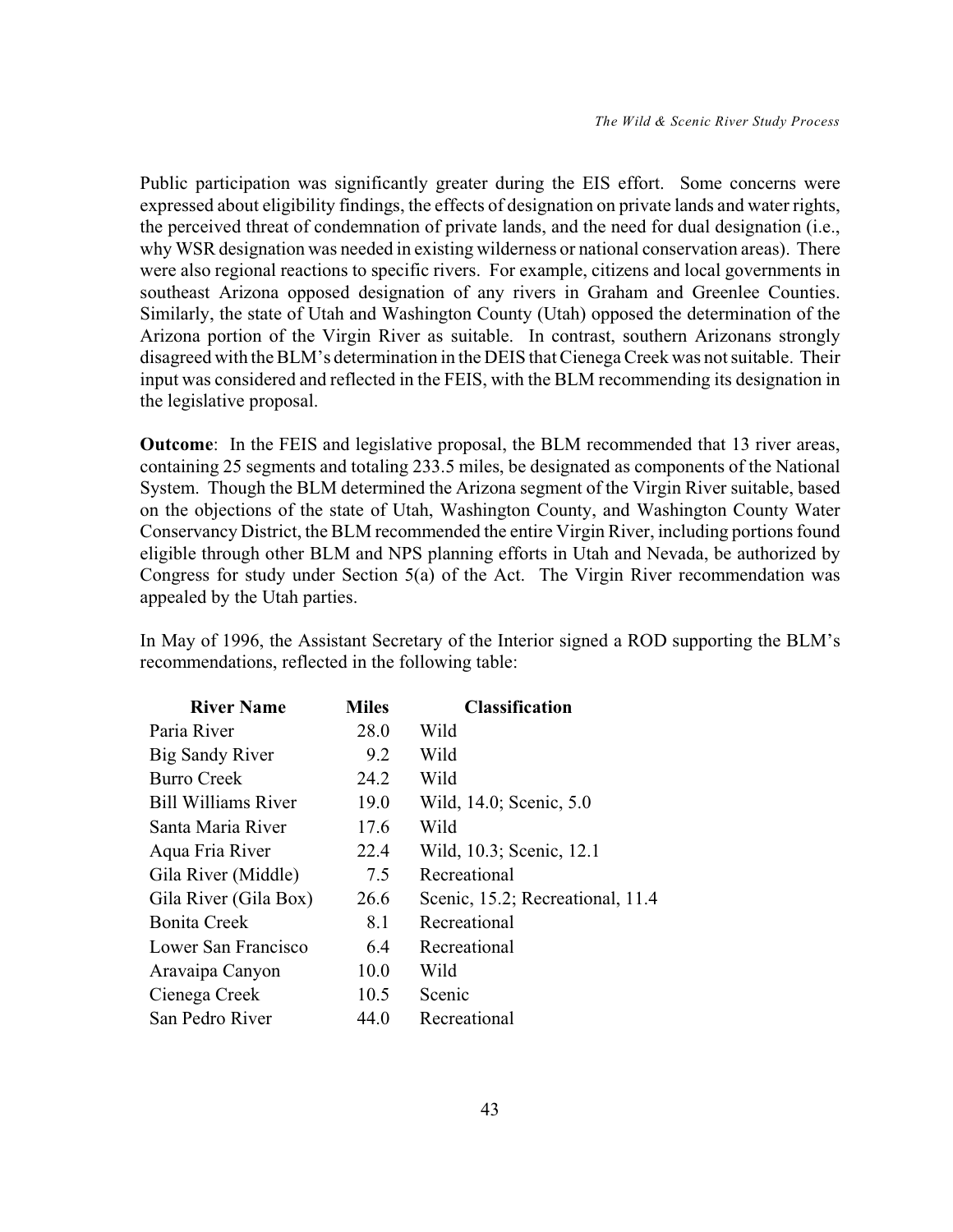Public participation was significantly greater during the EIS effort. Some concerns were expressed about eligibility findings, the effects of designation on private lands and water rights, the perceived threat of condemnation of private lands, and the need for dual designation (i.e., why WSR designation was needed in existing wilderness or national conservation areas). There were also regional reactions to specific rivers. For example, citizens and local governments in southeast Arizona opposed designation of any rivers in Graham and Greenlee Counties. Similarly, the state of Utah and Washington County (Utah) opposed the determination of the Arizona portion of the Virgin River as suitable. In contrast, southern Arizonans strongly disagreed with the BLM's determination in the DEIS that Cienega Creek was not suitable. Their input was considered and reflected in the FEIS, with the BLM recommending its designation in the legislative proposal.

**Outcome**: In the FEIS and legislative proposal, the BLM recommended that 13 river areas, containing 25 segments and totaling 233.5 miles, be designated as components of the National System. Though the BLM determined the Arizona segment of the Virgin River suitable, based on the objections of the state of Utah, Washington County, and Washington County Water Conservancy District, the BLM recommended the entire Virgin River, including portions found eligible through other BLM and NPS planning efforts in Utah and Nevada, be authorized by Congress for study under Section 5(a) of the Act. The Virgin River recommendation was appealed by the Utah parties.

In May of 1996, the Assistant Secretary of the Interior signed a ROD supporting the BLM's recommendations, reflected in the following table:

| River Name | Miles | Classification |
|---|---|---|
| Paria River | 28.0 | Wild |
| Big Sandy River | 9.2 | Wild |
| Burro Creek | 24.2 | Wild |
| Bill Williams River | 19.0 | Wild, 14.0; Scenic, 5.0 |
| Santa Maria River | 17.6 | Wild |
| Aqua Fria River | 22.4 | Wild, 10.3; Scenic, 12.1 |
| Gila River (Middle) | 7.5 | Recreational |
| Gila River (Gila Box) | 26.6 | Scenic, 15.2; Recreational, 11.4 |
| Bonita Creek | 8.1 | Recreational |
| Lower San Francisco | 6.4 | Recreational |
| Aravaipa Canyon | 10.0 | Wild |
| Cienega Creek | 10.5 | Scenic |
| San Pedro River | 44.0 | Recreational |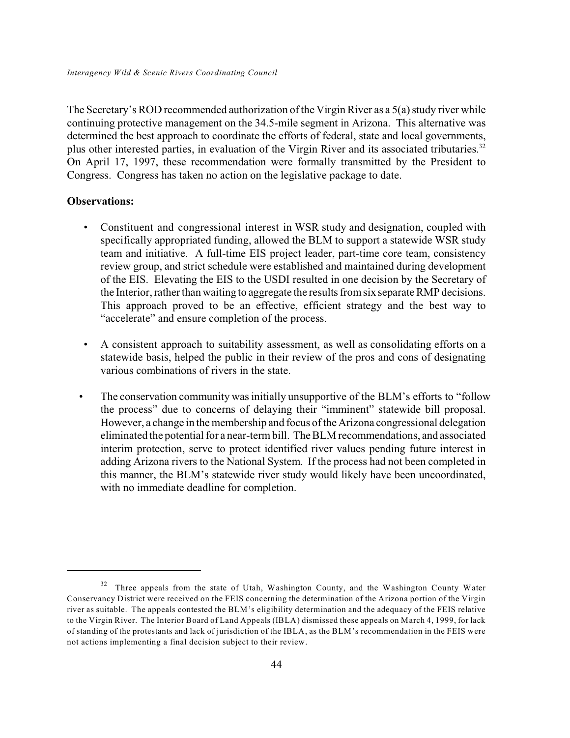The Secretary's ROD recommended authorization of the Virgin River as a 5(a) study river while continuing protective management on the 34.5-mile segment in Arizona. This alternative was determined the best approach to coordinate the efforts of federal, state and local governments, plus other interested parties, in evaluation of the Virgin River and its associated tributaries.[32] On April 17, 1997, these recommendation were formally transmitted by the President to Congress. Congress has taken no action on the legislative package to date.

**Observations:**

- Constituent and congressional interest in WSR study and designation, coupled with specifically appropriated funding, allowed the BLM to support a statewide WSR study team and initiative. A full-time EIS project leader, part-time core team, consistency review group, and strict schedule were established and maintained during development of the EIS. Elevating the EIS to the USDI resulted in one decision by the Secretary of the Interior, rather than waiting to aggregate the results from six separate RMP decisions. This approach proved to be an effective, efficient strategy and the best way to "accelerate" and ensure completion of the process.

- A consistent approach to suitability assessment, as well as consolidating efforts on a statewide basis, helped the public in their review of the pros and cons of designating various combinations of rivers in the state.

- The conservation community was initially unsupportive of the BLM's efforts to "follow the process" due to concerns of delaying their "imminent" statewide bill proposal. However, a change in the membership and focus of the Arizona congressional delegation eliminated the potential for a near-term bill. The BLM recommendations, and associated interim protection, serve to protect identified river values pending future interest in adding Arizona rivers to the National System. If the process had not been completed in this manner, the BLM's statewide river study would likely have been uncoordinated, with no immediate deadline for completion.

---

[32] Three appeals from the state of Utah, Washington County, and the Washington County Water Conservancy District were received on the FEIS concerning the determination of the Arizona portion of the Virgin river as suitable. The appeals contested the BLM's eligibility determination and the adequacy of the FEIS relative to the Virgin River. The Interior Board of Land Appeals (IBLA) dismissed these appeals on March 4, 1999, for lack of standing of the protestants and lack of jurisdiction of the IBLA, as the BLM's recommendation in the FEIS were not actions implementing a final decision subject to their review.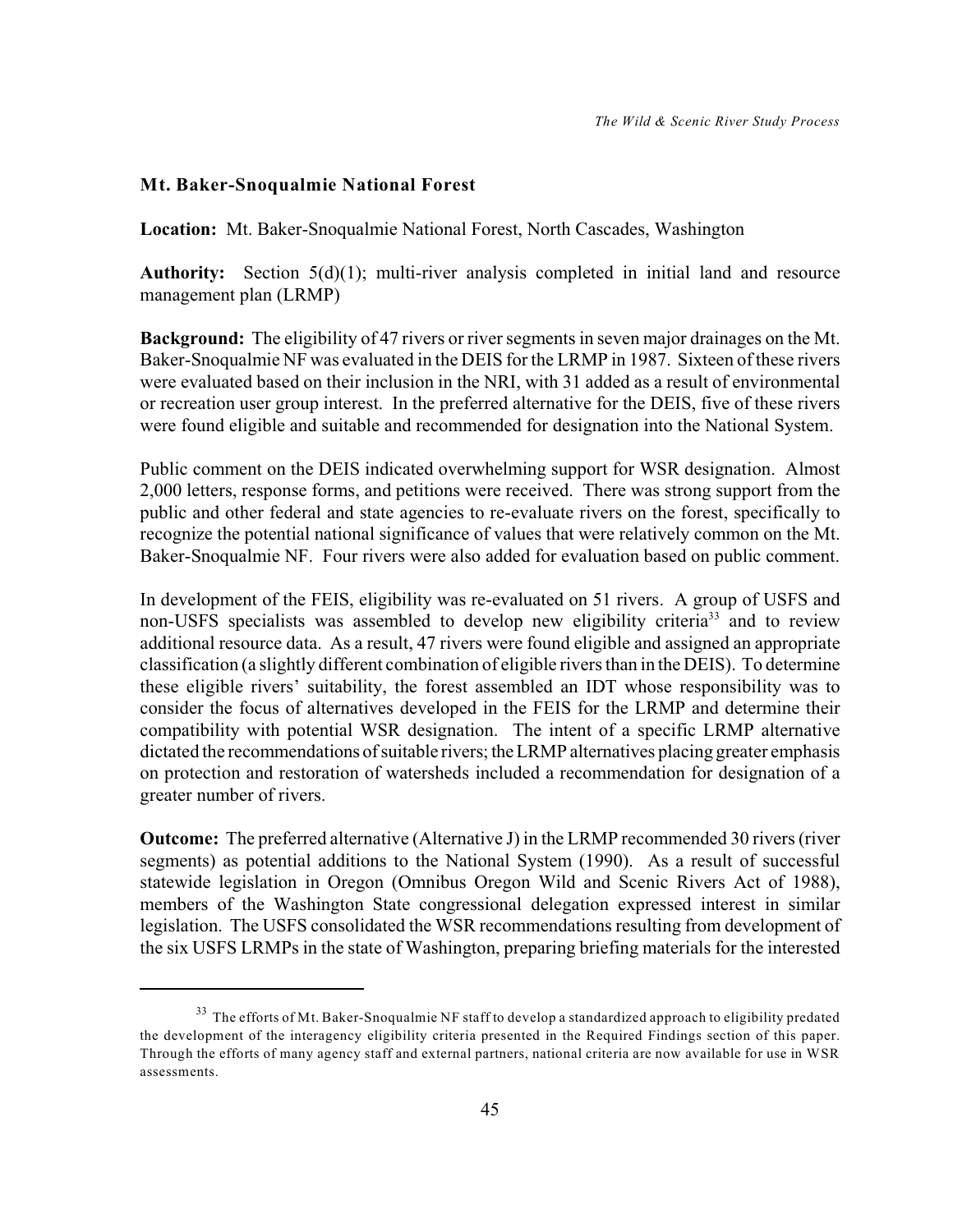### Mt. Baker-Snoqualmie National Forest

**Location:** Mt. Baker-Snoqualmie National Forest, North Cascades, Washington

**Authority:** Section 5(d)(1); multi-river analysis completed in initial land and resource management plan (LRMP)

**Background:** The eligibility of 47 rivers or river segments in seven major drainages on the Mt. Baker-Snoqualmie NF was evaluated in the DEIS for the LRMP in 1987. Sixteen of these rivers were evaluated based on their inclusion in the NRI, with 31 added as a result of environmental or recreation user group interest. In the preferred alternative for the DEIS, five of these rivers were found eligible and suitable and recommended for designation into the National System.

Public comment on the DEIS indicated overwhelming support for WSR designation. Almost 2,000 letters, response forms, and petitions were received. There was strong support from the public and other federal and state agencies to re-evaluate rivers on the forest, specifically to recognize the potential national significance of values that were relatively common on the Mt. Baker-Snoqualmie NF. Four rivers were also added for evaluation based on public comment.

In development of the FEIS, eligibility was re-evaluated on 51 rivers. A group of USFS and non-USFS specialists was assembled to develop new eligibility criteria[33] and to review additional resource data. As a result, 47 rivers were found eligible and assigned an appropriate classification (a slightly different combination of eligible rivers than in the DEIS). To determine these eligible rivers' suitability, the forest assembled an IDT whose responsibility was to consider the focus of alternatives developed in the FEIS for the LRMP and determine their compatibility with potential WSR designation. The intent of a specific LRMP alternative dictated the recommendations of suitable rivers; the LRMP alternatives placing greater emphasis on protection and restoration of watersheds included a recommendation for designation of a greater number of rivers.

**Outcome:** The preferred alternative (Alternative J) in the LRMP recommended 30 rivers (river segments) as potential additions to the National System (1990). As a result of successful statewide legislation in Oregon (Omnibus Oregon Wild and Scenic Rivers Act of 1988), members of the Washington State congressional delegation expressed interest in similar legislation. The USFS consolidated the WSR recommendations resulting from development of the six USFS LRMPs in the state of Washington, preparing briefing materials for the interested

---

[33] The efforts of Mt. Baker-Snoqualmie NF staff to develop a standardized approach to eligibility predated the development of the interagency eligibility criteria presented in the Required Findings section of this paper. Through the efforts of many agency staff and external partners, national criteria are now available for use in WSR assessments.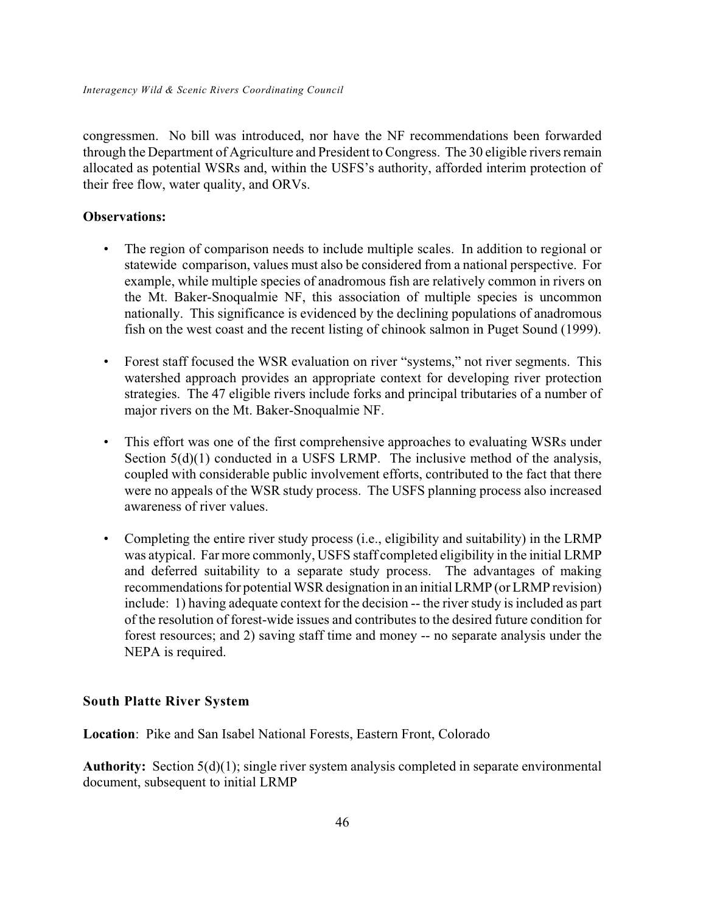congressmen. No bill was introduced, nor have the NF recommendations been forwarded through the Department of Agriculture and President to Congress. The 30 eligible rivers remain allocated as potential WSRs and, within the USFS's authority, afforded interim protection of their free flow, water quality, and ORVs.

**Observations:**

- The region of comparison needs to include multiple scales. In addition to regional or statewide comparison, values must also be considered from a national perspective. For example, while multiple species of anadromous fish are relatively common in rivers on the Mt. Baker-Snoqualmie NF, this association of multiple species is uncommon nationally. This significance is evidenced by the declining populations of anadromous fish on the west coast and the recent listing of chinook salmon in Puget Sound (1999).

- Forest staff focused the WSR evaluation on river "systems," not river segments. This watershed approach provides an appropriate context for developing river protection strategies. The 47 eligible rivers include forks and principal tributaries of a number of major rivers on the Mt. Baker-Snoqualmie NF.

- This effort was one of the first comprehensive approaches to evaluating WSRs under Section 5(d)(1) conducted in a USFS LRMP. The inclusive method of the analysis, coupled with considerable public involvement efforts, contributed to the fact that there were no appeals of the WSR study process. The USFS planning process also increased awareness of river values.

- Completing the entire river study process (i.e., eligibility and suitability) in the LRMP was atypical. Far more commonly, USFS staff completed eligibility in the initial LRMP and deferred suitability to a separate study process. The advantages of making recommendations for potential WSR designation in an initial LRMP (or LRMP revision) include: 1) having adequate context for the decision -- the river study is included as part of the resolution of forest-wide issues and contributes to the desired future condition for forest resources; and 2) saving staff time and money -- no separate analysis under the NEPA is required.

### South Platte River System

**Location**: Pike and San Isabel National Forests, Eastern Front, Colorado

**Authority:** Section 5(d)(1); single river system analysis completed in separate environmental document, subsequent to initial LRMP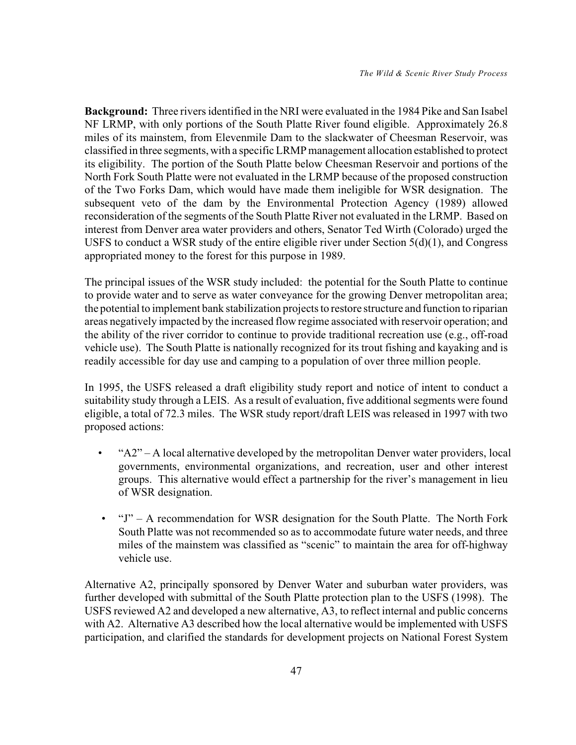**Background:** Three rivers identified in the NRI were evaluated in the 1984 Pike and San Isabel NF LRMP, with only portions of the South Platte River found eligible. Approximately 26.8 miles of its mainstem, from Elevenmile Dam to the slackwater of Cheesman Reservoir, was classified in three segments, with a specific LRMP management allocation established to protect its eligibility. The portion of the South Platte below Cheesman Reservoir and portions of the North Fork South Platte were not evaluated in the LRMP because of the proposed construction of the Two Forks Dam, which would have made them ineligible for WSR designation. The subsequent veto of the dam by the Environmental Protection Agency (1989) allowed reconsideration of the segments of the South Platte River not evaluated in the LRMP. Based on interest from Denver area water providers and others, Senator Ted Wirth (Colorado) urged the USFS to conduct a WSR study of the entire eligible river under Section 5(d)(1), and Congress appropriated money to the forest for this purpose in 1989.

The principal issues of the WSR study included: the potential for the South Platte to continue to provide water and to serve as water conveyance for the growing Denver metropolitan area; the potential to implement bank stabilization projects to restore structure and function to riparian areas negatively impacted by the increased flow regime associated with reservoir operation; and the ability of the river corridor to continue to provide traditional recreation use (e.g., off-road vehicle use). The South Platte is nationally recognized for its trout fishing and kayaking and is readily accessible for day use and camping to a population of over three million people.

In 1995, the USFS released a draft eligibility study report and notice of intent to conduct a suitability study through a LEIS. As a result of evaluation, five additional segments were found eligible, a total of 72.3 miles. The WSR study report/draft LEIS was released in 1997 with two proposed actions:

- "A2" – A local alternative developed by the metropolitan Denver water providers, local governments, environmental organizations, and recreation, user and other interest groups. This alternative would effect a partnership for the river's management in lieu of WSR designation.
- "J" – A recommendation for WSR designation for the South Platte. The North Fork South Platte was not recommended so as to accommodate future water needs, and three miles of the mainstem was classified as "scenic" to maintain the area for off-highway vehicle use.

Alternative A2, principally sponsored by Denver Water and suburban water providers, was further developed with submittal of the South Platte protection plan to the USFS (1998). The USFS reviewed A2 and developed a new alternative, A3, to reflect internal and public concerns with A2. Alternative A3 described how the local alternative would be implemented with USFS participation, and clarified the standards for development projects on National Forest System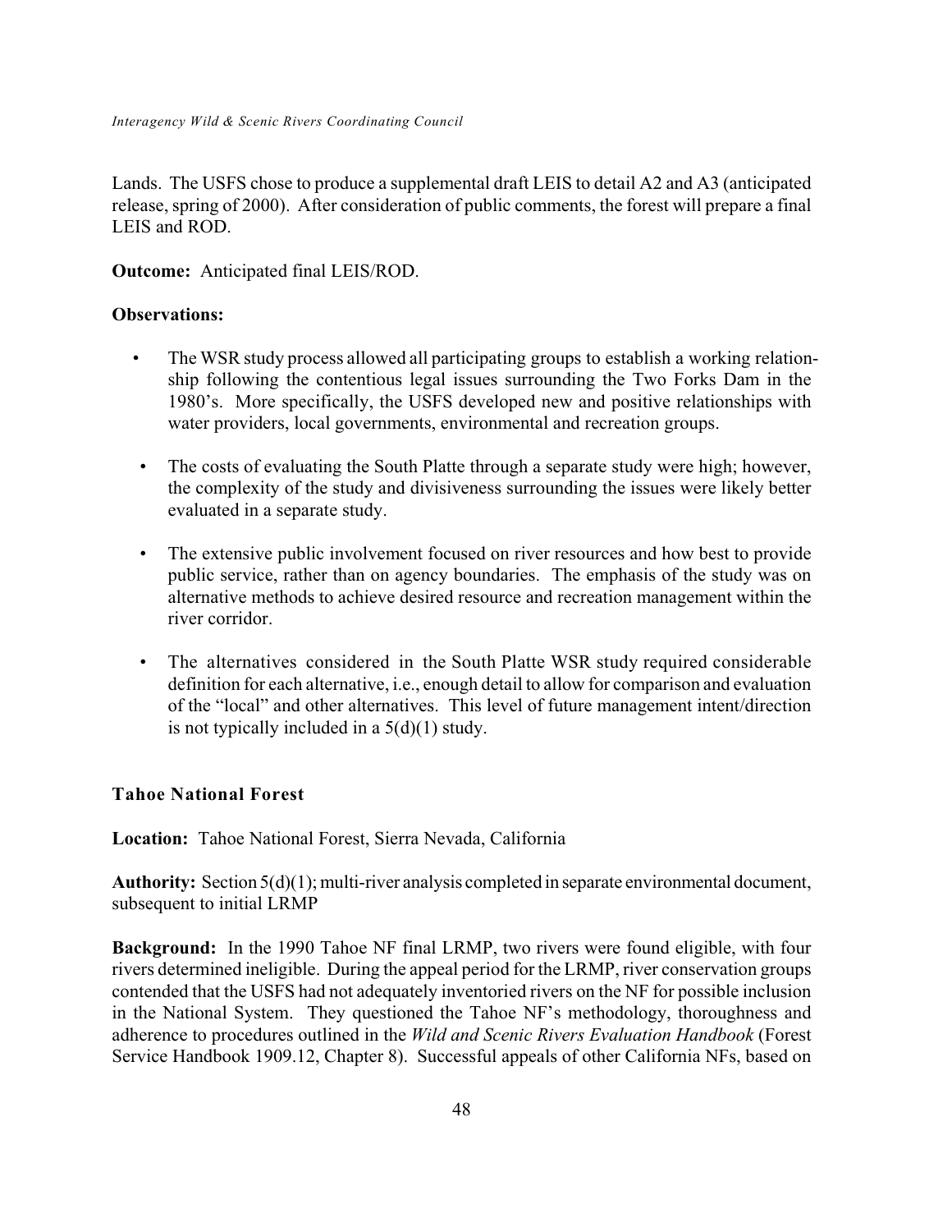Lands. The USFS chose to produce a supplemental draft LEIS to detail A2 and A3 (anticipated release, spring of 2000). After consideration of public comments, the forest will prepare a final LEIS and ROD.

**Outcome:** Anticipated final LEIS/ROD.

**Observations:**

- The WSR study process allowed all participating groups to establish a working relationship following the contentious legal issues surrounding the Two Forks Dam in the 1980's. More specifically, the USFS developed new and positive relationships with water providers, local governments, environmental and recreation groups.

- The costs of evaluating the South Platte through a separate study were high; however, the complexity of the study and divisiveness surrounding the issues were likely better evaluated in a separate study.

- The extensive public involvement focused on river resources and how best to provide public service, rather than on agency boundaries. The emphasis of the study was on alternative methods to achieve desired resource and recreation management within the river corridor.

- The alternatives considered in the South Platte WSR study required considerable definition for each alternative, i.e., enough detail to allow for comparison and evaluation of the "local" and other alternatives. This level of future management intent/direction is not typically included in a 5(d)(1) study.

### Tahoe National Forest

**Location:** Tahoe National Forest, Sierra Nevada, California

**Authority:** Section 5(d)(1); multi-river analysis completed in separate environmental document, subsequent to initial LRMP

**Background:** In the 1990 Tahoe NF final LRMP, two rivers were found eligible, with four rivers determined ineligible. During the appeal period for the LRMP, river conservation groups contended that the USFS had not adequately inventoried rivers on the NF for possible inclusion in the National System. They questioned the Tahoe NF's methodology, thoroughness and adherence to procedures outlined in the *Wild and Scenic Rivers Evaluation Handbook* (Forest Service Handbook 1909.12, Chapter 8). Successful appeals of other California NFs, based on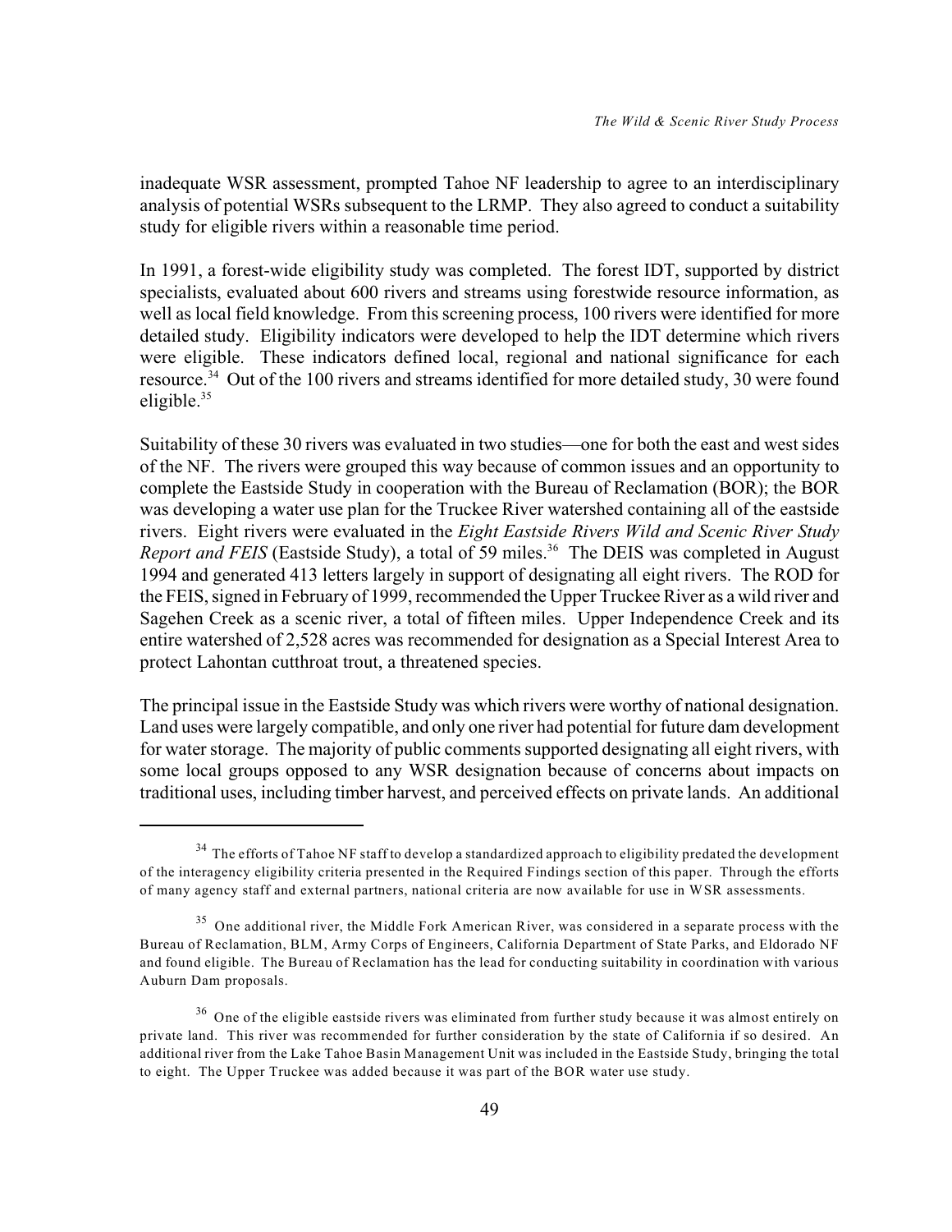inadequate WSR assessment, prompted Tahoe NF leadership to agree to an interdisciplinary analysis of potential WSRs subsequent to the LRMP. They also agreed to conduct a suitability study for eligible rivers within a reasonable time period.

In 1991, a forest-wide eligibility study was completed. The forest IDT, supported by district specialists, evaluated about 600 rivers and streams using forestwide resource information, as well as local field knowledge. From this screening process, 100 rivers were identified for more detailed study. Eligibility indicators were developed to help the IDT determine which rivers were eligible. These indicators defined local, regional and national significance for each resource.[34] Out of the 100 rivers and streams identified for more detailed study, 30 were found eligible.[35]

Suitability of these 30 rivers was evaluated in two studies—one for both the east and west sides of the NF. The rivers were grouped this way because of common issues and an opportunity to complete the Eastside Study in cooperation with the Bureau of Reclamation (BOR); the BOR was developing a water use plan for the Truckee River watershed containing all of the eastside rivers. Eight rivers were evaluated in the *Eight Eastside Rivers Wild and Scenic River Study Report and FEIS* (Eastside Study), a total of 59 miles.[36] The DEIS was completed in August 1994 and generated 413 letters largely in support of designating all eight rivers. The ROD for the FEIS, signed in February of 1999, recommended the Upper Truckee River as a wild river and Sagehen Creek as a scenic river, a total of fifteen miles. Upper Independence Creek and its entire watershed of 2,528 acres was recommended for designation as a Special Interest Area to protect Lahontan cutthroat trout, a threatened species.

The principal issue in the Eastside Study was which rivers were worthy of national designation. Land uses were largely compatible, and only one river had potential for future dam development for water storage. The majority of public comments supported designating all eight rivers, with some local groups opposed to any WSR designation because of concerns about impacts on traditional uses, including timber harvest, and perceived effects on private lands. An additional

---

[34] The efforts of Tahoe NF staff to develop a standardized approach to eligibility predated the development of the interagency eligibility criteria presented in the Required Findings section of this paper. Through the efforts of many agency staff and external partners, national criteria are now available for use in WSR assessments.

[35] One additional river, the Middle Fork American River, was considered in a separate process with the Bureau of Reclamation, BLM, Army Corps of Engineers, California Department of State Parks, and Eldorado NF and found eligible. The Bureau of Reclamation has the lead for conducting suitability in coordination with various Auburn Dam proposals.

[36] One of the eligible eastside rivers was eliminated from further study because it was almost entirely on private land. This river was recommended for further consideration by the state of California if so desired. An additional river from the Lake Tahoe Basin Management Unit was included in the Eastside Study, bringing the total to eight. The Upper Truckee was added because it was part of the BOR water use study.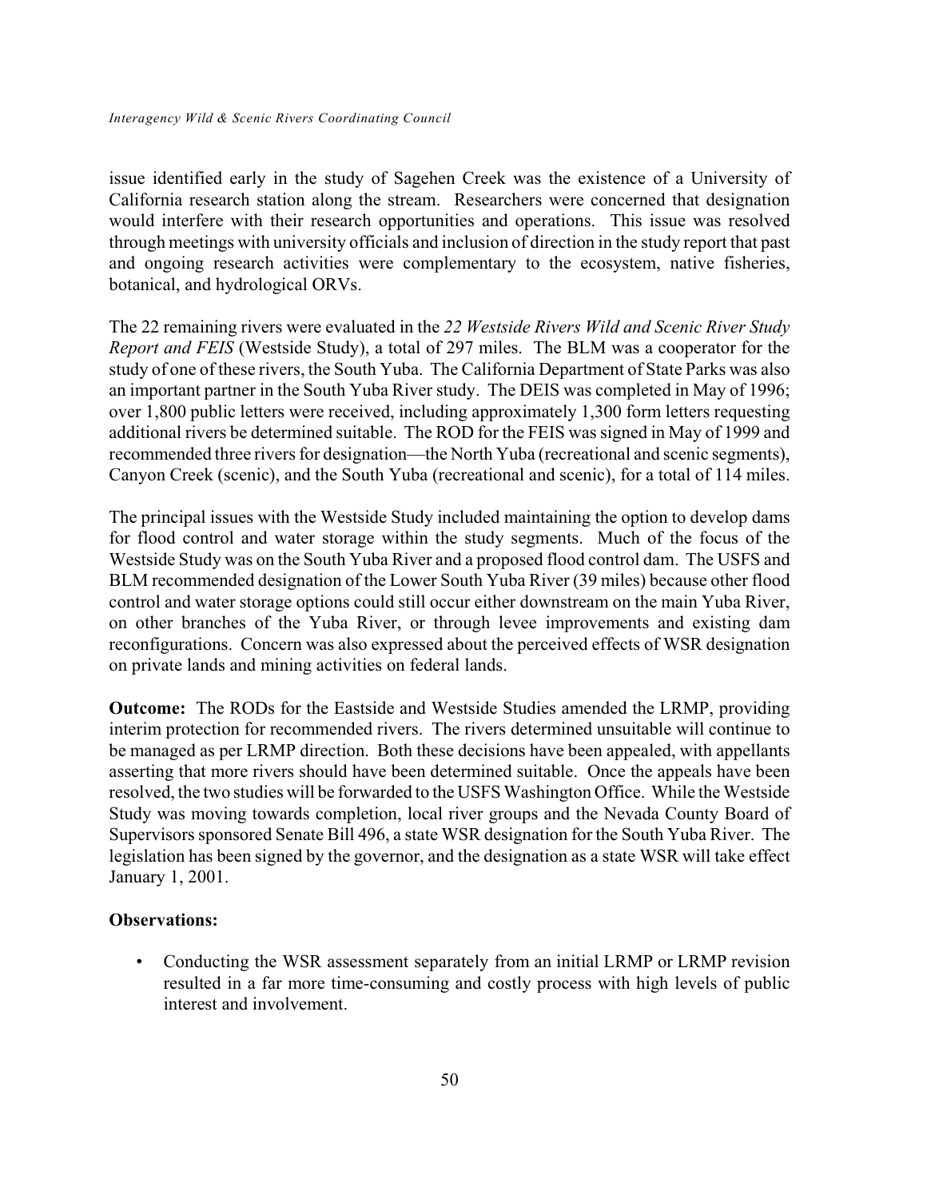issue identified early in the study of Sagehen Creek was the existence of a University of California research station along the stream. Researchers were concerned that designation would interfere with their research opportunities and operations. This issue was resolved through meetings with university officials and inclusion of direction in the study report that past and ongoing research activities were complementary to the ecosystem, native fisheries, botanical, and hydrological ORVs.

The 22 remaining rivers were evaluated in the *22 Westside Rivers Wild and Scenic River Study Report and FEIS* (Westside Study), a total of 297 miles. The BLM was a cooperator for the study of one of these rivers, the South Yuba. The California Department of State Parks was also an important partner in the South Yuba River study. The DEIS was completed in May of 1996; over 1,800 public letters were received, including approximately 1,300 form letters requesting additional rivers be determined suitable. The ROD for the FEIS was signed in May of 1999 and recommended three rivers for designation—the North Yuba (recreational and scenic segments), Canyon Creek (scenic), and the South Yuba (recreational and scenic), for a total of 114 miles.

The principal issues with the Westside Study included maintaining the option to develop dams for flood control and water storage within the study segments. Much of the focus of the Westside Study was on the South Yuba River and a proposed flood control dam. The USFS and BLM recommended designation of the Lower South Yuba River (39 miles) because other flood control and water storage options could still occur either downstream on the main Yuba River, on other branches of the Yuba River, or through levee improvements and existing dam reconfigurations. Concern was also expressed about the perceived effects of WSR designation on private lands and mining activities on federal lands.

**Outcome:** The RODs for the Eastside and Westside Studies amended the LRMP, providing interim protection for recommended rivers. The rivers determined unsuitable will continue to be managed as per LRMP direction. Both these decisions have been appealed, with appellants asserting that more rivers should have been determined suitable. Once the appeals have been resolved, the two studies will be forwarded to the USFS Washington Office. While the Westside Study was moving towards completion, local river groups and the Nevada County Board of Supervisors sponsored Senate Bill 496, a state WSR designation for the South Yuba River. The legislation has been signed by the governor, and the designation as a state WSR will take effect January 1, 2001.

**Observations:**

- Conducting the WSR assessment separately from an initial LRMP or LRMP revision resulted in a far more time-consuming and costly process with high levels of public interest and involvement.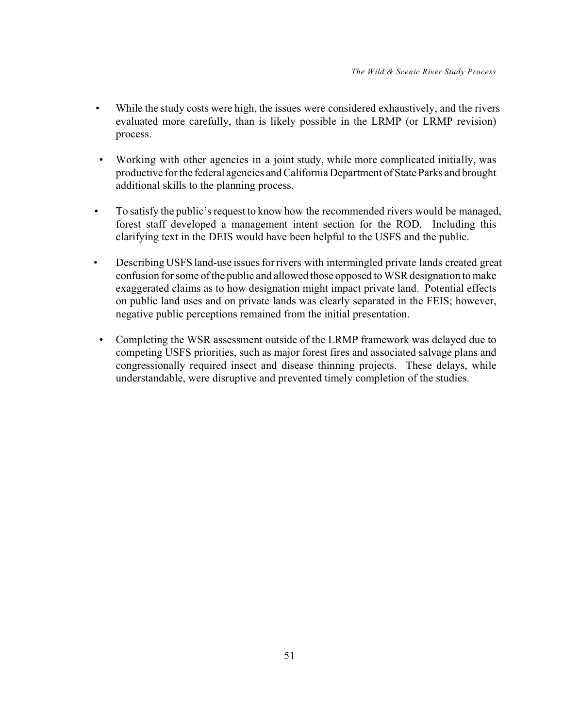- While the study costs were high, the issues were considered exhaustively, and the rivers evaluated more carefully, than is likely possible in the LRMP (or LRMP revision) process.
- Working with other agencies in a joint study, while more complicated initially, was productive for the federal agencies and California Department of State Parks and brought additional skills to the planning process.
- To satisfy the public's request to know how the recommended rivers would be managed, forest staff developed a management intent section for the ROD. Including this clarifying text in the DEIS would have been helpful to the USFS and the public.
- Describing USFS land-use issues for rivers with intermingled private lands created great confusion for some of the public and allowed those opposed to WSR designation to make exaggerated claims as to how designation might impact private land. Potential effects on public land uses and on private lands was clearly separated in the FEIS; however, negative public perceptions remained from the initial presentation.
- Completing the WSR assessment outside of the LRMP framework was delayed due to competing USFS priorities, such as major forest fires and associated salvage plans and congressionally required insect and disease thinning projects. These delays, while understandable, were disruptive and prevented timely completion of the studies.